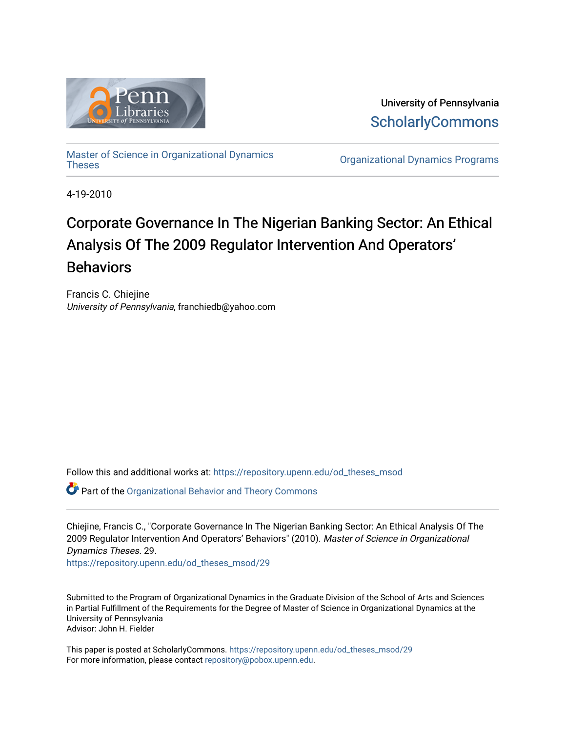University of Pennsylvania
ScholarlyCommons

Master of Science in Organizational Dynamics Theses

Organizational Dynamics Programs

4-19-2010

# Corporate Governance In The Nigerian Banking Sector: An Ethical Analysis Of The 2009 Regulator Intervention And Operators' Behaviors

Francis C. Chiejine
*University of Pennsylvania*, franchiedb@yahoo.com

Follow this and additional works at: https://repository.upenn.edu/od_theses_msod

Part of the Organizational Behavior and Theory Commons

Chiejine, Francis C., "Corporate Governance In The Nigerian Banking Sector: An Ethical Analysis Of The 2009 Regulator Intervention And Operators' Behaviors" (2010). *Master of Science in Organizational Dynamics Theses*. 29.
https://repository.upenn.edu/od_theses_msod/29

Submitted to the Program of Organizational Dynamics in the Graduate Division of the School of Arts and Sciences in Partial Fulfillment of the Requirements for the Degree of Master of Science in Organizational Dynamics at the University of Pennsylvania
Advisor: John H. Fielder

This paper is posted at ScholarlyCommons. https://repository.upenn.edu/od_theses_msod/29
For more information, please contact repository@pobox.upenn.edu.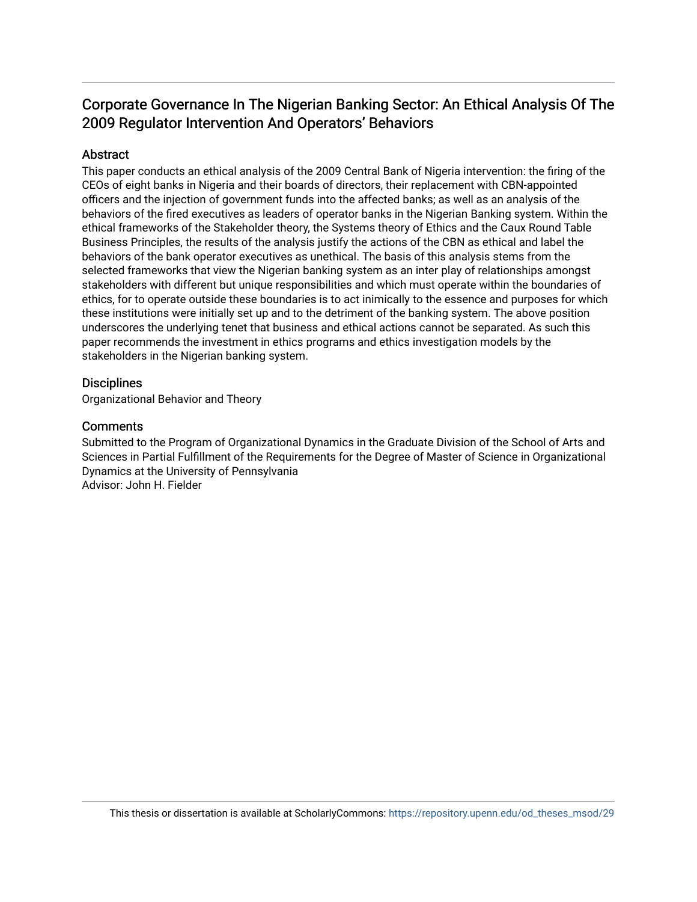# Corporate Governance In The Nigerian Banking Sector: An Ethical Analysis Of The 2009 Regulator Intervention And Operators' Behaviors

## Abstract

This paper conducts an ethical analysis of the 2009 Central Bank of Nigeria intervention: the firing of the CEOs of eight banks in Nigeria and their boards of directors, their replacement with CBN-appointed officers and the injection of government funds into the affected banks; as well as an analysis of the behaviors of the fired executives as leaders of operator banks in the Nigerian Banking system. Within the ethical frameworks of the Stakeholder theory, the Systems theory of Ethics and the Caux Round Table Business Principles, the results of the analysis justify the actions of the CBN as ethical and label the behaviors of the bank operator executives as unethical. The basis of this analysis stems from the selected frameworks that view the Nigerian banking system as an inter play of relationships amongst stakeholders with different but unique responsibilities and which must operate within the boundaries of ethics, for to operate outside these boundaries is to act inimically to the essence and purposes for which these institutions were initially set up and to the detriment of the banking system. The above position underscores the underlying tenet that business and ethical actions cannot be separated. As such this paper recommends the investment in ethics programs and ethics investigation models by the stakeholders in the Nigerian banking system.

## Disciplines

Organizational Behavior and Theory

## Comments

Submitted to the Program of Organizational Dynamics in the Graduate Division of the School of Arts and Sciences in Partial Fulfillment of the Requirements for the Degree of Master of Science in Organizational Dynamics at the University of Pennsylvania
Advisor: John H. Fielder

This thesis or dissertation is available at ScholarlyCommons: https://repository.upenn.edu/od_theses_msod/29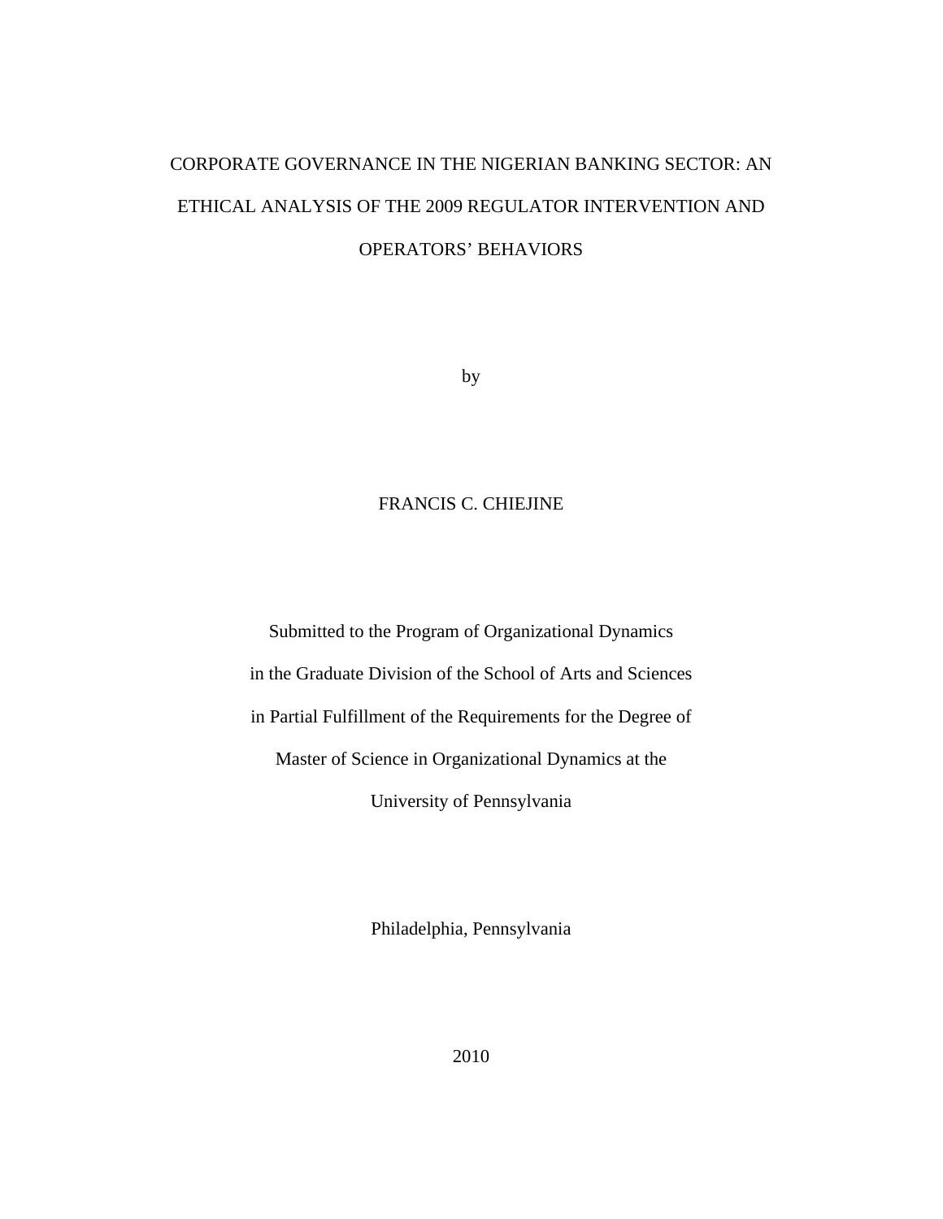# CORPORATE GOVERNANCE IN THE NIGERIAN BANKING SECTOR: AN ETHICAL ANALYSIS OF THE 2009 REGULATOR INTERVENTION AND OPERATORS' BEHAVIORS

by

FRANCIS C. CHIEJINE

Submitted to the Program of Organizational Dynamics
in the Graduate Division of the School of Arts and Sciences
in Partial Fulfillment of the Requirements for the Degree of
Master of Science in Organizational Dynamics at the
University of Pennsylvania

Philadelphia, Pennsylvania

2010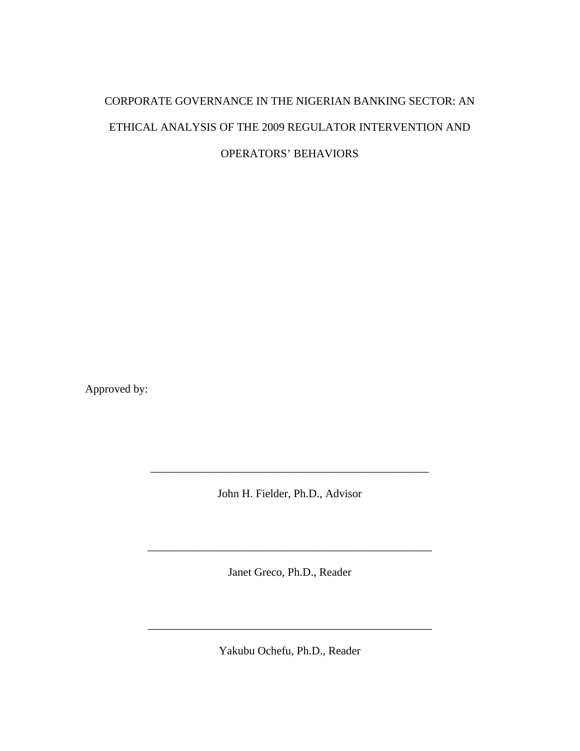CORPORATE GOVERNANCE IN THE NIGERIAN BANKING SECTOR: AN ETHICAL ANALYSIS OF THE 2009 REGULATOR INTERVENTION AND OPERATORS' BEHAVIORS

Approved by:

\_\_\_\_\_\_\_\_\_\_\_\_\_\_\_\_\_\_\_\_\_\_\_\_\_\_\_\_\_\_\_\_\_\_\_\_\_\_\_\_\_\_\_\_\_\_\_\_

John H. Fielder, Ph.D., Advisor

\_\_\_\_\_\_\_\_\_\_\_\_\_\_\_\_\_\_\_\_\_\_\_\_\_\_\_\_\_\_\_\_\_\_\_\_\_\_\_\_\_\_\_\_\_\_\_\_

Janet Greco, Ph.D., Reader

\_\_\_\_\_\_\_\_\_\_\_\_\_\_\_\_\_\_\_\_\_\_\_\_\_\_\_\_\_\_\_\_\_\_\_\_\_\_\_\_\_\_\_\_\_\_\_\_

Yakubu Ochefu, Ph.D., Reader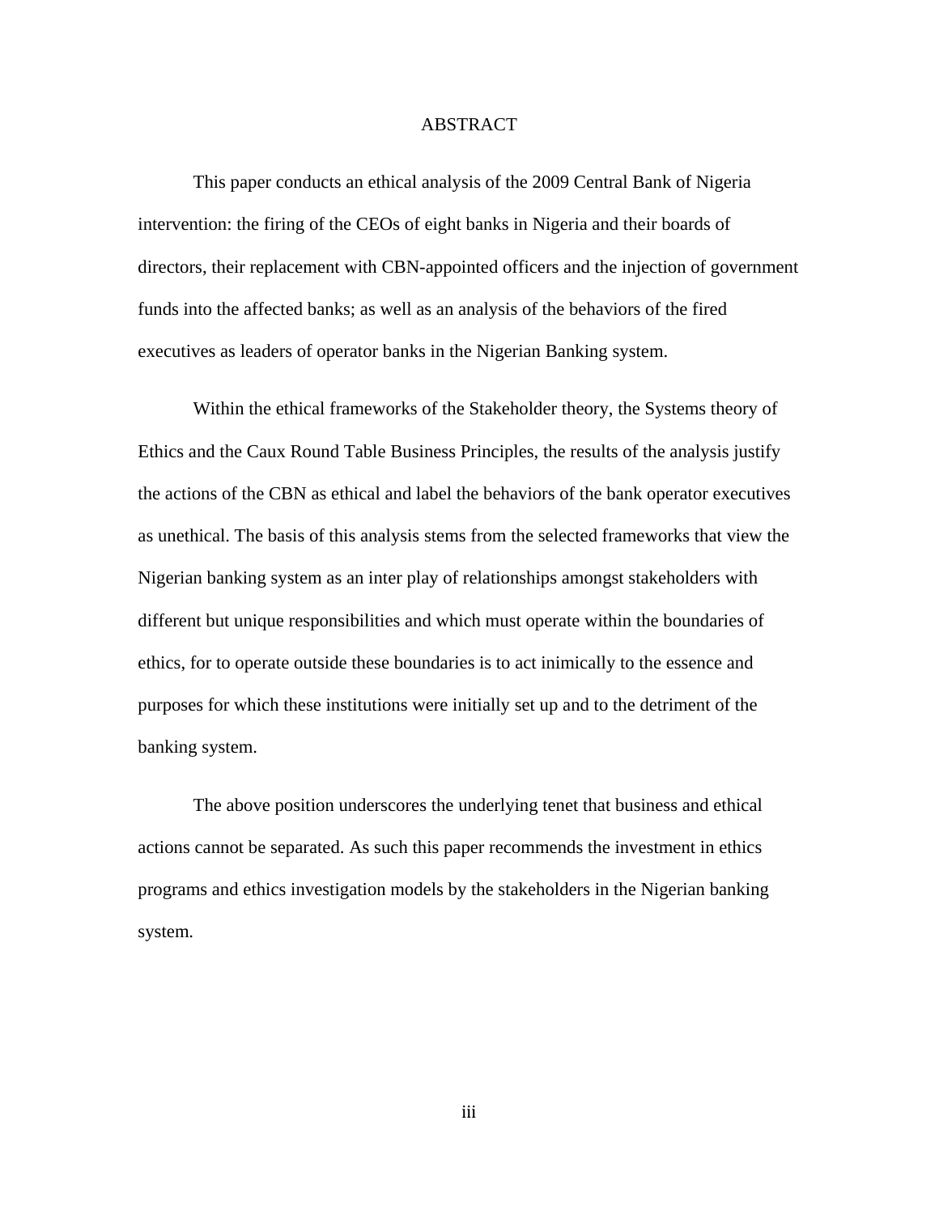# ABSTRACT

This paper conducts an ethical analysis of the 2009 Central Bank of Nigeria intervention: the firing of the CEOs of eight banks in Nigeria and their boards of directors, their replacement with CBN-appointed officers and the injection of government funds into the affected banks; as well as an analysis of the behaviors of the fired executives as leaders of operator banks in the Nigerian Banking system.

Within the ethical frameworks of the Stakeholder theory, the Systems theory of Ethics and the Caux Round Table Business Principles, the results of the analysis justify the actions of the CBN as ethical and label the behaviors of the bank operator executives as unethical. The basis of this analysis stems from the selected frameworks that view the Nigerian banking system as an inter play of relationships amongst stakeholders with different but unique responsibilities and which must operate within the boundaries of ethics, for to operate outside these boundaries is to act inimically to the essence and purposes for which these institutions were initially set up and to the detriment of the banking system.

The above position underscores the underlying tenet that business and ethical actions cannot be separated. As such this paper recommends the investment in ethics programs and ethics investigation models by the stakeholders in the Nigerian banking system.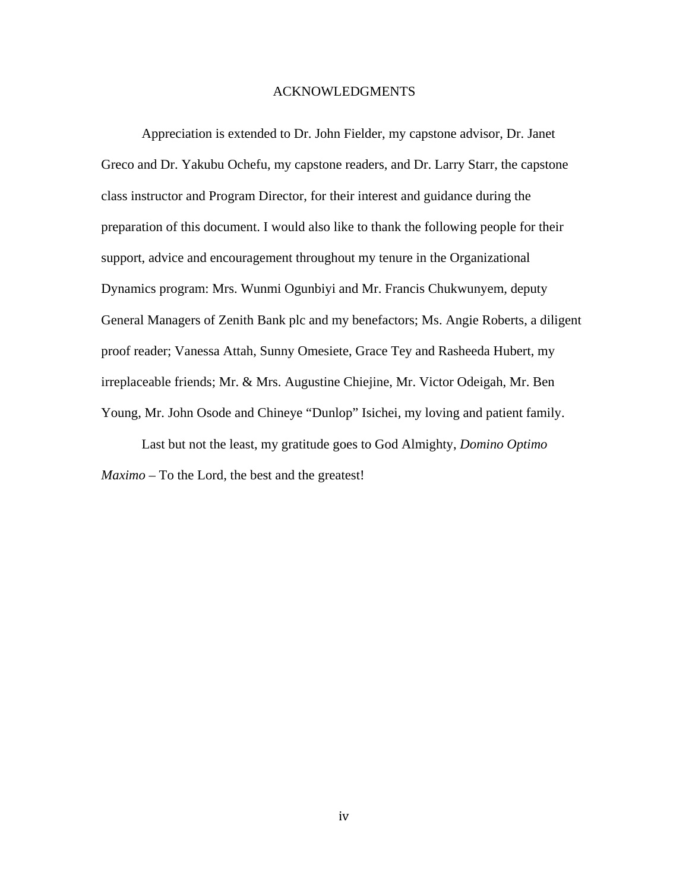# ACKNOWLEDGMENTS

Appreciation is extended to Dr. John Fielder, my capstone advisor, Dr. Janet Greco and Dr. Yakubu Ochefu, my capstone readers, and Dr. Larry Starr, the capstone class instructor and Program Director, for their interest and guidance during the preparation of this document. I would also like to thank the following people for their support, advice and encouragement throughout my tenure in the Organizational Dynamics program: Mrs. Wunmi Ogunbiyi and Mr. Francis Chukwunyem, deputy General Managers of Zenith Bank plc and my benefactors; Ms. Angie Roberts, a diligent proof reader; Vanessa Attah, Sunny Omesiete, Grace Tey and Rasheeda Hubert, my irreplaceable friends; Mr. & Mrs. Augustine Chiejine, Mr. Victor Odeigah, Mr. Ben Young, Mr. John Osode and Chineye "Dunlop" Isichei, my loving and patient family.

Last but not the least, my gratitude goes to God Almighty, *Domino Optimo Maximo* – To the Lord, the best and the greatest!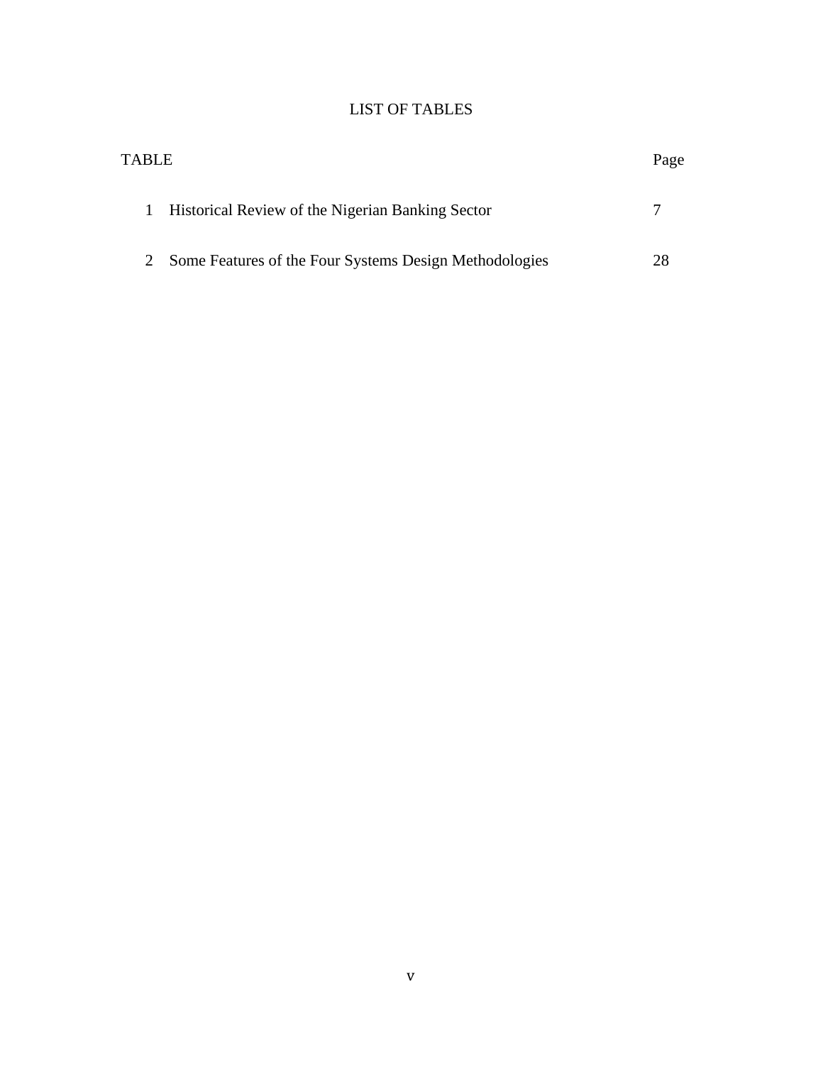# LIST OF TABLES

| TABLE | | Page |
|---|---|---|
| 1 | Historical Review of the Nigerian Banking Sector | 7 |
| 2 | Some Features of the Four Systems Design Methodologies | 28 |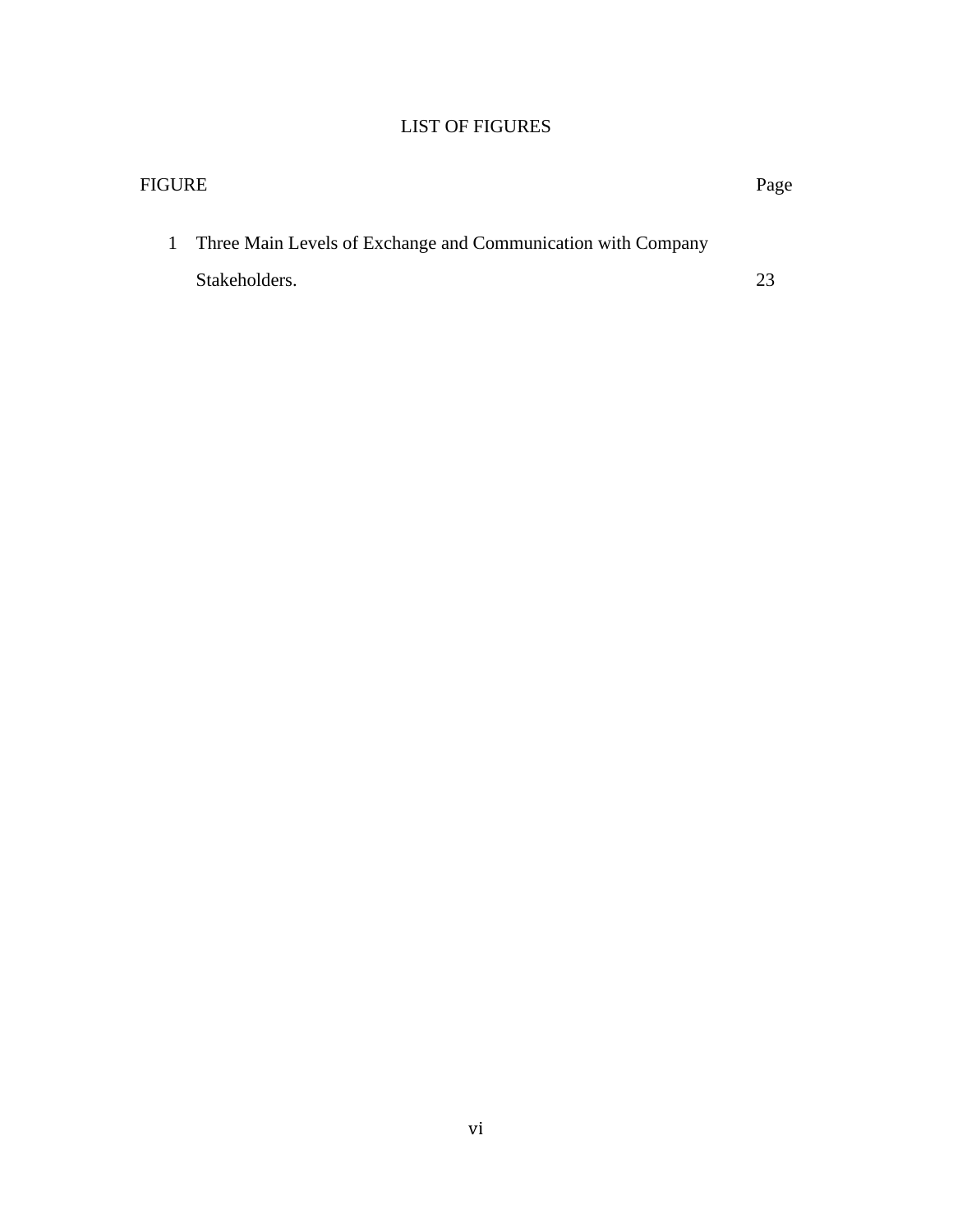# LIST OF FIGURES

| FIGURE | | Page |
| --- | --- | --- |
| 1 | Three Main Levels of Exchange and Communication with Company Stakeholders. | 23 |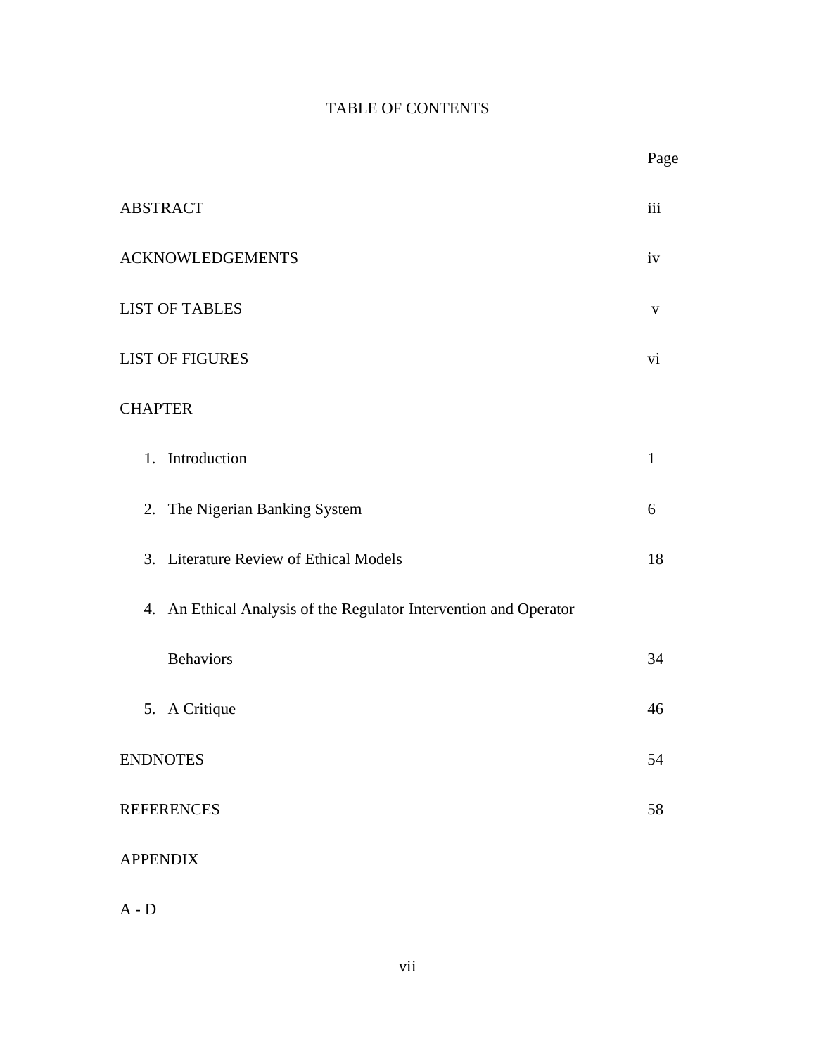# TABLE OF CONTENTS

| | Page |
|---|---|
| ABSTRACT | iii |
| ACKNOWLEDGEMENTS | iv |
| LIST OF TABLES | v |
| LIST OF FIGURES | vi |
| CHAPTER | |
| 1. Introduction | 1 |
| 2. The Nigerian Banking System | 6 |
| 3. Literature Review of Ethical Models | 18 |
| 4. An Ethical Analysis of the Regulator Intervention and Operator Behaviors | 34 |
| 5. A Critique | 46 |
| ENDNOTES | 54 |
| REFERENCES | 58 |
| APPENDIX | |
| A - D | |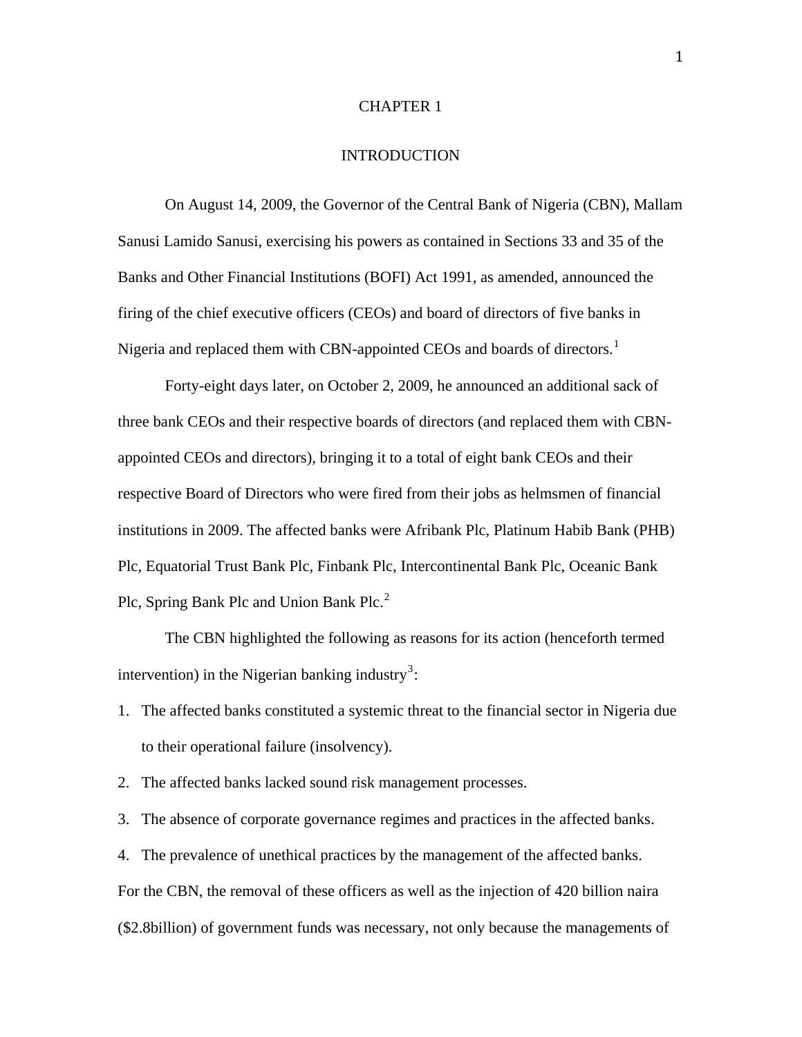# CHAPTER 1

## INTRODUCTION

On August 14, 2009, the Governor of the Central Bank of Nigeria (CBN), Mallam Sanusi Lamido Sanusi, exercising his powers as contained in Sections 33 and 35 of the Banks and Other Financial Institutions (BOFI) Act 1991, as amended, announced the firing of the chief executive officers (CEOs) and board of directors of five banks in Nigeria and replaced them with CBN-appointed CEOs and boards of directors.[1]

Forty-eight days later, on October 2, 2009, he announced an additional sack of three bank CEOs and their respective boards of directors (and replaced them with CBN-appointed CEOs and directors), bringing it to a total of eight bank CEOs and their respective Board of Directors who were fired from their jobs as helmsmen of financial institutions in 2009. The affected banks were Afribank Plc, Platinum Habib Bank (PHB) Plc, Equatorial Trust Bank Plc, Finbank Plc, Intercontinental Bank Plc, Oceanic Bank Plc, Spring Bank Plc and Union Bank Plc.[2]

The CBN highlighted the following as reasons for its action (henceforth termed intervention) in the Nigerian banking industry[3]:

1. The affected banks constituted a systemic threat to the financial sector in Nigeria due to their operational failure (insolvency).
2. The affected banks lacked sound risk management processes.
3. The absence of corporate governance regimes and practices in the affected banks.
4. The prevalence of unethical practices by the management of the affected banks.

For the CBN, the removal of these officers as well as the injection of 420 billion naira ($2.8billion) of government funds was necessary, not only because the managements of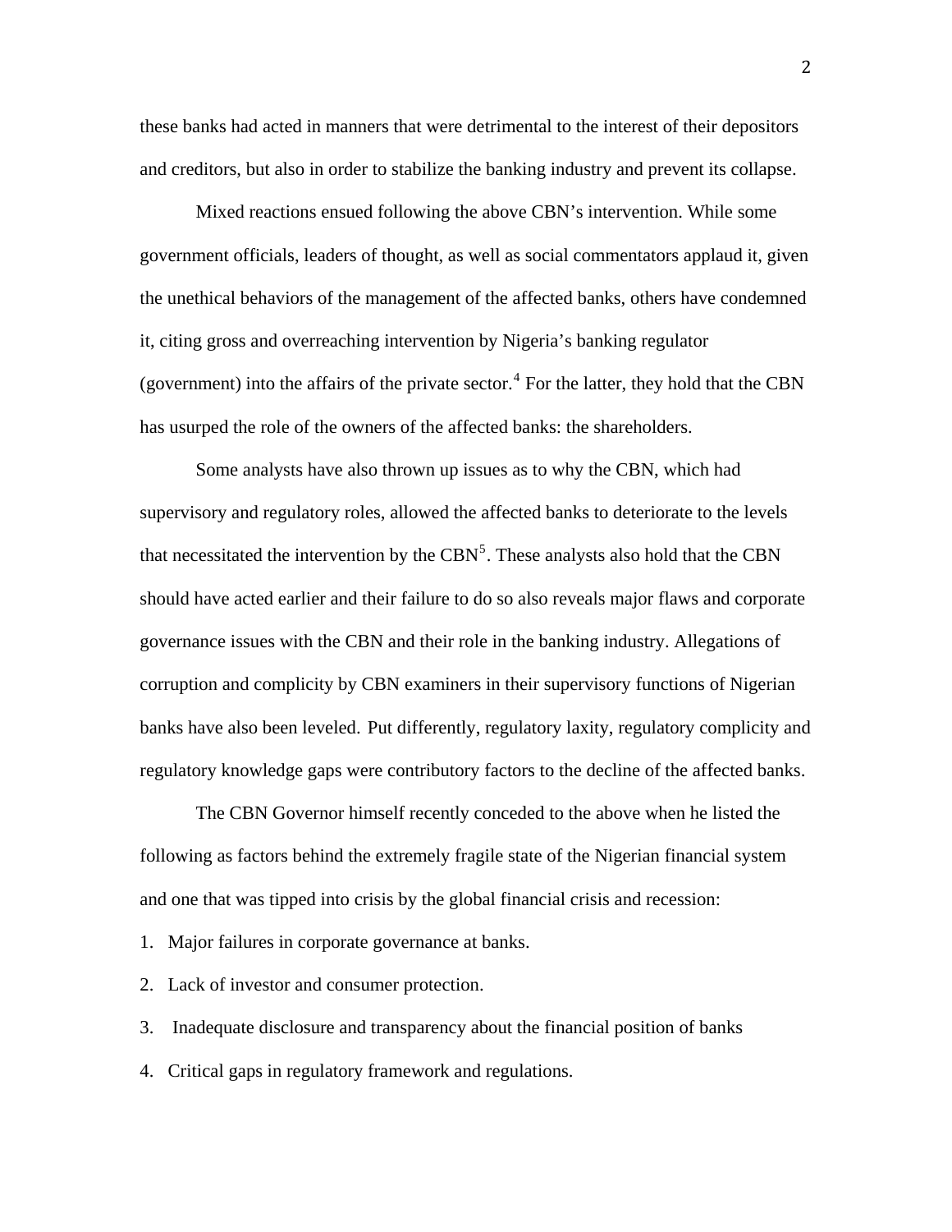these banks had acted in manners that were detrimental to the interest of their depositors and creditors, but also in order to stabilize the banking industry and prevent its collapse.

Mixed reactions ensued following the above CBN's intervention. While some government officials, leaders of thought, as well as social commentators applaud it, given the unethical behaviors of the management of the affected banks, others have condemned it, citing gross and overreaching intervention by Nigeria's banking regulator (government) into the affairs of the private sector.[4] For the latter, they hold that the CBN has usurped the role of the owners of the affected banks: the shareholders.

Some analysts have also thrown up issues as to why the CBN, which had supervisory and regulatory roles, allowed the affected banks to deteriorate to the levels that necessitated the intervention by the CBN[5]. These analysts also hold that the CBN should have acted earlier and their failure to do so also reveals major flaws and corporate governance issues with the CBN and their role in the banking industry. Allegations of corruption and complicity by CBN examiners in their supervisory functions of Nigerian banks have also been leveled. Put differently, regulatory laxity, regulatory complicity and regulatory knowledge gaps were contributory factors to the decline of the affected banks.

The CBN Governor himself recently conceded to the above when he listed the following as factors behind the extremely fragile state of the Nigerian financial system and one that was tipped into crisis by the global financial crisis and recession:

1. Major failures in corporate governance at banks.
2. Lack of investor and consumer protection.
3. Inadequate disclosure and transparency about the financial position of banks
4. Critical gaps in regulatory framework and regulations.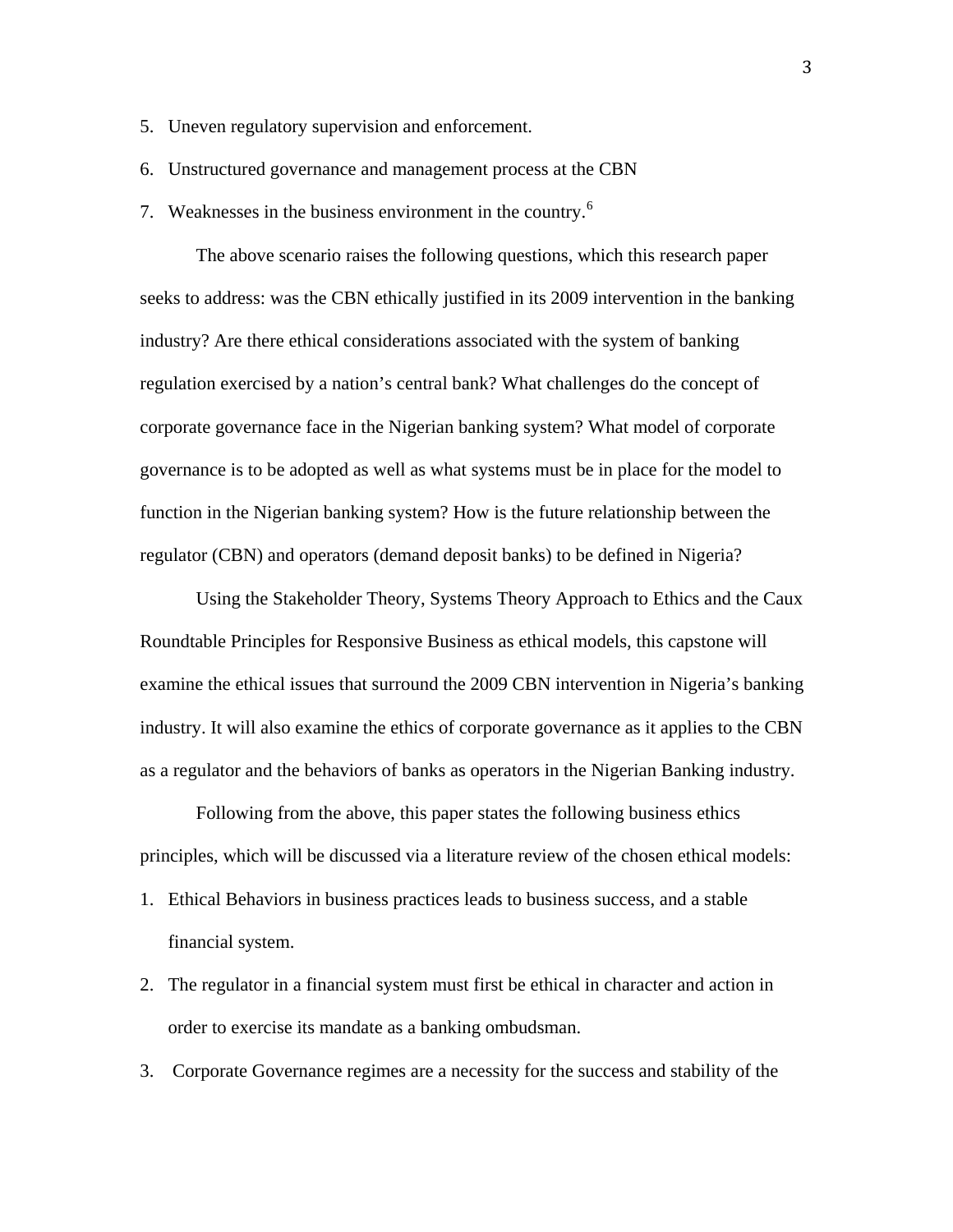5. Uneven regulatory supervision and enforcement.
6. Unstructured governance and management process at the CBN
7. Weaknesses in the business environment in the country.[6]

The above scenario raises the following questions, which this research paper seeks to address: was the CBN ethically justified in its 2009 intervention in the banking industry? Are there ethical considerations associated with the system of banking regulation exercised by a nation's central bank? What challenges do the concept of corporate governance face in the Nigerian banking system? What model of corporate governance is to be adopted as well as what systems must be in place for the model to function in the Nigerian banking system? How is the future relationship between the regulator (CBN) and operators (demand deposit banks) to be defined in Nigeria?

Using the Stakeholder Theory, Systems Theory Approach to Ethics and the Caux Roundtable Principles for Responsive Business as ethical models, this capstone will examine the ethical issues that surround the 2009 CBN intervention in Nigeria's banking industry. It will also examine the ethics of corporate governance as it applies to the CBN as a regulator and the behaviors of banks as operators in the Nigerian Banking industry.

Following from the above, this paper states the following business ethics principles, which will be discussed via a literature review of the chosen ethical models:

1. Ethical Behaviors in business practices leads to business success, and a stable financial system.
2. The regulator in a financial system must first be ethical in character and action in order to exercise its mandate as a banking ombudsman.
3. Corporate Governance regimes are a necessity for the success and stability of the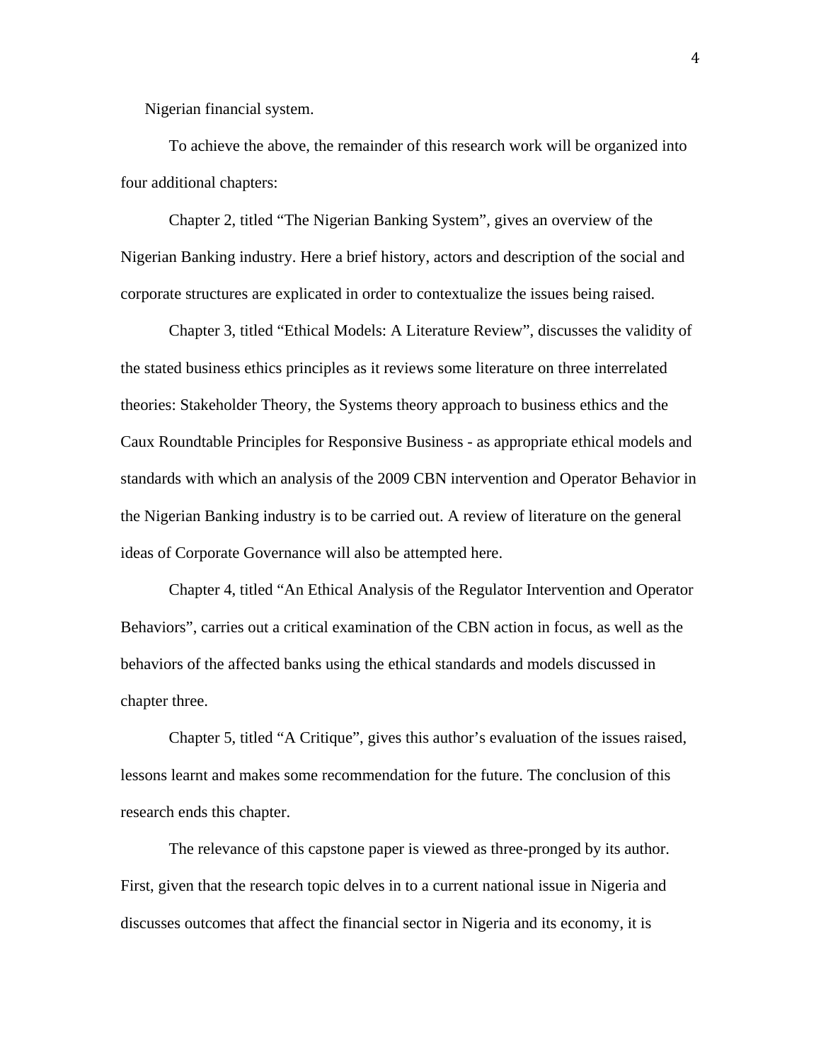Nigerian financial system.

To achieve the above, the remainder of this research work will be organized into four additional chapters:

Chapter 2, titled “The Nigerian Banking System”, gives an overview of the Nigerian Banking industry. Here a brief history, actors and description of the social and corporate structures are explicated in order to contextualize the issues being raised.

Chapter 3, titled “Ethical Models: A Literature Review”, discusses the validity of the stated business ethics principles as it reviews some literature on three interrelated theories: Stakeholder Theory, the Systems theory approach to business ethics and the Caux Roundtable Principles for Responsive Business - as appropriate ethical models and standards with which an analysis of the 2009 CBN intervention and Operator Behavior in the Nigerian Banking industry is to be carried out. A review of literature on the general ideas of Corporate Governance will also be attempted here.

Chapter 4, titled “An Ethical Analysis of the Regulator Intervention and Operator Behaviors”, carries out a critical examination of the CBN action in focus, as well as the behaviors of the affected banks using the ethical standards and models discussed in chapter three.

Chapter 5, titled “A Critique”, gives this author’s evaluation of the issues raised, lessons learnt and makes some recommendation for the future. The conclusion of this research ends this chapter.

The relevance of this capstone paper is viewed as three-pronged by its author. First, given that the research topic delves in to a current national issue in Nigeria and discusses outcomes that affect the financial sector in Nigeria and its economy, it is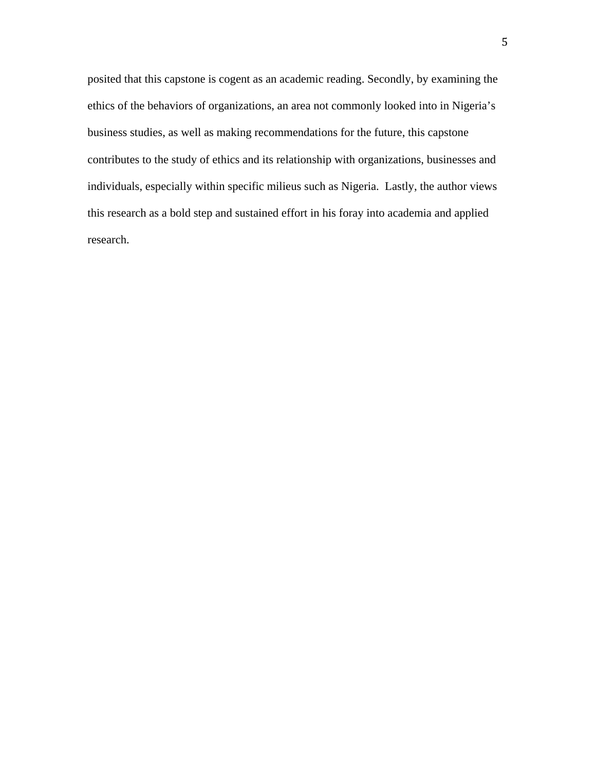posited that this capstone is cogent as an academic reading. Secondly, by examining the ethics of the behaviors of organizations, an area not commonly looked into in Nigeria's business studies, as well as making recommendations for the future, this capstone contributes to the study of ethics and its relationship with organizations, businesses and individuals, especially within specific milieus such as Nigeria. Lastly, the author views this research as a bold step and sustained effort in his foray into academia and applied research.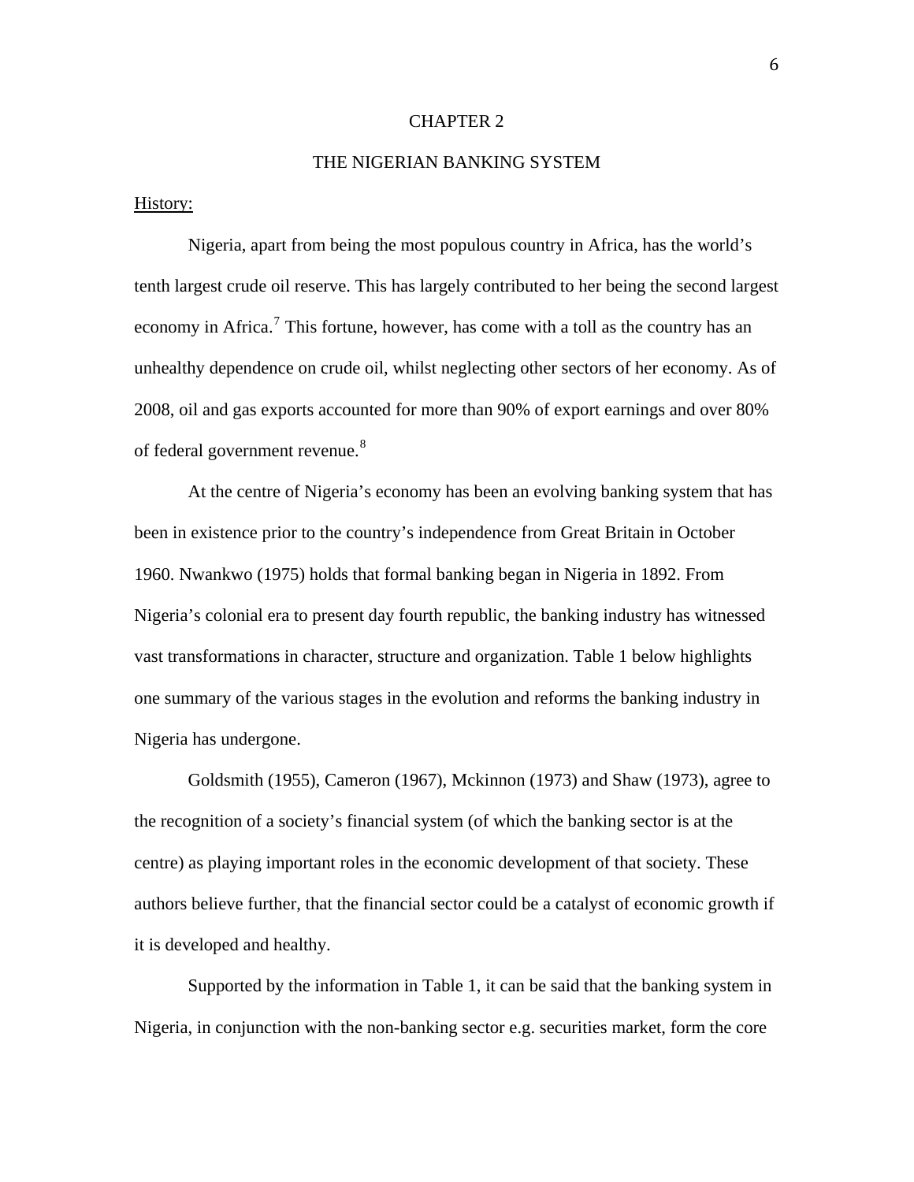# CHAPTER 2

## THE NIGERIAN BANKING SYSTEM

<u>History:</u>

Nigeria, apart from being the most populous country in Africa, has the world's tenth largest crude oil reserve. This has largely contributed to her being the second largest economy in Africa.[7] This fortune, however, has come with a toll as the country has an unhealthy dependence on crude oil, whilst neglecting other sectors of her economy. As of 2008, oil and gas exports accounted for more than 90% of export earnings and over 80% of federal government revenue.[8]

At the centre of Nigeria's economy has been an evolving banking system that has been in existence prior to the country's independence from Great Britain in October 1960. Nwankwo (1975) holds that formal banking began in Nigeria in 1892. From Nigeria's colonial era to present day fourth republic, the banking industry has witnessed vast transformations in character, structure and organization. Table 1 below highlights one summary of the various stages in the evolution and reforms the banking industry in Nigeria has undergone.

Goldsmith (1955), Cameron (1967), Mckinnon (1973) and Shaw (1973), agree to the recognition of a society's financial system (of which the banking sector is at the centre) as playing important roles in the economic development of that society. These authors believe further, that the financial sector could be a catalyst of economic growth if it is developed and healthy.

Supported by the information in Table 1, it can be said that the banking system in Nigeria, in conjunction with the non-banking sector e.g. securities market, form the core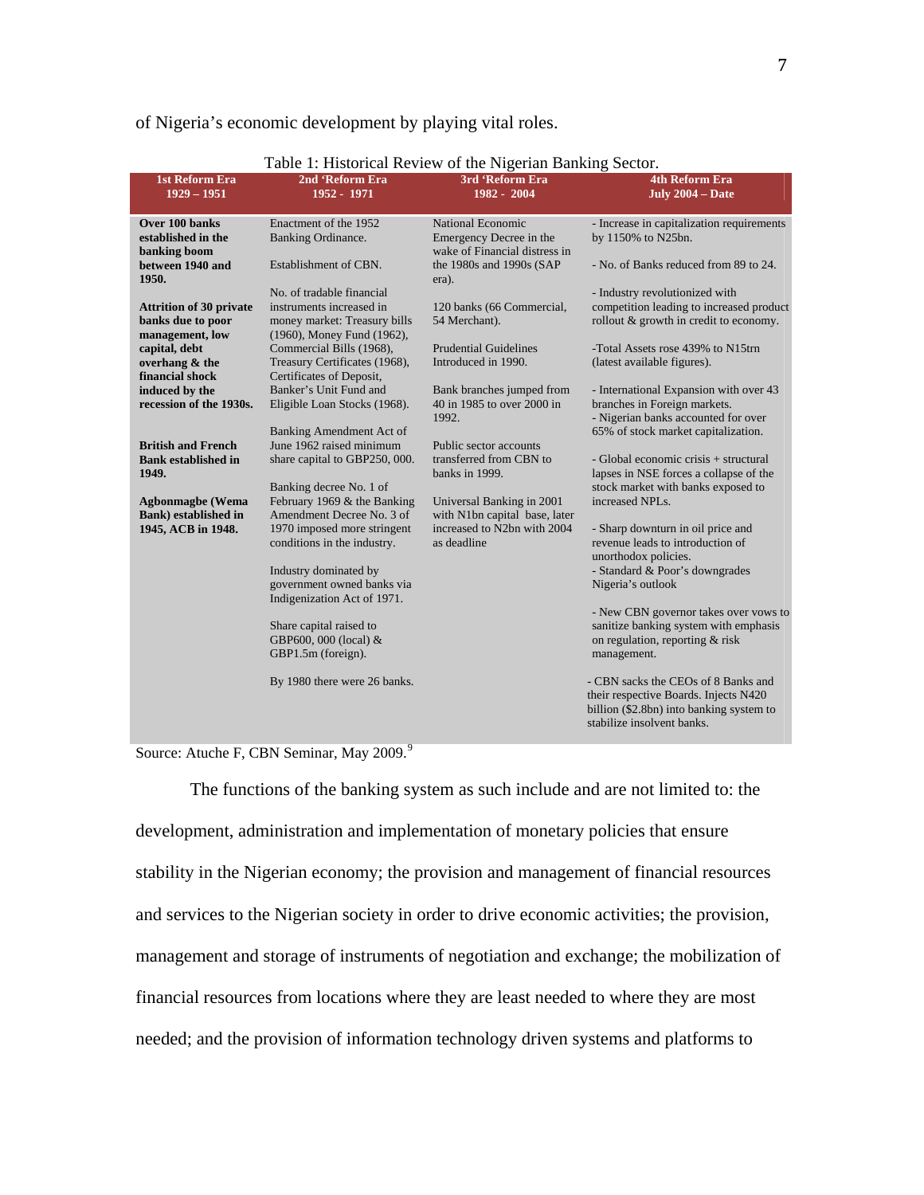of Nigeria's economic development by playing vital roles.

Table 1: Historical Review of the Nigerian Banking Sector.

| 1st Reform Era 1929 – 1951 | 2nd 'Reform Era 1952 - 1971 | 3rd 'Reform Era 1982 - 2004 | 4th Reform Era July 2004 – Date |
|---|---|---|---|
| **Over 100 banks established in the banking boom between 1940 and 1950.**<br><br>**Attrition of 30 private banks due to poor management, low capital, debt overhang & the financial shock induced by the recession of the 1930s.**<br><br>**British and French Bank established in 1949.**<br><br>**Agbonmagbe (Wema Bank) established in 1945, ACB in 1948.** | Enactment of the 1952 Banking Ordinance.<br><br>Establishment of CBN.<br><br>No. of tradable financial instruments increased in money market: Treasury bills (1960), Money Fund (1962), Commercial Bills (1968), Treasury Certificates (1968), Certificates of Deposit, Banker's Unit Fund and Eligible Loan Stocks (1968).<br><br>Banking Amendment Act of June 1962 raised minimum share capital to GBP250, 000.<br><br>Banking decree No. 1 of February 1969 & the Banking Amendment Decree No. 3 of 1970 imposed more stringent conditions in the industry.<br><br>Industry dominated by government owned banks via Indigenization Act of 1971.<br><br>Share capital raised to GBP600, 000 (local) & GBP1.5m (foreign).<br><br>By 1980 there were 26 banks. | National Economic Emergency Decree in the wake of Financial distress in the 1980s and 1990s (SAP era).<br><br>120 banks (66 Commercial, 54 Merchant).<br><br>Prudential Guidelines Introduced in 1990.<br><br>Bank branches jumped from 40 in 1985 to over 2000 in 1992.<br><br>Public sector accounts transferred from CBN to banks in 1999.<br><br>Universal Banking in 2001 with N1bn capital base, later increased to N2bn with 2004 as deadline | - Increase in capitalization requirements by 1150% to N25bn.<br><br>- No. of Banks reduced from 89 to 24.<br><br>- Industry revolutionized with competition leading to increased product rollout & growth in credit to economy.<br><br>-Total Assets rose 439% to N15trn (latest available figures).<br><br>- International Expansion with over 43 branches in Foreign markets.<br>- Nigerian banks accounted for over 65% of stock market capitalization.<br><br>- Global economic crisis + structural lapses in NSE forces a collapse of the stock market with banks exposed to increased NPLs.<br><br>- Sharp downturn in oil price and revenue leads to introduction of unorthodox policies.<br>- Standard & Poor's downgrades Nigeria's outlook<br><br>- New CBN governor takes over vows to sanitize banking system with emphasis on regulation, reporting & risk management.<br><br>- CBN sacks the CEOs of 8 Banks and their respective Boards. Injects N420 billion ($2.8bn) into banking system to stabilize insolvent banks. |

Source: Atuche F, CBN Seminar, May 2009.[9]

The functions of the banking system as such include and are not limited to: the development, administration and implementation of monetary policies that ensure stability in the Nigerian economy; the provision and management of financial resources and services to the Nigerian society in order to drive economic activities; the provision, management and storage of instruments of negotiation and exchange; the mobilization of financial resources from locations where they are least needed to where they are most needed; and the provision of information technology driven systems and platforms to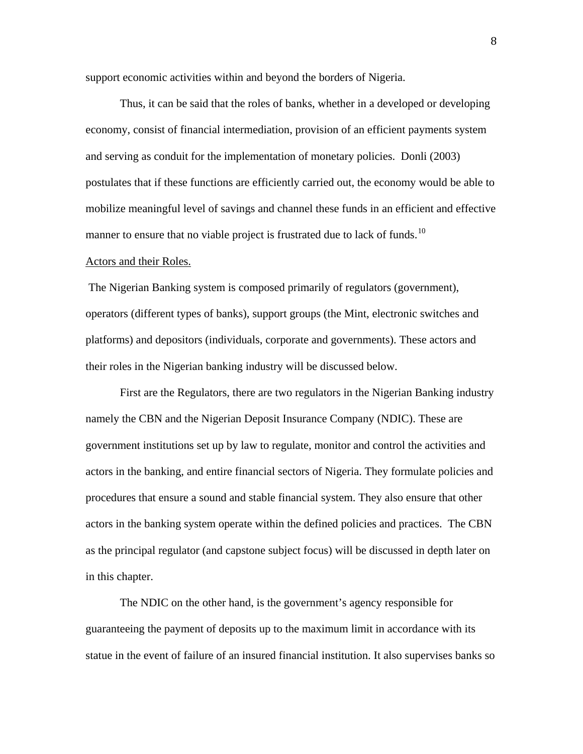support economic activities within and beyond the borders of Nigeria.

Thus, it can be said that the roles of banks, whether in a developed or developing economy, consist of financial intermediation, provision of an efficient payments system and serving as conduit for the implementation of monetary policies. Donli (2003) postulates that if these functions are efficiently carried out, the economy would be able to mobilize meaningful level of savings and channel these funds in an efficient and effective manner to ensure that no viable project is frustrated due to lack of funds.[10]

<u>Actors and their Roles.</u>

The Nigerian Banking system is composed primarily of regulators (government), operators (different types of banks), support groups (the Mint, electronic switches and platforms) and depositors (individuals, corporate and governments). These actors and their roles in the Nigerian banking industry will be discussed below.

First are the Regulators, there are two regulators in the Nigerian Banking industry namely the CBN and the Nigerian Deposit Insurance Company (NDIC). These are government institutions set up by law to regulate, monitor and control the activities and actors in the banking, and entire financial sectors of Nigeria. They formulate policies and procedures that ensure a sound and stable financial system. They also ensure that other actors in the banking system operate within the defined policies and practices. The CBN as the principal regulator (and capstone subject focus) will be discussed in depth later on in this chapter.

The NDIC on the other hand, is the government's agency responsible for guaranteeing the payment of deposits up to the maximum limit in accordance with its statue in the event of failure of an insured financial institution. It also supervises banks so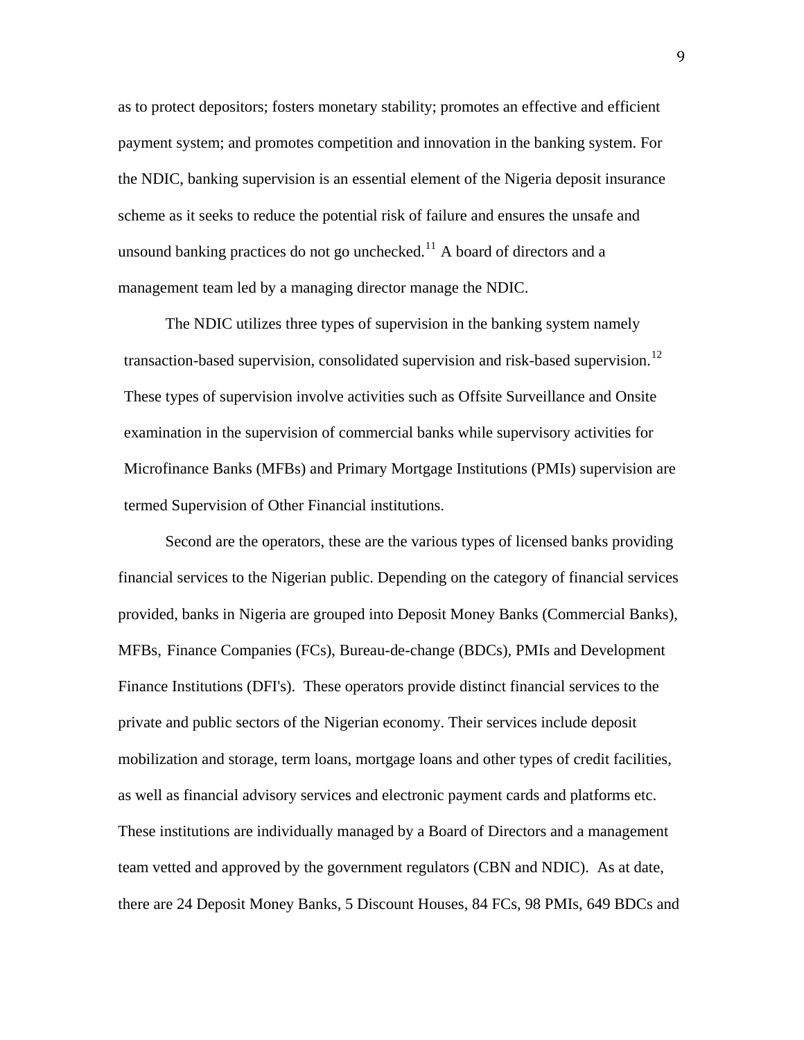as to protect depositors; fosters monetary stability; promotes an effective and efficient payment system; and promotes competition and innovation in the banking system. For the NDIC, banking supervision is an essential element of the Nigeria deposit insurance scheme as it seeks to reduce the potential risk of failure and ensures the unsafe and unsound banking practices do not go unchecked.[11] A board of directors and a management team led by a managing director manage the NDIC.

The NDIC utilizes three types of supervision in the banking system namely transaction-based supervision, consolidated supervision and risk-based supervision.[12] These types of supervision involve activities such as Offsite Surveillance and Onsite examination in the supervision of commercial banks while supervisory activities for Microfinance Banks (MFBs) and Primary Mortgage Institutions (PMIs) supervision are termed Supervision of Other Financial institutions.

Second are the operators, these are the various types of licensed banks providing financial services to the Nigerian public. Depending on the category of financial services provided, banks in Nigeria are grouped into Deposit Money Banks (Commercial Banks), MFBs, Finance Companies (FCs), Bureau-de-change (BDCs), PMIs and Development Finance Institutions (DFI's). These operators provide distinct financial services to the private and public sectors of the Nigerian economy. Their services include deposit mobilization and storage, term loans, mortgage loans and other types of credit facilities, as well as financial advisory services and electronic payment cards and platforms etc. These institutions are individually managed by a Board of Directors and a management team vetted and approved by the government regulators (CBN and NDIC). As at date, there are 24 Deposit Money Banks, 5 Discount Houses, 84 FCs, 98 PMIs, 649 BDCs and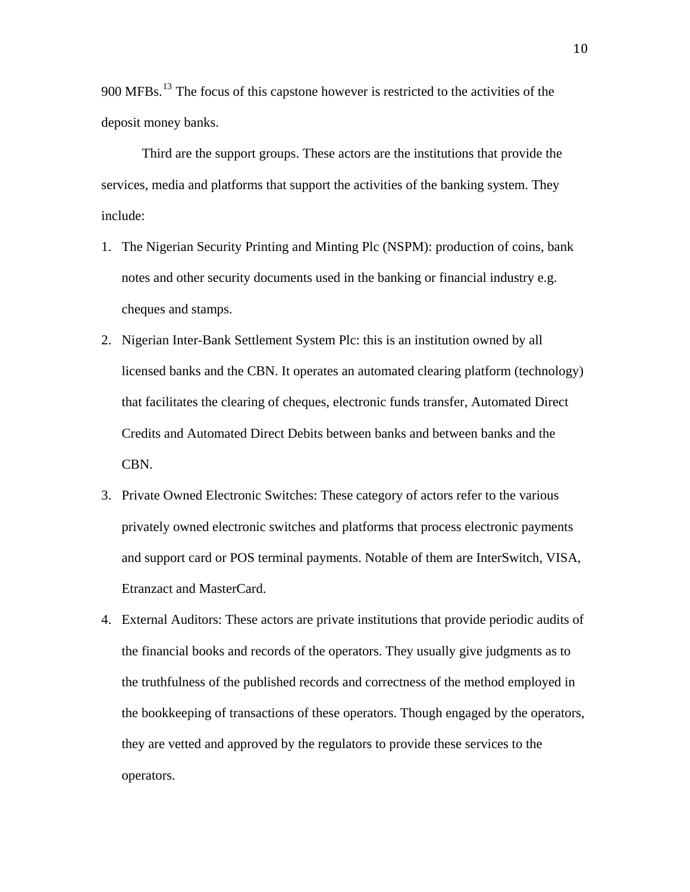900 MFBs.[13] The focus of this capstone however is restricted to the activities of the deposit money banks.

Third are the support groups. These actors are the institutions that provide the services, media and platforms that support the activities of the banking system. They include:

1. The Nigerian Security Printing and Minting Plc (NSPM): production of coins, bank notes and other security documents used in the banking or financial industry e.g. cheques and stamps.
2. Nigerian Inter-Bank Settlement System Plc: this is an institution owned by all licensed banks and the CBN. It operates an automated clearing platform (technology) that facilitates the clearing of cheques, electronic funds transfer, Automated Direct Credits and Automated Direct Debits between banks and between banks and the CBN.
3. Private Owned Electronic Switches: These category of actors refer to the various privately owned electronic switches and platforms that process electronic payments and support card or POS terminal payments. Notable of them are InterSwitch, VISA, Etranzact and MasterCard.
4. External Auditors: These actors are private institutions that provide periodic audits of the financial books and records of the operators. They usually give judgments as to the truthfulness of the published records and correctness of the method employed in the bookkeeping of transactions of these operators. Though engaged by the operators, they are vetted and approved by the regulators to provide these services to the operators.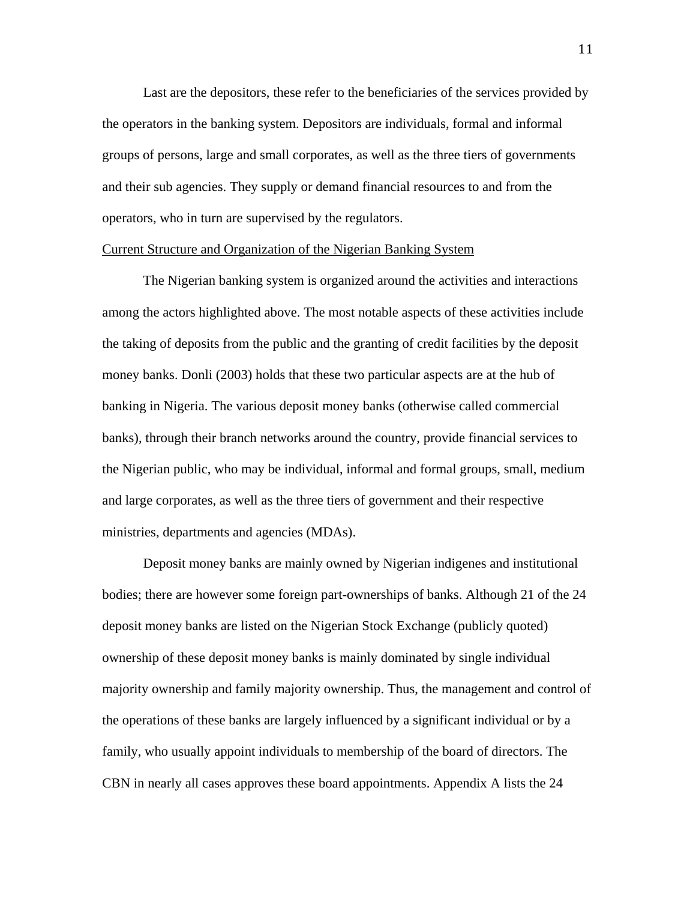Last are the depositors, these refer to the beneficiaries of the services provided by the operators in the banking system. Depositors are individuals, formal and informal groups of persons, large and small corporates, as well as the three tiers of governments and their sub agencies. They supply or demand financial resources to and from the operators, who in turn are supervised by the regulators.

<u>Current Structure and Organization of the Nigerian Banking System</u>

The Nigerian banking system is organized around the activities and interactions among the actors highlighted above. The most notable aspects of these activities include the taking of deposits from the public and the granting of credit facilities by the deposit money banks. Donli (2003) holds that these two particular aspects are at the hub of banking in Nigeria. The various deposit money banks (otherwise called commercial banks), through their branch networks around the country, provide financial services to the Nigerian public, who may be individual, informal and formal groups, small, medium and large corporates, as well as the three tiers of government and their respective ministries, departments and agencies (MDAs).

Deposit money banks are mainly owned by Nigerian indigenes and institutional bodies; there are however some foreign part-ownerships of banks. Although 21 of the 24 deposit money banks are listed on the Nigerian Stock Exchange (publicly quoted) ownership of these deposit money banks is mainly dominated by single individual majority ownership and family majority ownership. Thus, the management and control of the operations of these banks are largely influenced by a significant individual or by a family, who usually appoint individuals to membership of the board of directors. The CBN in nearly all cases approves these board appointments. Appendix A lists the 24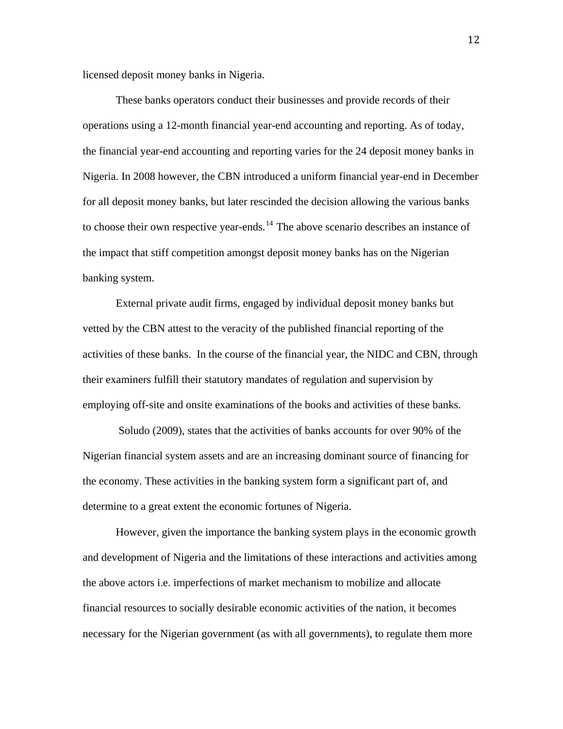licensed deposit money banks in Nigeria.

These banks operators conduct their businesses and provide records of their operations using a 12-month financial year-end accounting and reporting. As of today, the financial year-end accounting and reporting varies for the 24 deposit money banks in Nigeria. In 2008 however, the CBN introduced a uniform financial year-end in December for all deposit money banks, but later rescinded the decision allowing the various banks to choose their own respective year-ends.[14] The above scenario describes an instance of the impact that stiff competition amongst deposit money banks has on the Nigerian banking system.

External private audit firms, engaged by individual deposit money banks but vetted by the CBN attest to the veracity of the published financial reporting of the activities of these banks. In the course of the financial year, the NIDC and CBN, through their examiners fulfill their statutory mandates of regulation and supervision by employing off-site and onsite examinations of the books and activities of these banks.

Soludo (2009), states that the activities of banks accounts for over 90% of the Nigerian financial system assets and are an increasing dominant source of financing for the economy. These activities in the banking system form a significant part of, and determine to a great extent the economic fortunes of Nigeria.

However, given the importance the banking system plays in the economic growth and development of Nigeria and the limitations of these interactions and activities among the above actors i.e. imperfections of market mechanism to mobilize and allocate financial resources to socially desirable economic activities of the nation, it becomes necessary for the Nigerian government (as with all governments), to regulate them more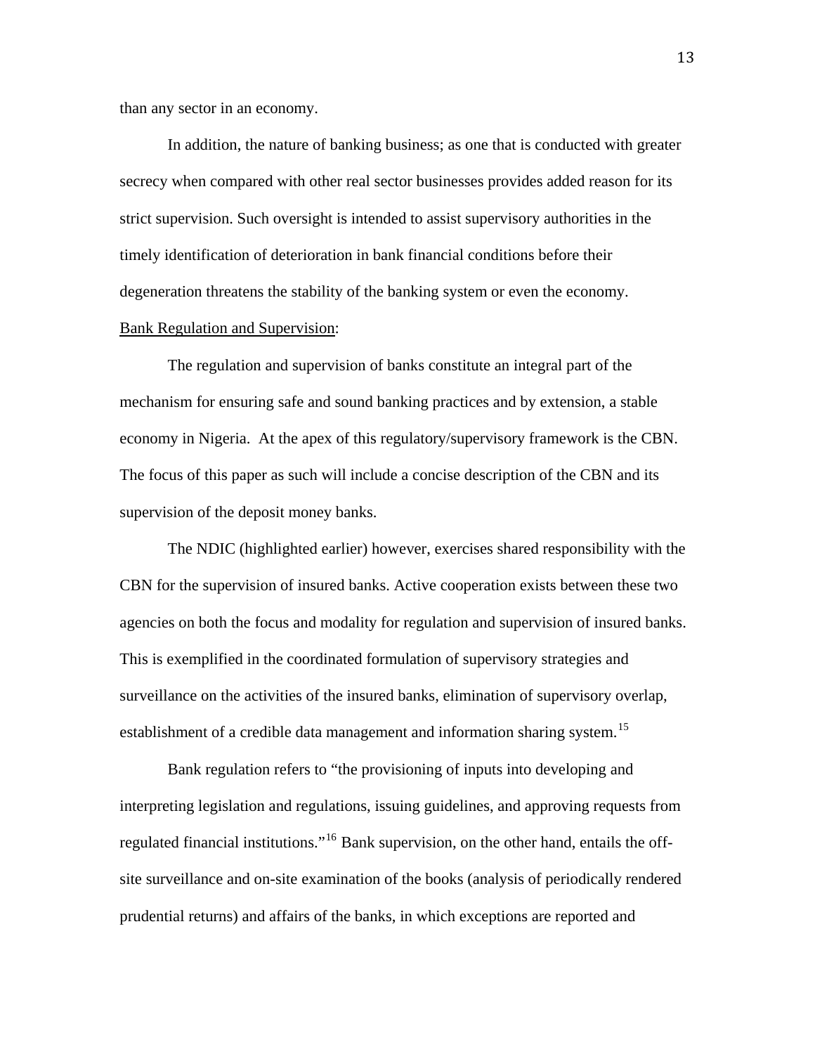than any sector in an economy.

In addition, the nature of banking business; as one that is conducted with greater secrecy when compared with other real sector businesses provides added reason for its strict supervision. Such oversight is intended to assist supervisory authorities in the timely identification of deterioration in bank financial conditions before their degeneration threatens the stability of the banking system or even the economy.

Bank Regulation and Supervision:

The regulation and supervision of banks constitute an integral part of the mechanism for ensuring safe and sound banking practices and by extension, a stable economy in Nigeria. At the apex of this regulatory/supervisory framework is the CBN. The focus of this paper as such will include a concise description of the CBN and its supervision of the deposit money banks.

The NDIC (highlighted earlier) however, exercises shared responsibility with the CBN for the supervision of insured banks. Active cooperation exists between these two agencies on both the focus and modality for regulation and supervision of insured banks. This is exemplified in the coordinated formulation of supervisory strategies and surveillance on the activities of the insured banks, elimination of supervisory overlap, establishment of a credible data management and information sharing system.[15]

Bank regulation refers to "the provisioning of inputs into developing and interpreting legislation and regulations, issuing guidelines, and approving requests from regulated financial institutions."[16] Bank supervision, on the other hand, entails the off-site surveillance and on-site examination of the books (analysis of periodically rendered prudential returns) and affairs of the banks, in which exceptions are reported and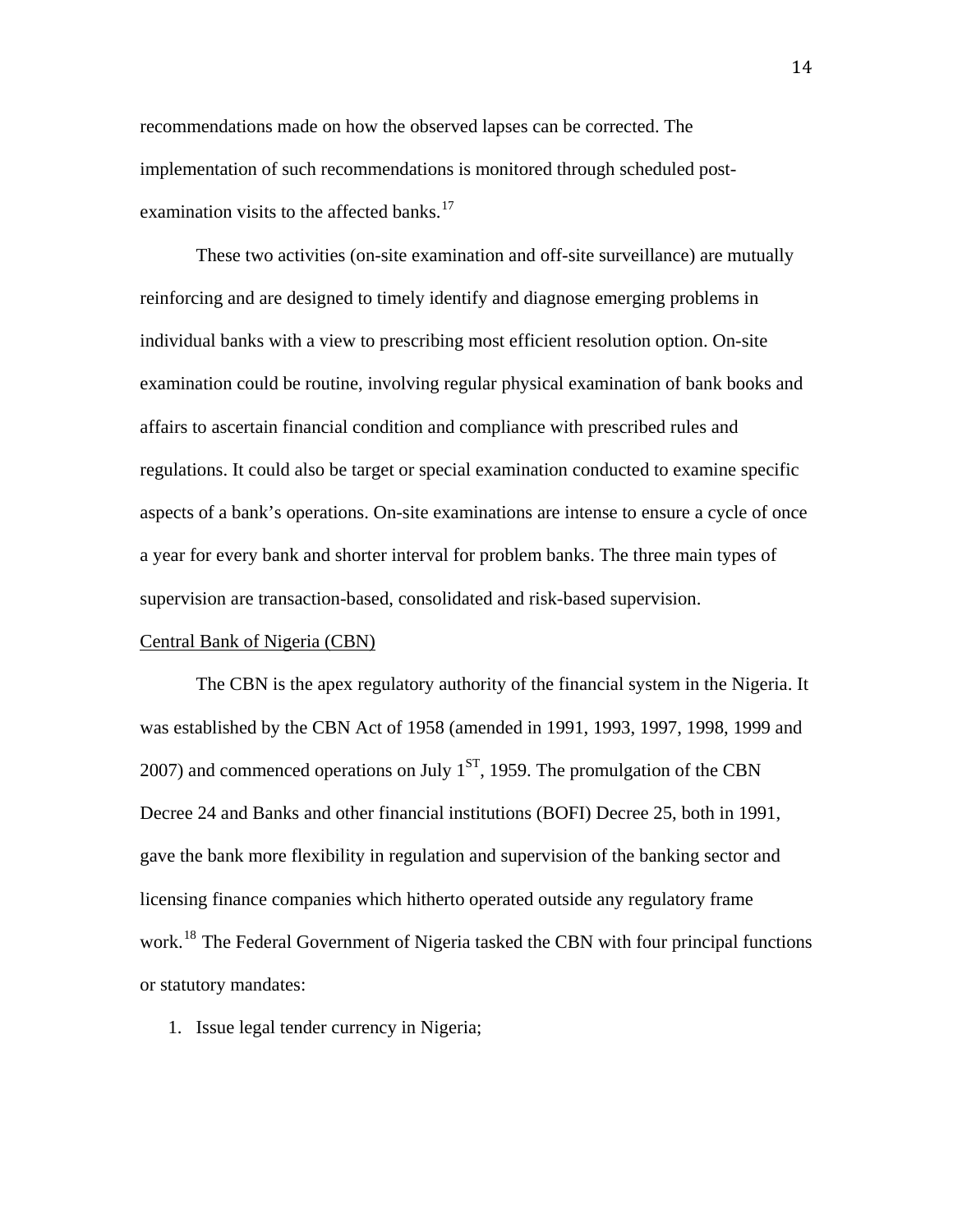recommendations made on how the observed lapses can be corrected. The implementation of such recommendations is monitored through scheduled post-examination visits to the affected banks.[17]

These two activities (on-site examination and off-site surveillance) are mutually reinforcing and are designed to timely identify and diagnose emerging problems in individual banks with a view to prescribing most efficient resolution option. On-site examination could be routine, involving regular physical examination of bank books and affairs to ascertain financial condition and compliance with prescribed rules and regulations. It could also be target or special examination conducted to examine specific aspects of a bank's operations. On-site examinations are intense to ensure a cycle of once a year for every bank and shorter interval for problem banks. The three main types of supervision are transaction-based, consolidated and risk-based supervision.

Central Bank of Nigeria (CBN)

The CBN is the apex regulatory authority of the financial system in the Nigeria. It was established by the CBN Act of 1958 (amended in 1991, 1993, 1997, 1998, 1999 and 2007) and commenced operations on July 1ST, 1959. The promulgation of the CBN Decree 24 and Banks and other financial institutions (BOFI) Decree 25, both in 1991, gave the bank more flexibility in regulation and supervision of the banking sector and licensing finance companies which hitherto operated outside any regulatory frame work.[18] The Federal Government of Nigeria tasked the CBN with four principal functions or statutory mandates:

1. Issue legal tender currency in Nigeria;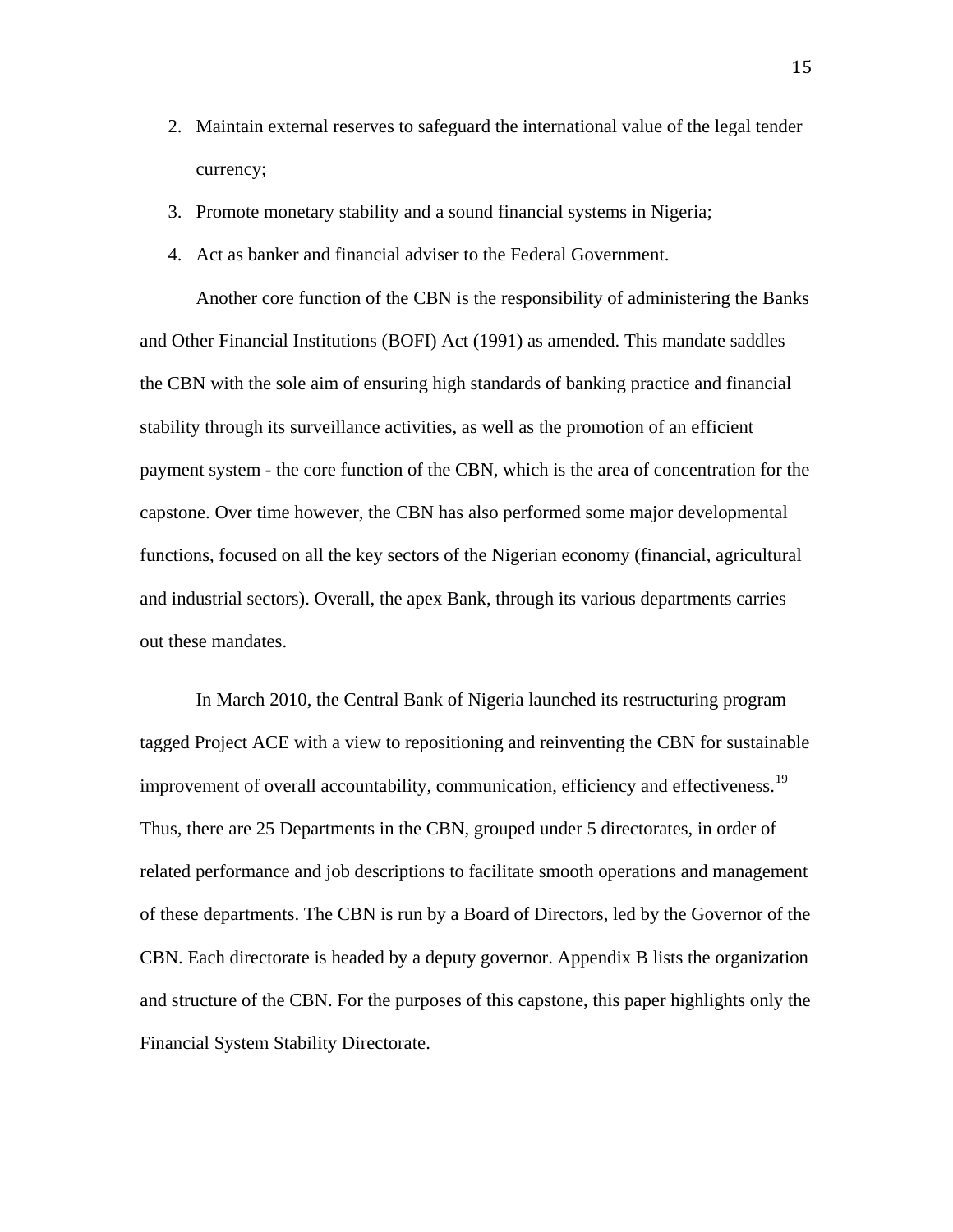2. Maintain external reserves to safeguard the international value of the legal tender currency;
3. Promote monetary stability and a sound financial systems in Nigeria;
4. Act as banker and financial adviser to the Federal Government.

Another core function of the CBN is the responsibility of administering the Banks and Other Financial Institutions (BOFI) Act (1991) as amended. This mandate saddles the CBN with the sole aim of ensuring high standards of banking practice and financial stability through its surveillance activities, as well as the promotion of an efficient payment system - the core function of the CBN, which is the area of concentration for the capstone. Over time however, the CBN has also performed some major developmental functions, focused on all the key sectors of the Nigerian economy (financial, agricultural and industrial sectors). Overall, the apex Bank, through its various departments carries out these mandates.

In March 2010, the Central Bank of Nigeria launched its restructuring program tagged Project ACE with a view to repositioning and reinventing the CBN for sustainable improvement of overall accountability, communication, efficiency and effectiveness.[19] Thus, there are 25 Departments in the CBN, grouped under 5 directorates, in order of related performance and job descriptions to facilitate smooth operations and management of these departments. The CBN is run by a Board of Directors, led by the Governor of the CBN. Each directorate is headed by a deputy governor. Appendix B lists the organization and structure of the CBN. For the purposes of this capstone, this paper highlights only the Financial System Stability Directorate.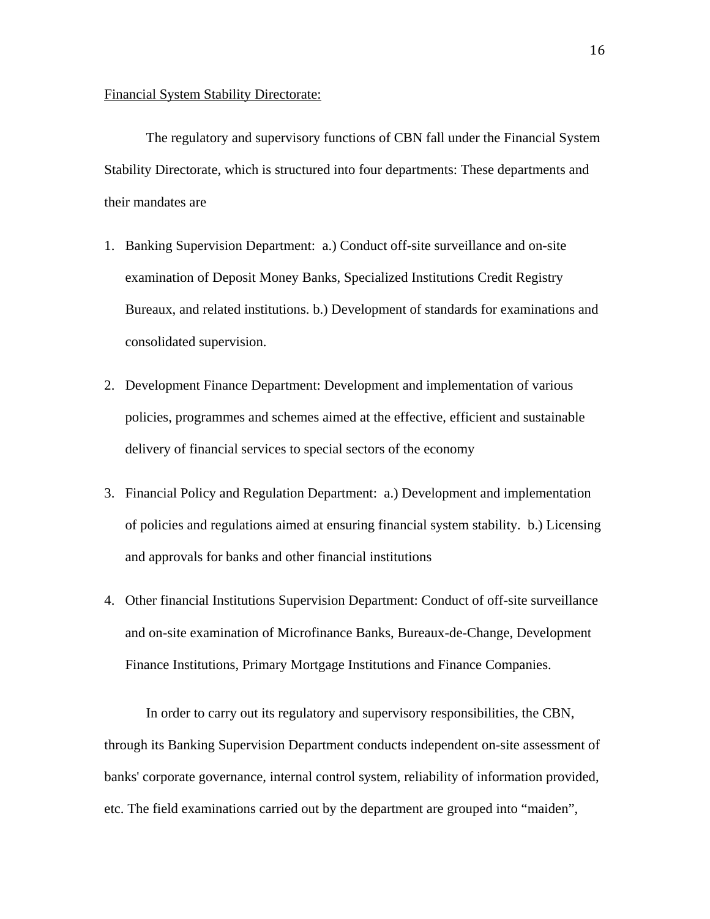Financial System Stability Directorate:

The regulatory and supervisory functions of CBN fall under the Financial System Stability Directorate, which is structured into four departments: These departments and their mandates are

1. Banking Supervision Department: a.) Conduct off-site surveillance and on-site examination of Deposit Money Banks, Specialized Institutions Credit Registry Bureaux, and related institutions. b.) Development of standards for examinations and consolidated supervision.

2. Development Finance Department: Development and implementation of various policies, programmes and schemes aimed at the effective, efficient and sustainable delivery of financial services to special sectors of the economy

3. Financial Policy and Regulation Department: a.) Development and implementation of policies and regulations aimed at ensuring financial system stability. b.) Licensing and approvals for banks and other financial institutions

4. Other financial Institutions Supervision Department: Conduct of off-site surveillance and on-site examination of Microfinance Banks, Bureaux-de-Change, Development Finance Institutions, Primary Mortgage Institutions and Finance Companies.

In order to carry out its regulatory and supervisory responsibilities, the CBN, through its Banking Supervision Department conducts independent on-site assessment of banks' corporate governance, internal control system, reliability of information provided, etc. The field examinations carried out by the department are grouped into "maiden",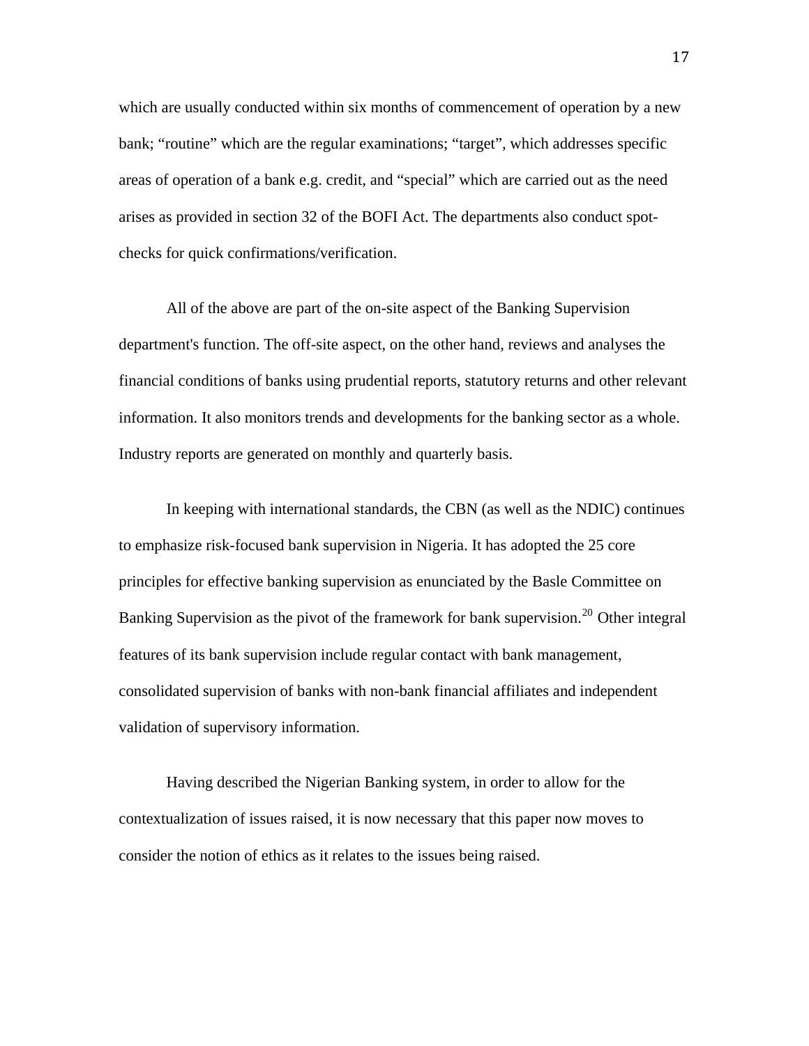which are usually conducted within six months of commencement of operation by a new bank; “routine” which are the regular examinations; “target”, which addresses specific areas of operation of a bank e.g. credit, and “special” which are carried out as the need arises as provided in section 32 of the BOFI Act. The departments also conduct spot-checks for quick confirmations/verification.

All of the above are part of the on-site aspect of the Banking Supervision department's function. The off-site aspect, on the other hand, reviews and analyses the financial conditions of banks using prudential reports, statutory returns and other relevant information. It also monitors trends and developments for the banking sector as a whole. Industry reports are generated on monthly and quarterly basis.

In keeping with international standards, the CBN (as well as the NDIC) continues to emphasize risk-focused bank supervision in Nigeria. It has adopted the 25 core principles for effective banking supervision as enunciated by the Basle Committee on Banking Supervision as the pivot of the framework for bank supervision.[20] Other integral features of its bank supervision include regular contact with bank management, consolidated supervision of banks with non-bank financial affiliates and independent validation of supervisory information.

Having described the Nigerian Banking system, in order to allow for the contextualization of issues raised, it is now necessary that this paper now moves to consider the notion of ethics as it relates to the issues being raised.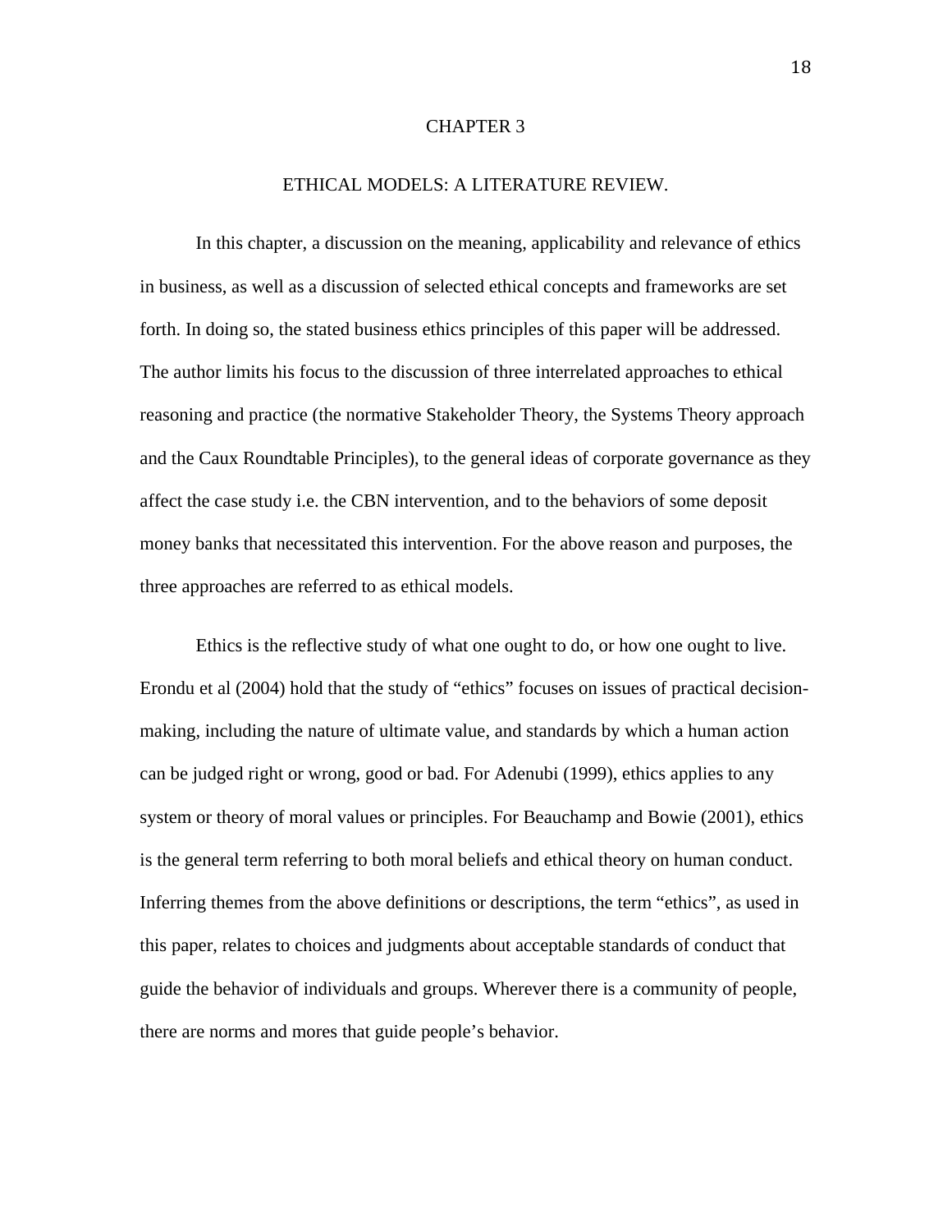# CHAPTER 3

## ETHICAL MODELS: A LITERATURE REVIEW.

In this chapter, a discussion on the meaning, applicability and relevance of ethics in business, as well as a discussion of selected ethical concepts and frameworks are set forth. In doing so, the stated business ethics principles of this paper will be addressed. The author limits his focus to the discussion of three interrelated approaches to ethical reasoning and practice (the normative Stakeholder Theory, the Systems Theory approach and the Caux Roundtable Principles), to the general ideas of corporate governance as they affect the case study i.e. the CBN intervention, and to the behaviors of some deposit money banks that necessitated this intervention. For the above reason and purposes, the three approaches are referred to as ethical models.

Ethics is the reflective study of what one ought to do, or how one ought to live. Erondu et al (2004) hold that the study of "ethics" focuses on issues of practical decision-making, including the nature of ultimate value, and standards by which a human action can be judged right or wrong, good or bad. For Adenubi (1999), ethics applies to any system or theory of moral values or principles. For Beauchamp and Bowie (2001), ethics is the general term referring to both moral beliefs and ethical theory on human conduct. Inferring themes from the above definitions or descriptions, the term "ethics", as used in this paper, relates to choices and judgments about acceptable standards of conduct that guide the behavior of individuals and groups. Wherever there is a community of people, there are norms and mores that guide people's behavior.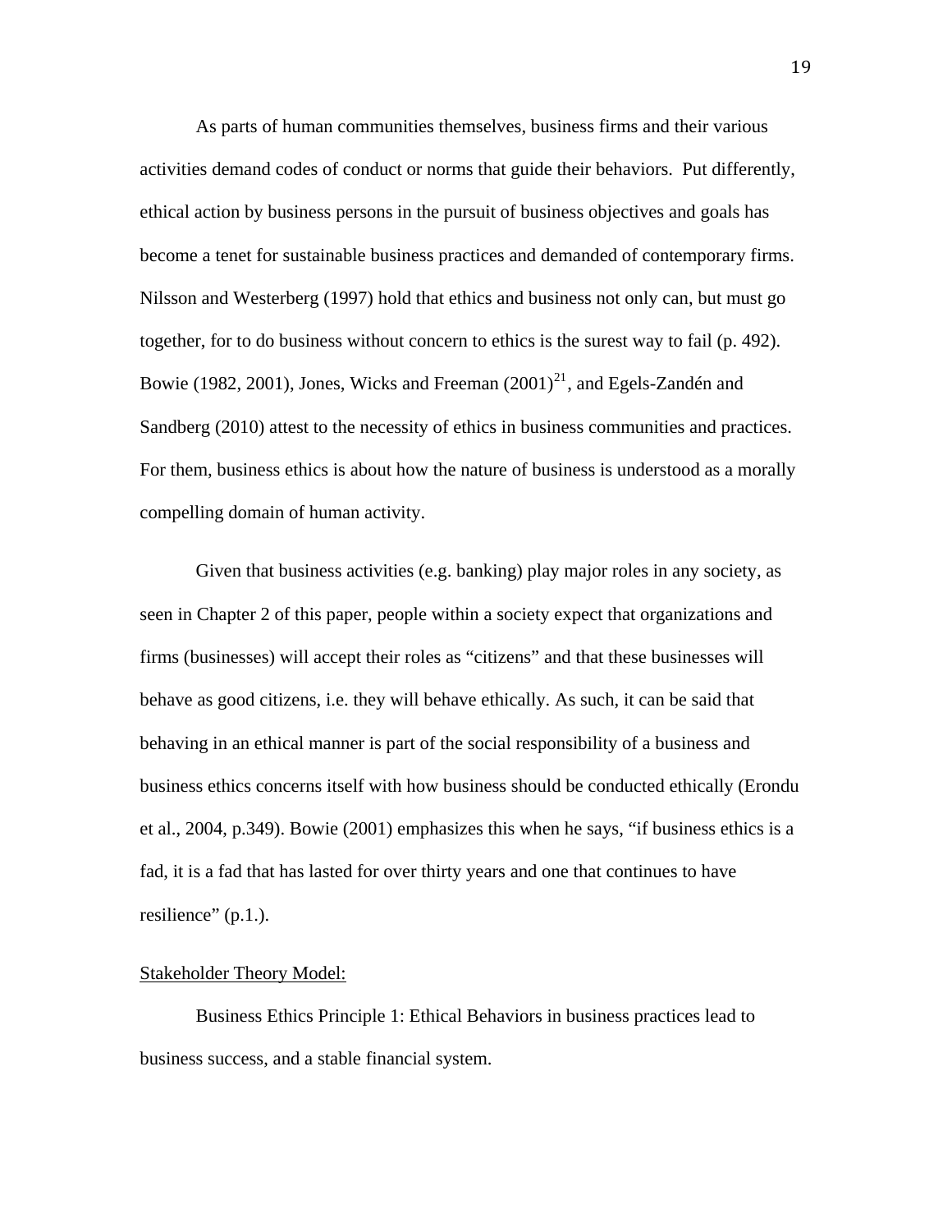As parts of human communities themselves, business firms and their various activities demand codes of conduct or norms that guide their behaviors. Put differently, ethical action by business persons in the pursuit of business objectives and goals has become a tenet for sustainable business practices and demanded of contemporary firms. Nilsson and Westerberg (1997) hold that ethics and business not only can, but must go together, for to do business without concern to ethics is the surest way to fail (p. 492). Bowie (1982, 2001), Jones, Wicks and Freeman (2001)[21], and Egels-Zandén and Sandberg (2010) attest to the necessity of ethics in business communities and practices. For them, business ethics is about how the nature of business is understood as a morally compelling domain of human activity.

Given that business activities (e.g. banking) play major roles in any society, as seen in Chapter 2 of this paper, people within a society expect that organizations and firms (businesses) will accept their roles as "citizens" and that these businesses will behave as good citizens, i.e. they will behave ethically. As such, it can be said that behaving in an ethical manner is part of the social responsibility of a business and business ethics concerns itself with how business should be conducted ethically (Erondu et al., 2004, p.349). Bowie (2001) emphasizes this when he says, "if business ethics is a fad, it is a fad that has lasted for over thirty years and one that continues to have resilience" (p.1.).

<u>Stakeholder Theory Model:</u>

Business Ethics Principle 1: Ethical Behaviors in business practices lead to business success, and a stable financial system.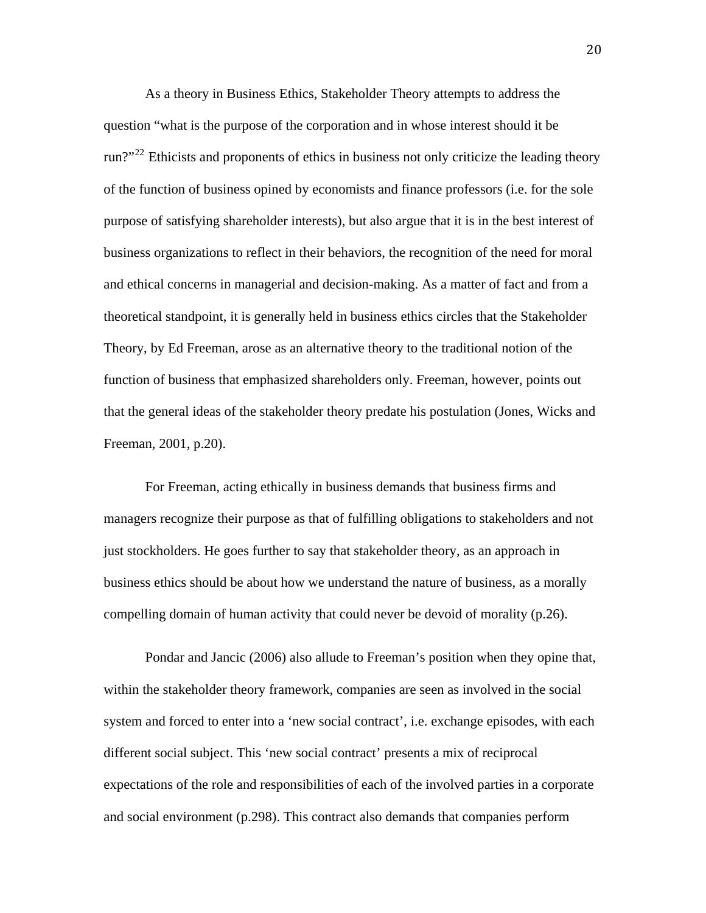As a theory in Business Ethics, Stakeholder Theory attempts to address the question “what is the purpose of the corporation and in whose interest should it be run?”[22] Ethicists and proponents of ethics in business not only criticize the leading theory of the function of business opined by economists and finance professors (i.e. for the sole purpose of satisfying shareholder interests), but also argue that it is in the best interest of business organizations to reflect in their behaviors, the recognition of the need for moral and ethical concerns in managerial and decision-making. As a matter of fact and from a theoretical standpoint, it is generally held in business ethics circles that the Stakeholder Theory, by Ed Freeman, arose as an alternative theory to the traditional notion of the function of business that emphasized shareholders only. Freeman, however, points out that the general ideas of the stakeholder theory predate his postulation (Jones, Wicks and Freeman, 2001, p.20).

For Freeman, acting ethically in business demands that business firms and managers recognize their purpose as that of fulfilling obligations to stakeholders and not just stockholders. He goes further to say that stakeholder theory, as an approach in business ethics should be about how we understand the nature of business, as a morally compelling domain of human activity that could never be devoid of morality (p.26).

Pondar and Jancic (2006) also allude to Freeman’s position when they opine that, within the stakeholder theory framework, companies are seen as involved in the social system and forced to enter into a ‘new social contract’, i.e. exchange episodes, with each different social subject. This ‘new social contract’ presents a mix of reciprocal expectations of the role and responsibilities of each of the involved parties in a corporate and social environment (p.298). This contract also demands that companies perform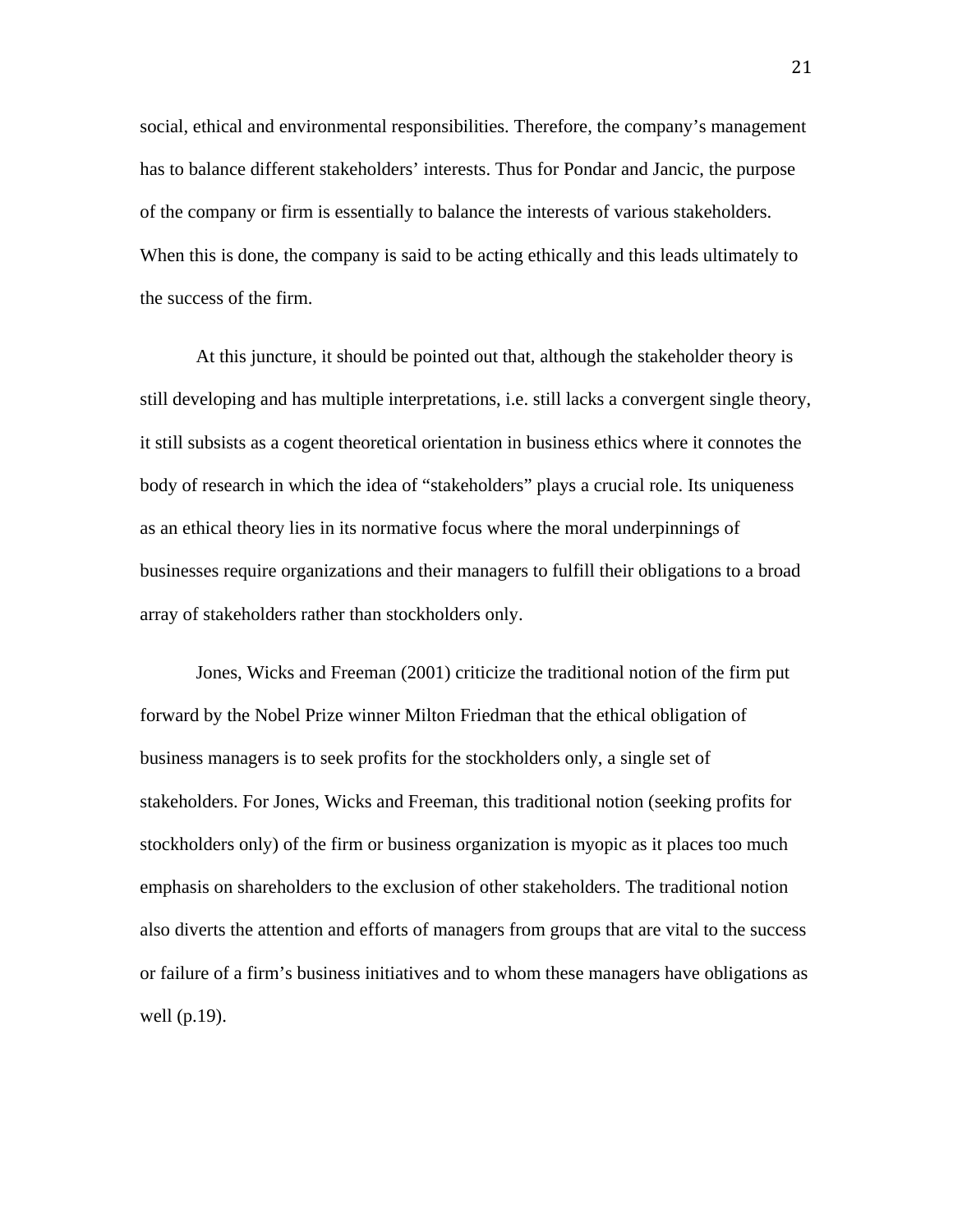social, ethical and environmental responsibilities. Therefore, the company's management has to balance different stakeholders' interests. Thus for Pondar and Jancic, the purpose of the company or firm is essentially to balance the interests of various stakeholders. When this is done, the company is said to be acting ethically and this leads ultimately to the success of the firm.

At this juncture, it should be pointed out that, although the stakeholder theory is still developing and has multiple interpretations, i.e. still lacks a convergent single theory, it still subsists as a cogent theoretical orientation in business ethics where it connotes the body of research in which the idea of "stakeholders" plays a crucial role. Its uniqueness as an ethical theory lies in its normative focus where the moral underpinnings of businesses require organizations and their managers to fulfill their obligations to a broad array of stakeholders rather than stockholders only.

Jones, Wicks and Freeman (2001) criticize the traditional notion of the firm put forward by the Nobel Prize winner Milton Friedman that the ethical obligation of business managers is to seek profits for the stockholders only, a single set of stakeholders. For Jones, Wicks and Freeman, this traditional notion (seeking profits for stockholders only) of the firm or business organization is myopic as it places too much emphasis on shareholders to the exclusion of other stakeholders. The traditional notion also diverts the attention and efforts of managers from groups that are vital to the success or failure of a firm's business initiatives and to whom these managers have obligations as well (p.19).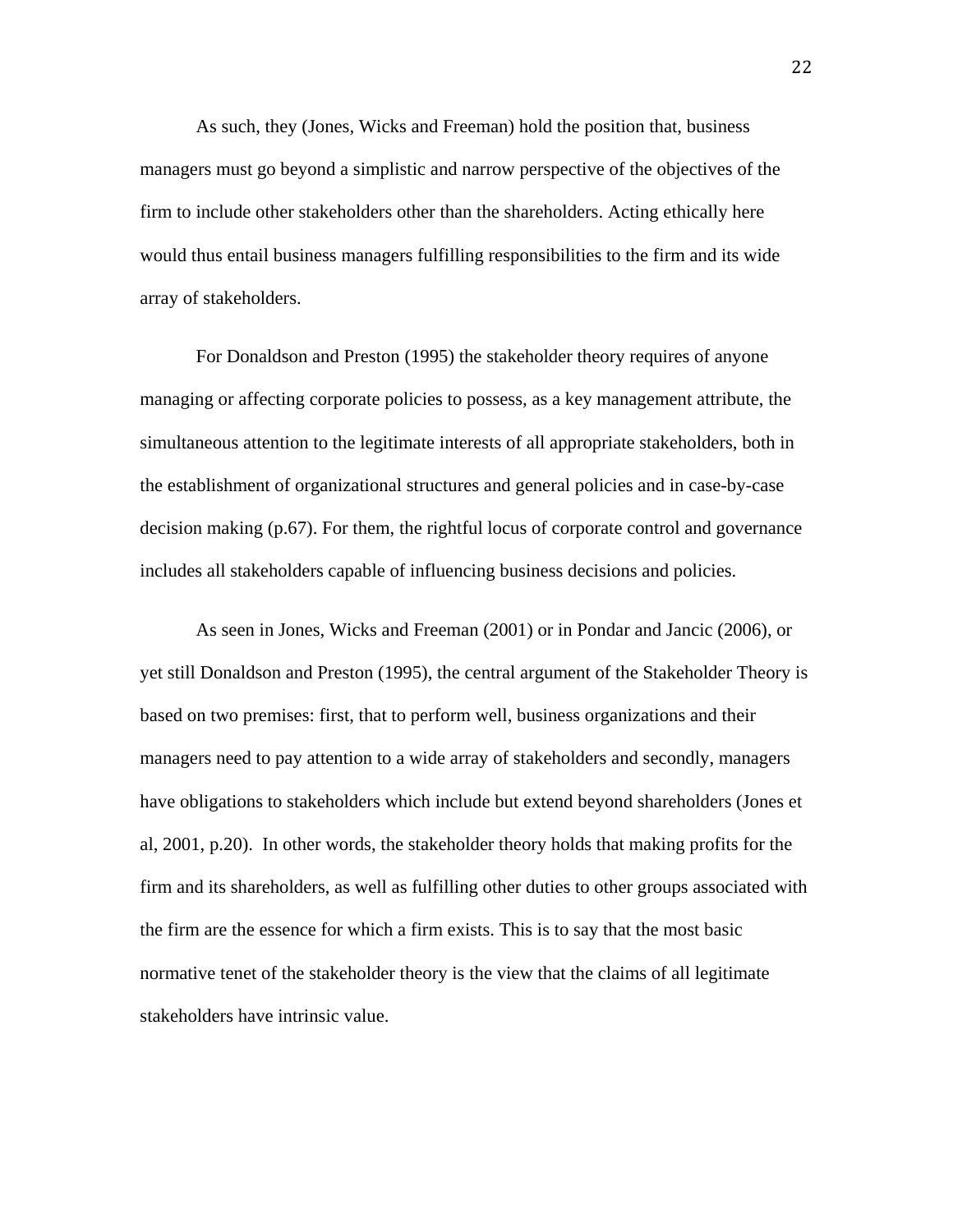As such, they (Jones, Wicks and Freeman) hold the position that, business managers must go beyond a simplistic and narrow perspective of the objectives of the firm to include other stakeholders other than the shareholders. Acting ethically here would thus entail business managers fulfilling responsibilities to the firm and its wide array of stakeholders.

For Donaldson and Preston (1995) the stakeholder theory requires of anyone managing or affecting corporate policies to possess, as a key management attribute, the simultaneous attention to the legitimate interests of all appropriate stakeholders, both in the establishment of organizational structures and general policies and in case-by-case decision making (p.67). For them, the rightful locus of corporate control and governance includes all stakeholders capable of influencing business decisions and policies.

As seen in Jones, Wicks and Freeman (2001) or in Pondar and Jancic (2006), or yet still Donaldson and Preston (1995), the central argument of the Stakeholder Theory is based on two premises: first, that to perform well, business organizations and their managers need to pay attention to a wide array of stakeholders and secondly, managers have obligations to stakeholders which include but extend beyond shareholders (Jones et al, 2001, p.20). In other words, the stakeholder theory holds that making profits for the firm and its shareholders, as well as fulfilling other duties to other groups associated with the firm are the essence for which a firm exists. This is to say that the most basic normative tenet of the stakeholder theory is the view that the claims of all legitimate stakeholders have intrinsic value.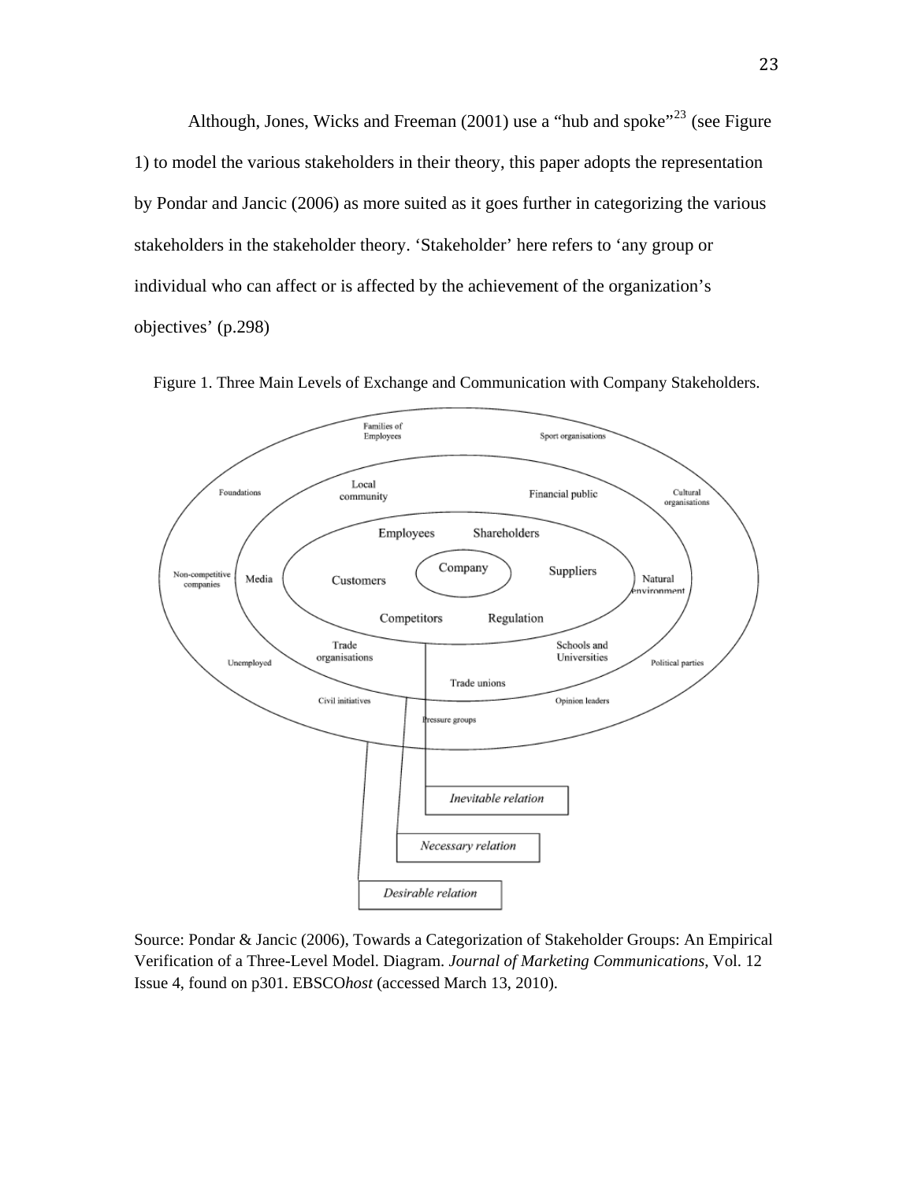Although, Jones, Wicks and Freeman (2001) use a "hub and spoke"[23] (see Figure 1) to model the various stakeholders in their theory, this paper adopts the representation by Pondar and Jancic (2006) as more suited as it goes further in categorizing the various stakeholders in the stakeholder theory. 'Stakeholder' here refers to 'any group or individual who can affect or is affected by the achievement of the organization's objectives' (p.298)

Figure 1. Three Main Levels of Exchange and Communication with Company Stakeholders.

Source: Pondar & Jancic (2006), Towards a Categorization of Stakeholder Groups: An Empirical Verification of a Three-Level Model. Diagram. *Journal of Marketing Communications,* Vol. 12 Issue 4, found on p301. EBSCO*host* (accessed March 13, 2010).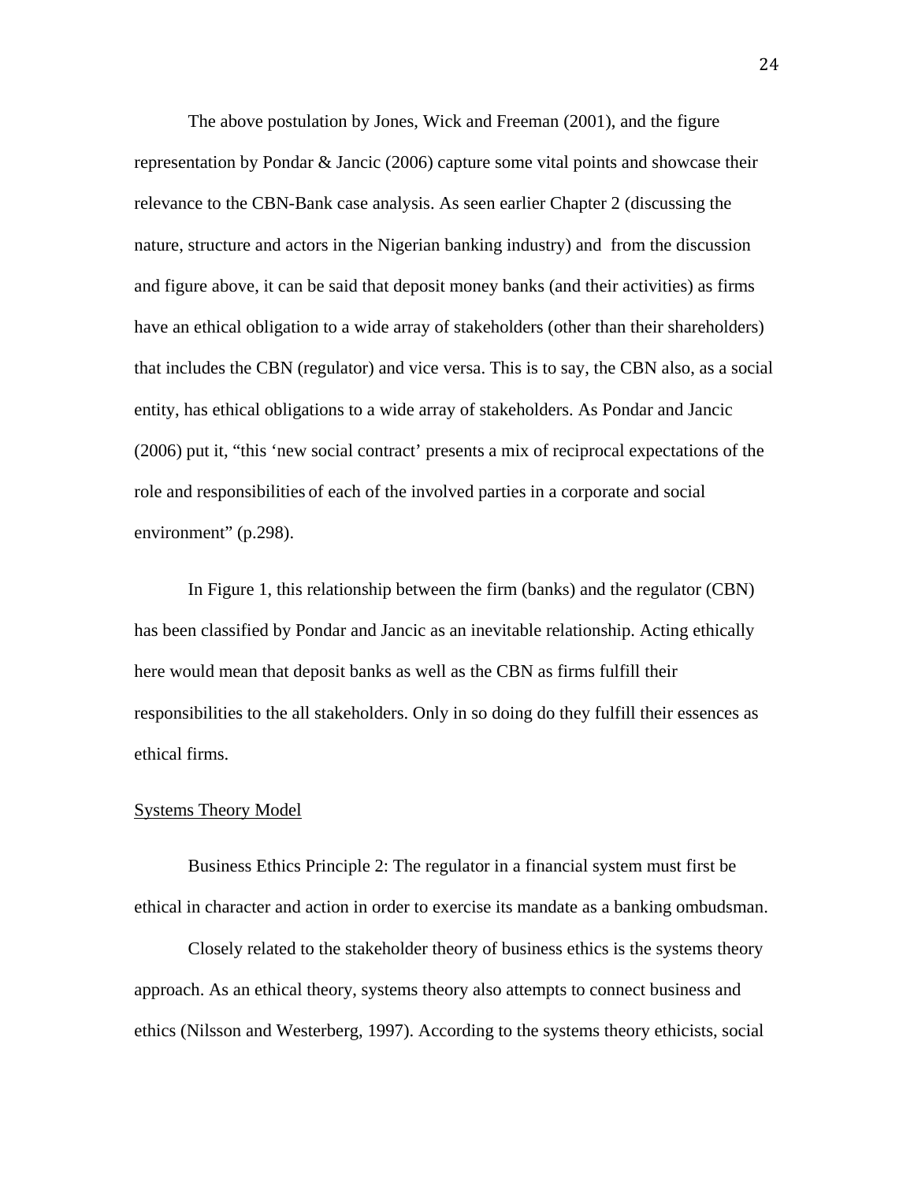The above postulation by Jones, Wick and Freeman (2001), and the figure representation by Pondar & Jancic (2006) capture some vital points and showcase their relevance to the CBN-Bank case analysis. As seen earlier Chapter 2 (discussing the nature, structure and actors in the Nigerian banking industry) and from the discussion and figure above, it can be said that deposit money banks (and their activities) as firms have an ethical obligation to a wide array of stakeholders (other than their shareholders) that includes the CBN (regulator) and vice versa. This is to say, the CBN also, as a social entity, has ethical obligations to a wide array of stakeholders. As Pondar and Jancic (2006) put it, "this 'new social contract' presents a mix of reciprocal expectations of the role and responsibilities of each of the involved parties in a corporate and social environment" (p.298).

In Figure 1, this relationship between the firm (banks) and the regulator (CBN) has been classified by Pondar and Jancic as an inevitable relationship. Acting ethically here would mean that deposit banks as well as the CBN as firms fulfill their responsibilities to the all stakeholders. Only in so doing do they fulfill their essences as ethical firms.

Systems Theory Model

Business Ethics Principle 2: The regulator in a financial system must first be ethical in character and action in order to exercise its mandate as a banking ombudsman.

Closely related to the stakeholder theory of business ethics is the systems theory approach. As an ethical theory, systems theory also attempts to connect business and ethics (Nilsson and Westerberg, 1997). According to the systems theory ethicists, social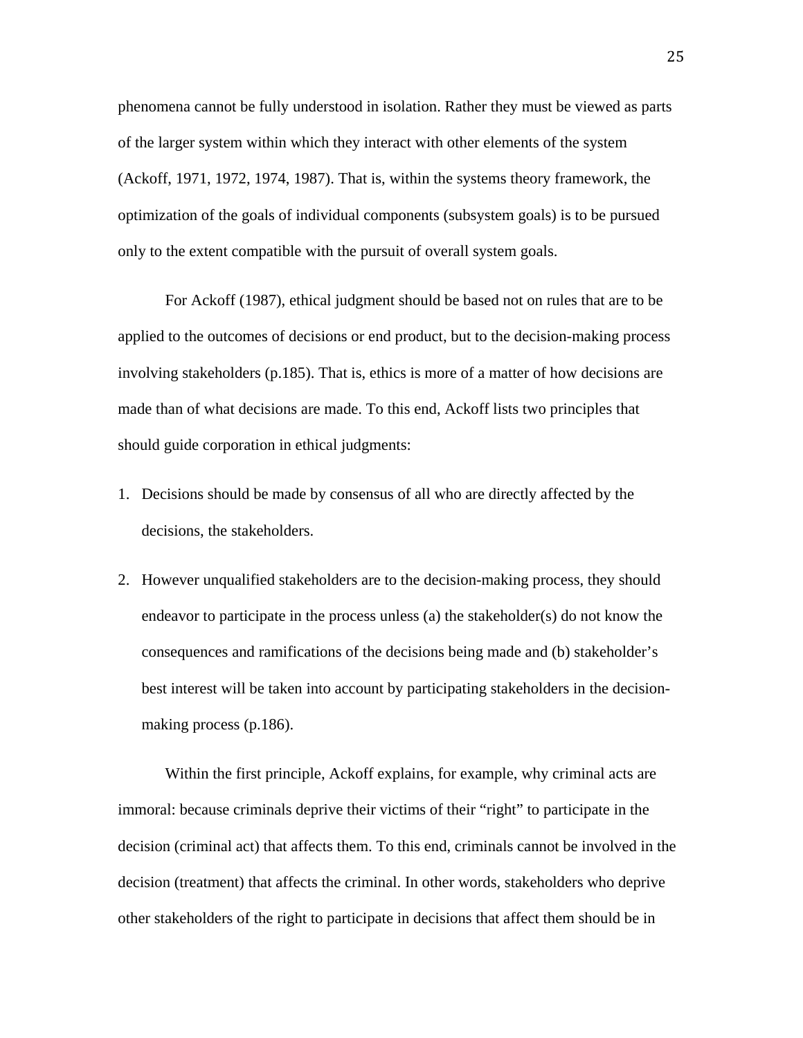phenomena cannot be fully understood in isolation. Rather they must be viewed as parts of the larger system within which they interact with other elements of the system (Ackoff, 1971, 1972, 1974, 1987). That is, within the systems theory framework, the optimization of the goals of individual components (subsystem goals) is to be pursued only to the extent compatible with the pursuit of overall system goals.

For Ackoff (1987), ethical judgment should be based not on rules that are to be applied to the outcomes of decisions or end product, but to the decision-making process involving stakeholders (p.185). That is, ethics is more of a matter of how decisions are made than of what decisions are made. To this end, Ackoff lists two principles that should guide corporation in ethical judgments:

1. Decisions should be made by consensus of all who are directly affected by the decisions, the stakeholders.
2. However unqualified stakeholders are to the decision-making process, they should endeavor to participate in the process unless (a) the stakeholder(s) do not know the consequences and ramifications of the decisions being made and (b) stakeholder's best interest will be taken into account by participating stakeholders in the decision-making process (p.186).

Within the first principle, Ackoff explains, for example, why criminal acts are immoral: because criminals deprive their victims of their "right" to participate in the decision (criminal act) that affects them. To this end, criminals cannot be involved in the decision (treatment) that affects the criminal. In other words, stakeholders who deprive other stakeholders of the right to participate in decisions that affect them should be in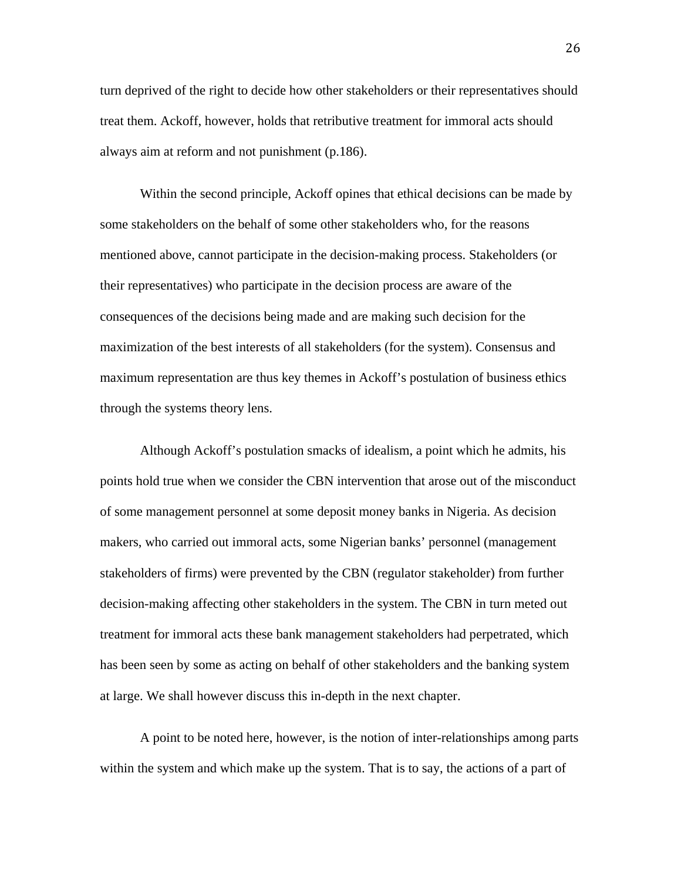turn deprived of the right to decide how other stakeholders or their representatives should treat them. Ackoff, however, holds that retributive treatment for immoral acts should always aim at reform and not punishment (p.186).

Within the second principle, Ackoff opines that ethical decisions can be made by some stakeholders on the behalf of some other stakeholders who, for the reasons mentioned above, cannot participate in the decision-making process. Stakeholders (or their representatives) who participate in the decision process are aware of the consequences of the decisions being made and are making such decision for the maximization of the best interests of all stakeholders (for the system). Consensus and maximum representation are thus key themes in Ackoff's postulation of business ethics through the systems theory lens.

Although Ackoff's postulation smacks of idealism, a point which he admits, his points hold true when we consider the CBN intervention that arose out of the misconduct of some management personnel at some deposit money banks in Nigeria. As decision makers, who carried out immoral acts, some Nigerian banks' personnel (management stakeholders of firms) were prevented by the CBN (regulator stakeholder) from further decision-making affecting other stakeholders in the system. The CBN in turn meted out treatment for immoral acts these bank management stakeholders had perpetrated, which has been seen by some as acting on behalf of other stakeholders and the banking system at large. We shall however discuss this in-depth in the next chapter.

A point to be noted here, however, is the notion of inter-relationships among parts within the system and which make up the system. That is to say, the actions of a part of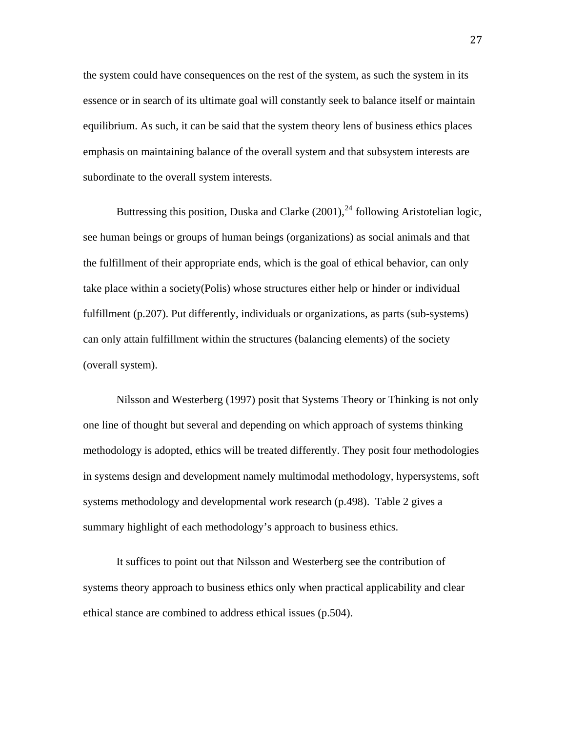the system could have consequences on the rest of the system, as such the system in its essence or in search of its ultimate goal will constantly seek to balance itself or maintain equilibrium. As such, it can be said that the system theory lens of business ethics places emphasis on maintaining balance of the overall system and that subsystem interests are subordinate to the overall system interests.

Buttressing this position, Duska and Clarke (2001),[24] following Aristotelian logic, see human beings or groups of human beings (organizations) as social animals and that the fulfillment of their appropriate ends, which is the goal of ethical behavior, can only take place within a society(Polis) whose structures either help or hinder or individual fulfillment (p.207). Put differently, individuals or organizations, as parts (sub-systems) can only attain fulfillment within the structures (balancing elements) of the society (overall system).

Nilsson and Westerberg (1997) posit that Systems Theory or Thinking is not only one line of thought but several and depending on which approach of systems thinking methodology is adopted, ethics will be treated differently. They posit four methodologies in systems design and development namely multimodal methodology, hypersystems, soft systems methodology and developmental work research (p.498). Table 2 gives a summary highlight of each methodology's approach to business ethics.

It suffices to point out that Nilsson and Westerberg see the contribution of systems theory approach to business ethics only when practical applicability and clear ethical stance are combined to address ethical issues (p.504).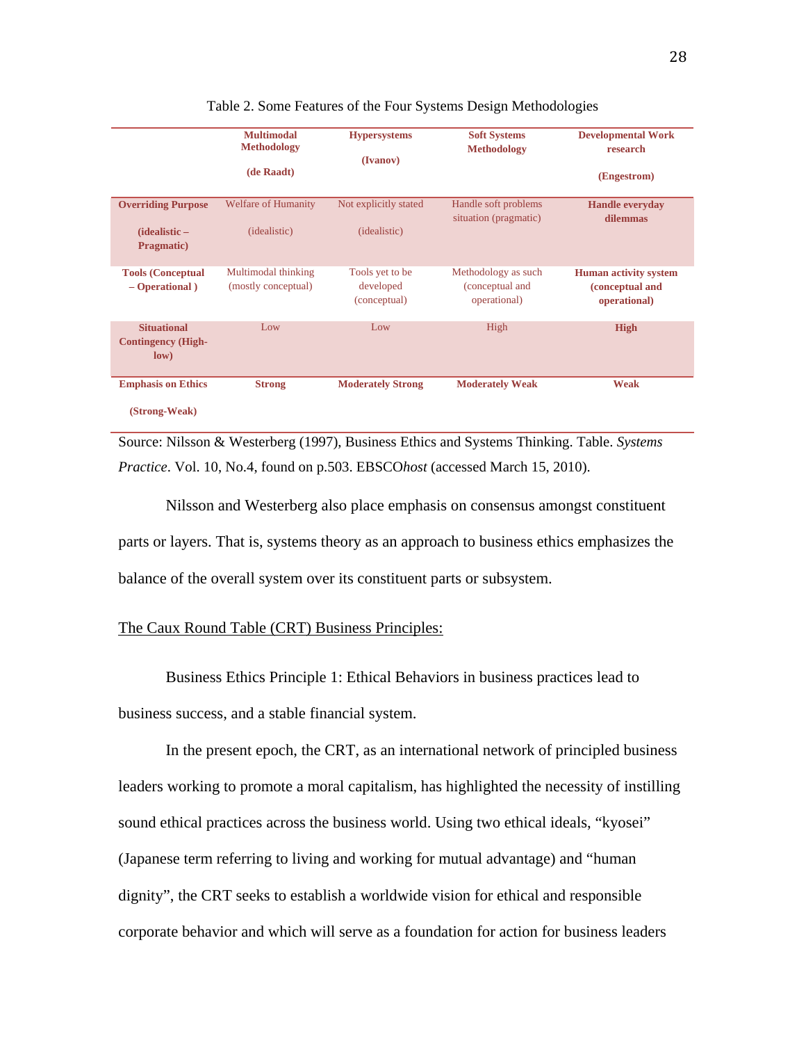Table 2. Some Features of the Four Systems Design Methodologies

| | Multimodal Methodology (de Raadt) | Hypersystems (Ivanov) | Soft Systems Methodology | Developmental Work research (Engestrom) |
|---|---|---|---|---|
| **Overriding Purpose (idealistic – Pragmatic)** | Welfare of Humanity (idealistic) | Not explicitly stated (idealistic) | Handle soft problems situation (pragmatic) | **Handle everyday dilemmas** |
| **Tools (Conceptual – Operational )** | Multimodal thinking (mostly conceptual) | Tools yet to be developed (conceptual) | Methodology as such (conceptual and operational) | **Human activity system (conceptual and operational)** |
| **Situational Contingency (High-low)** | Low | Low | High | **High** |
| **Emphasis on Ethics (Strong-Weak)** | **Strong** | **Moderately Strong** | **Moderately Weak** | **Weak** |

Source: Nilsson & Westerberg (1997), Business Ethics and Systems Thinking. Table. *Systems Practice*. Vol. 10, No.4, found on p.503. EBSCO*host* (accessed March 15, 2010).

Nilsson and Westerberg also place emphasis on consensus amongst constituent parts or layers. That is, systems theory as an approach to business ethics emphasizes the balance of the overall system over its constituent parts or subsystem.

<u>The Caux Round Table (CRT) Business Principles:</u>

Business Ethics Principle 1: Ethical Behaviors in business practices lead to business success, and a stable financial system.

In the present epoch, the CRT, as an international network of principled business leaders working to promote a moral capitalism, has highlighted the necessity of instilling sound ethical practices across the business world. Using two ethical ideals, "kyosei" (Japanese term referring to living and working for mutual advantage) and "human dignity", the CRT seeks to establish a worldwide vision for ethical and responsible corporate behavior and which will serve as a foundation for action for business leaders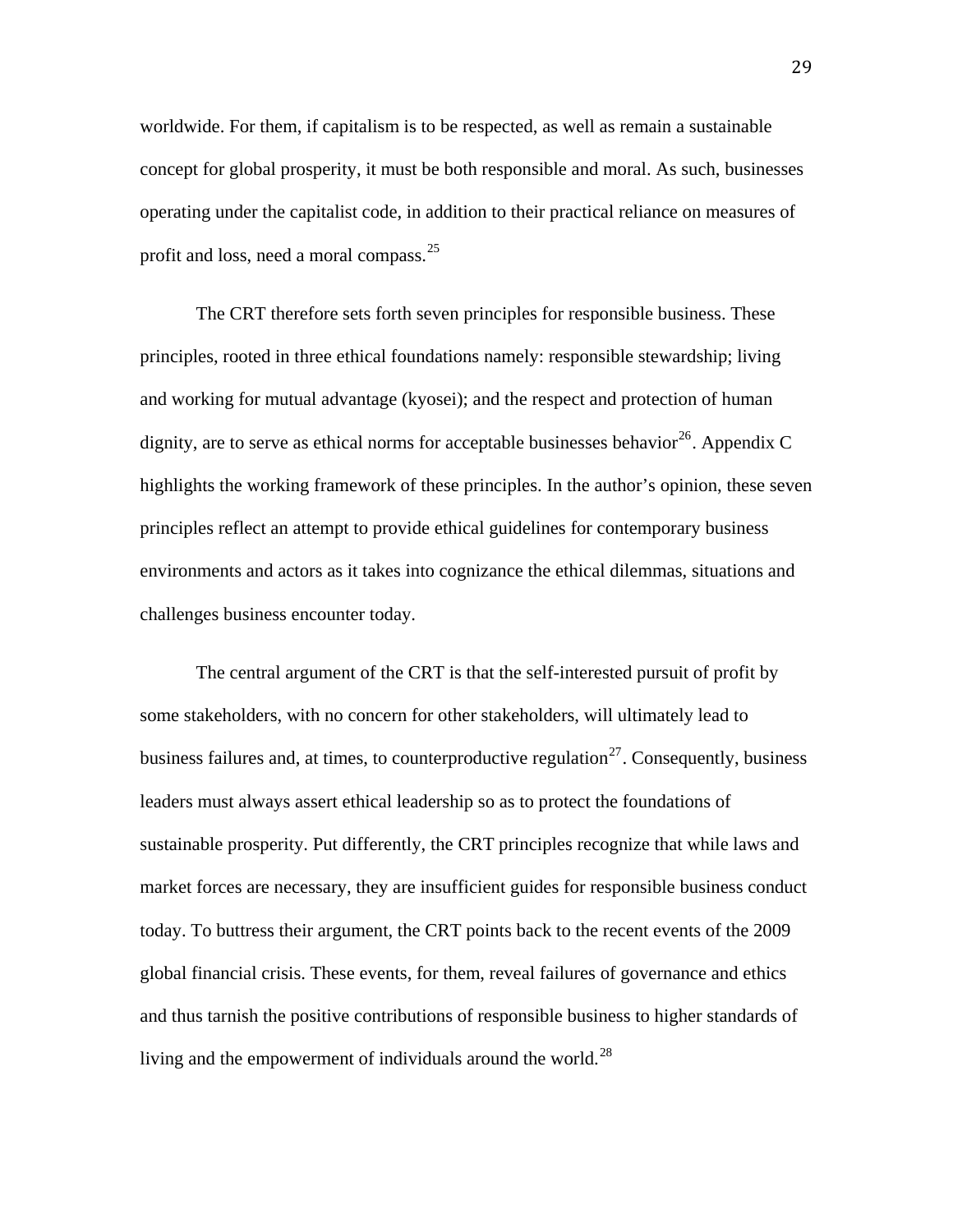worldwide. For them, if capitalism is to be respected, as well as remain a sustainable concept for global prosperity, it must be both responsible and moral. As such, businesses operating under the capitalist code, in addition to their practical reliance on measures of profit and loss, need a moral compass.[25]

The CRT therefore sets forth seven principles for responsible business. These principles, rooted in three ethical foundations namely: responsible stewardship; living and working for mutual advantage (kyosei); and the respect and protection of human dignity, are to serve as ethical norms for acceptable businesses behavior[26]. Appendix C highlights the working framework of these principles. In the author's opinion, these seven principles reflect an attempt to provide ethical guidelines for contemporary business environments and actors as it takes into cognizance the ethical dilemmas, situations and challenges business encounter today.

The central argument of the CRT is that the self-interested pursuit of profit by some stakeholders, with no concern for other stakeholders, will ultimately lead to business failures and, at times, to counterproductive regulation[27]. Consequently, business leaders must always assert ethical leadership so as to protect the foundations of sustainable prosperity. Put differently, the CRT principles recognize that while laws and market forces are necessary, they are insufficient guides for responsible business conduct today. To buttress their argument, the CRT points back to the recent events of the 2009 global financial crisis. These events, for them, reveal failures of governance and ethics and thus tarnish the positive contributions of responsible business to higher standards of living and the empowerment of individuals around the world.[28]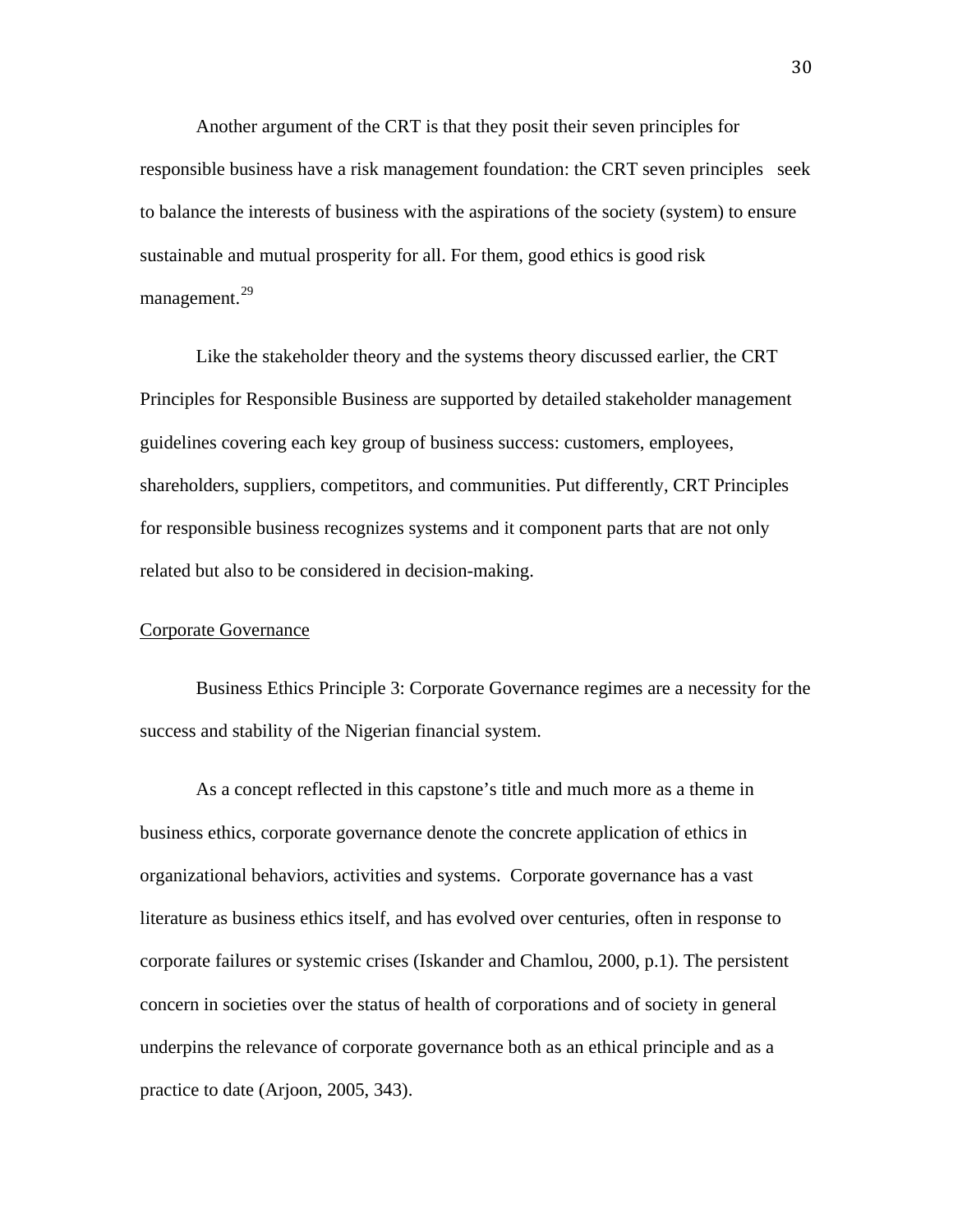Another argument of the CRT is that they posit their seven principles for responsible business have a risk management foundation: the CRT seven principles seek to balance the interests of business with the aspirations of the society (system) to ensure sustainable and mutual prosperity for all. For them, good ethics is good risk management.[29]

Like the stakeholder theory and the systems theory discussed earlier, the CRT Principles for Responsible Business are supported by detailed stakeholder management guidelines covering each key group of business success: customers, employees, shareholders, suppliers, competitors, and communities. Put differently, CRT Principles for responsible business recognizes systems and it component parts that are not only related but also to be considered in decision-making.

## Corporate Governance

Business Ethics Principle 3: Corporate Governance regimes are a necessity for the success and stability of the Nigerian financial system.

As a concept reflected in this capstone's title and much more as a theme in business ethics, corporate governance denote the concrete application of ethics in organizational behaviors, activities and systems. Corporate governance has a vast literature as business ethics itself, and has evolved over centuries, often in response to corporate failures or systemic crises (Iskander and Chamlou, 2000, p.1). The persistent concern in societies over the status of health of corporations and of society in general underpins the relevance of corporate governance both as an ethical principle and as a practice to date (Arjoon, 2005, 343).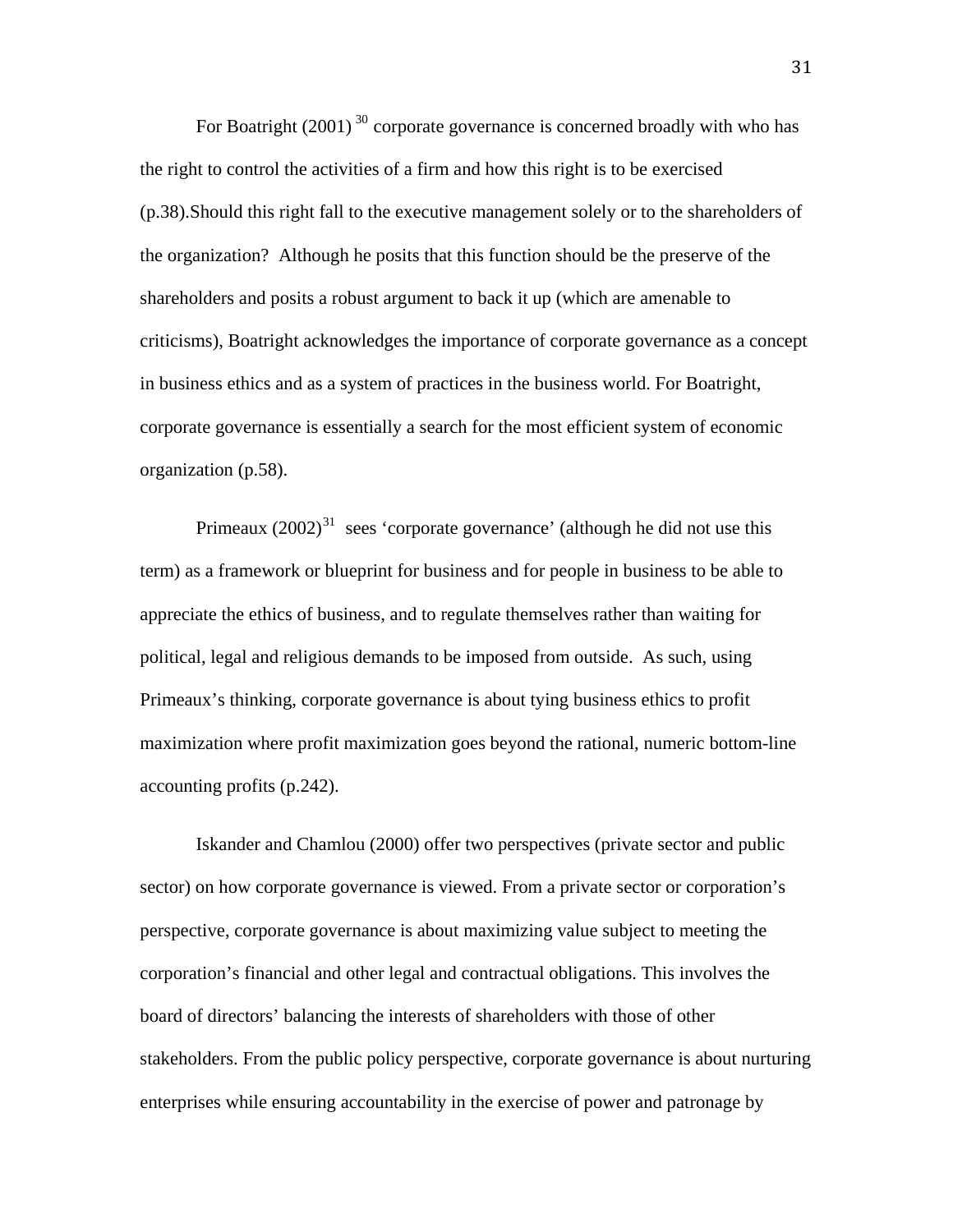For Boatright (2001) [30] corporate governance is concerned broadly with who has the right to control the activities of a firm and how this right is to be exercised (p.38).Should this right fall to the executive management solely or to the shareholders of the organization? Although he posits that this function should be the preserve of the shareholders and posits a robust argument to back it up (which are amenable to criticisms), Boatright acknowledges the importance of corporate governance as a concept in business ethics and as a system of practices in the business world. For Boatright, corporate governance is essentially a search for the most efficient system of economic organization (p.58).

Primeaux (2002)[31] sees 'corporate governance' (although he did not use this term) as a framework or blueprint for business and for people in business to be able to appreciate the ethics of business, and to regulate themselves rather than waiting for political, legal and religious demands to be imposed from outside. As such, using Primeaux's thinking, corporate governance is about tying business ethics to profit maximization where profit maximization goes beyond the rational, numeric bottom-line accounting profits (p.242).

Iskander and Chamlou (2000) offer two perspectives (private sector and public sector) on how corporate governance is viewed. From a private sector or corporation's perspective, corporate governance is about maximizing value subject to meeting the corporation's financial and other legal and contractual obligations. This involves the board of directors' balancing the interests of shareholders with those of other stakeholders. From the public policy perspective, corporate governance is about nurturing enterprises while ensuring accountability in the exercise of power and patronage by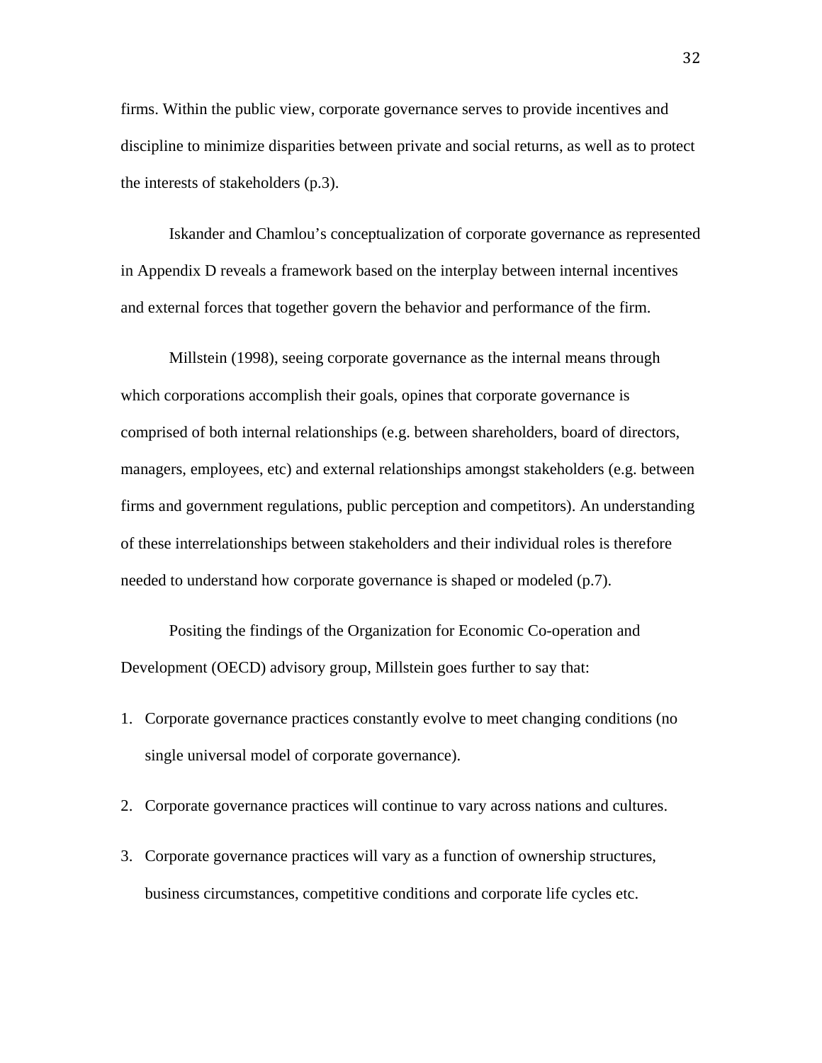firms. Within the public view, corporate governance serves to provide incentives and discipline to minimize disparities between private and social returns, as well as to protect the interests of stakeholders (p.3).

Iskander and Chamlou's conceptualization of corporate governance as represented in Appendix D reveals a framework based on the interplay between internal incentives and external forces that together govern the behavior and performance of the firm.

Millstein (1998), seeing corporate governance as the internal means through which corporations accomplish their goals, opines that corporate governance is comprised of both internal relationships (e.g. between shareholders, board of directors, managers, employees, etc) and external relationships amongst stakeholders (e.g. between firms and government regulations, public perception and competitors). An understanding of these interrelationships between stakeholders and their individual roles is therefore needed to understand how corporate governance is shaped or modeled (p.7).

Positing the findings of the Organization for Economic Co-operation and Development (OECD) advisory group, Millstein goes further to say that:

1. Corporate governance practices constantly evolve to meet changing conditions (no single universal model of corporate governance).
2. Corporate governance practices will continue to vary across nations and cultures.
3. Corporate governance practices will vary as a function of ownership structures, business circumstances, competitive conditions and corporate life cycles etc.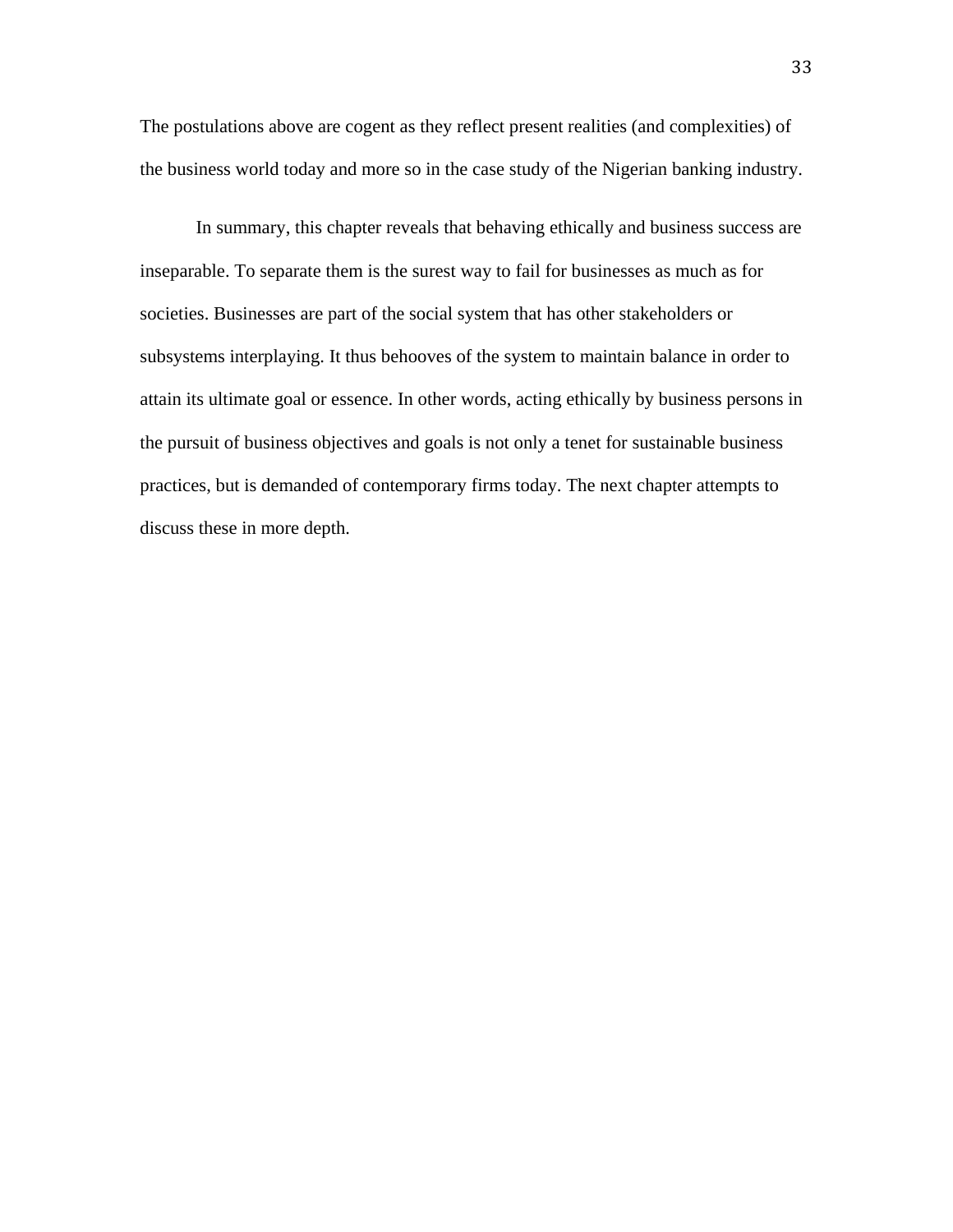The postulations above are cogent as they reflect present realities (and complexities) of the business world today and more so in the case study of the Nigerian banking industry.

In summary, this chapter reveals that behaving ethically and business success are inseparable. To separate them is the surest way to fail for businesses as much as for societies. Businesses are part of the social system that has other stakeholders or subsystems interplaying. It thus behooves of the system to maintain balance in order to attain its ultimate goal or essence. In other words, acting ethically by business persons in the pursuit of business objectives and goals is not only a tenet for sustainable business practices, but is demanded of contemporary firms today. The next chapter attempts to discuss these in more depth.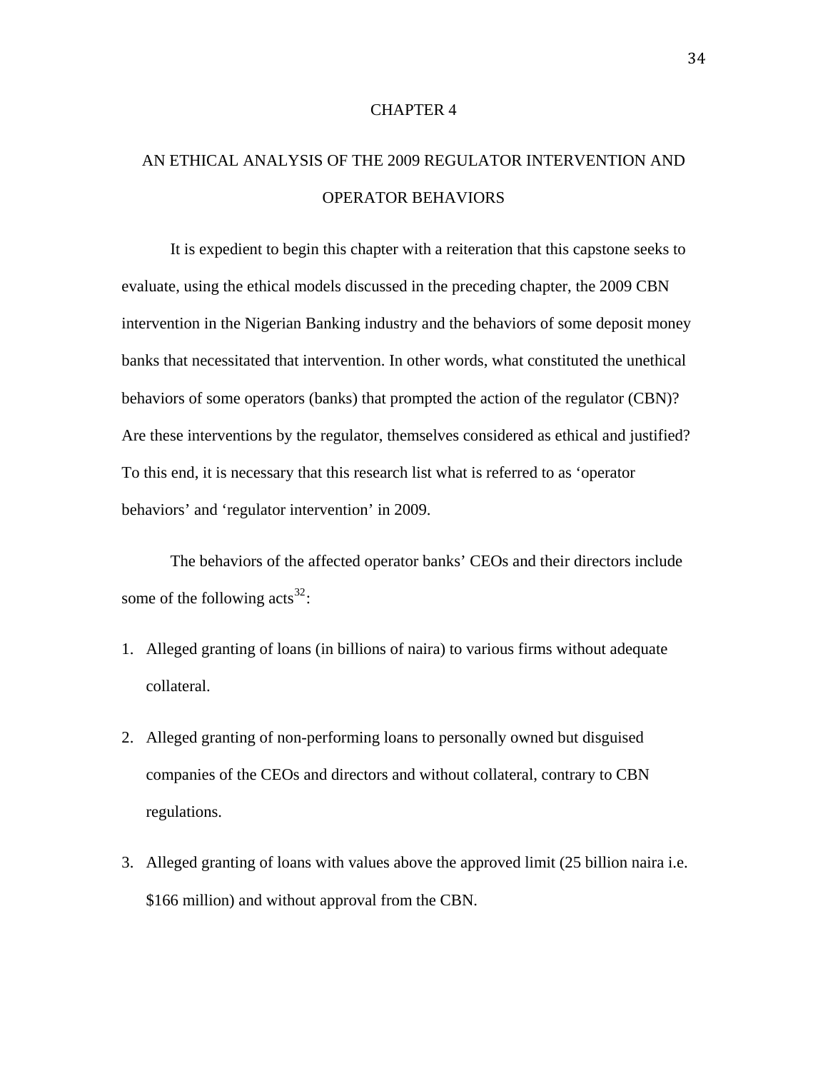# CHAPTER 4

## AN ETHICAL ANALYSIS OF THE 2009 REGULATOR INTERVENTION AND OPERATOR BEHAVIORS

It is expedient to begin this chapter with a reiteration that this capstone seeks to evaluate, using the ethical models discussed in the preceding chapter, the 2009 CBN intervention in the Nigerian Banking industry and the behaviors of some deposit money banks that necessitated that intervention. In other words, what constituted the unethical behaviors of some operators (banks) that prompted the action of the regulator (CBN)? Are these interventions by the regulator, themselves considered as ethical and justified? To this end, it is necessary that this research list what is referred to as 'operator behaviors' and 'regulator intervention' in 2009.

The behaviors of the affected operator banks' CEOs and their directors include some of the following acts[32]:

1. Alleged granting of loans (in billions of naira) to various firms without adequate collateral.

2. Alleged granting of non-performing loans to personally owned but disguised companies of the CEOs and directors and without collateral, contrary to CBN regulations.

3. Alleged granting of loans with values above the approved limit (25 billion naira i.e. $166 million) and without approval from the CBN.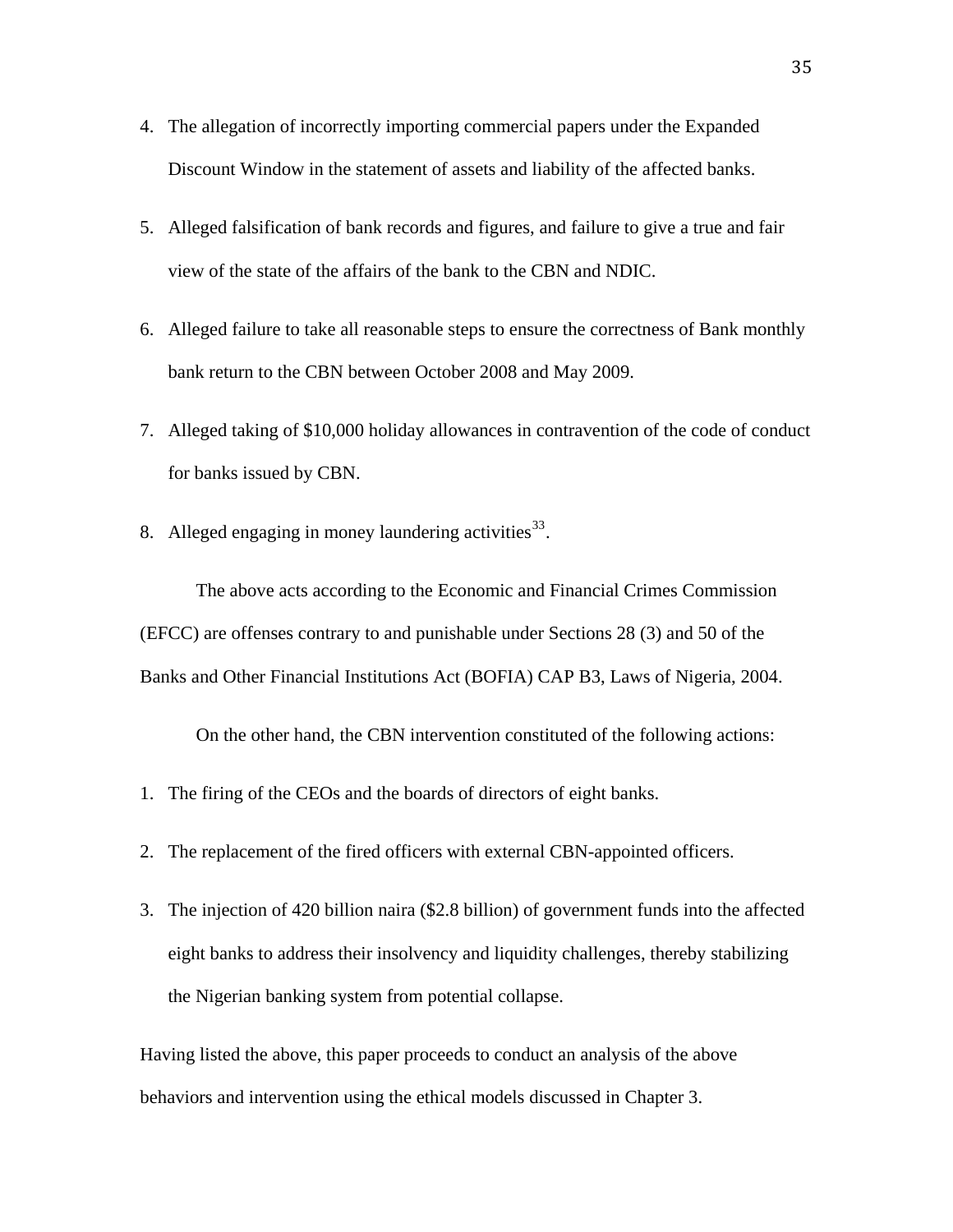4. The allegation of incorrectly importing commercial papers under the Expanded Discount Window in the statement of assets and liability of the affected banks.

5. Alleged falsification of bank records and figures, and failure to give a true and fair view of the state of the affairs of the bank to the CBN and NDIC.

6. Alleged failure to take all reasonable steps to ensure the correctness of Bank monthly bank return to the CBN between October 2008 and May 2009.

7. Alleged taking of $10,000 holiday allowances in contravention of the code of conduct for banks issued by CBN.

8. Alleged engaging in money laundering activities[33].

The above acts according to the Economic and Financial Crimes Commission (EFCC) are offenses contrary to and punishable under Sections 28 (3) and 50 of the Banks and Other Financial Institutions Act (BOFIA) CAP B3, Laws of Nigeria, 2004.

On the other hand, the CBN intervention constituted of the following actions:

1. The firing of the CEOs and the boards of directors of eight banks.

2. The replacement of the fired officers with external CBN-appointed officers.

3. The injection of 420 billion naira ($2.8 billion) of government funds into the affected eight banks to address their insolvency and liquidity challenges, thereby stabilizing the Nigerian banking system from potential collapse.

Having listed the above, this paper proceeds to conduct an analysis of the above behaviors and intervention using the ethical models discussed in Chapter 3.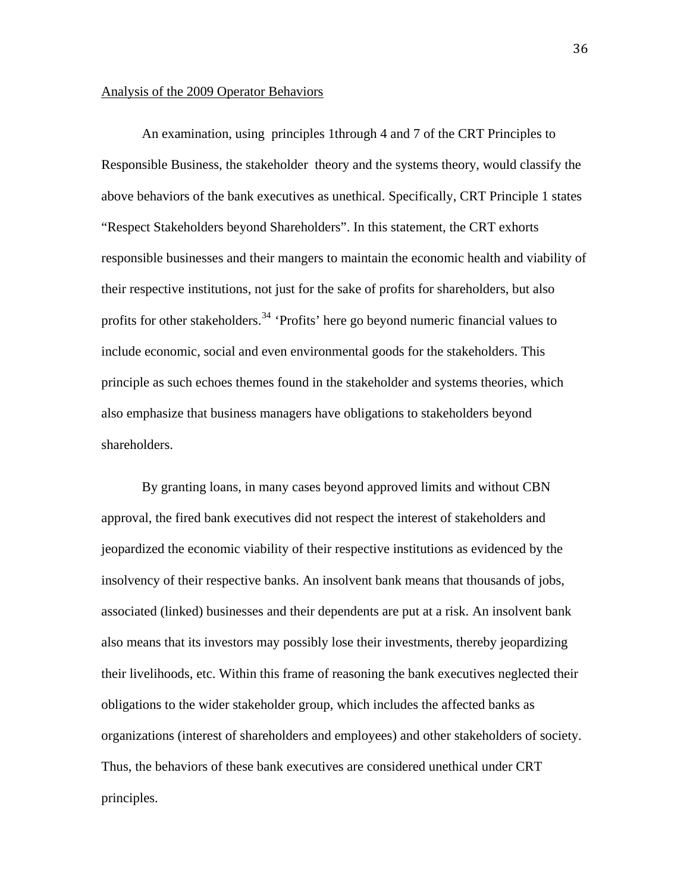<u>Analysis of the 2009 Operator Behaviors</u>

An examination, using principles 1through 4 and 7 of the CRT Principles to Responsible Business, the stakeholder theory and the systems theory, would classify the above behaviors of the bank executives as unethical. Specifically, CRT Principle 1 states "Respect Stakeholders beyond Shareholders". In this statement, the CRT exhorts responsible businesses and their mangers to maintain the economic health and viability of their respective institutions, not just for the sake of profits for shareholders, but also profits for other stakeholders.[34] 'Profits' here go beyond numeric financial values to include economic, social and even environmental goods for the stakeholders. This principle as such echoes themes found in the stakeholder and systems theories, which also emphasize that business managers have obligations to stakeholders beyond shareholders.

By granting loans, in many cases beyond approved limits and without CBN approval, the fired bank executives did not respect the interest of stakeholders and jeopardized the economic viability of their respective institutions as evidenced by the insolvency of their respective banks. An insolvent bank means that thousands of jobs, associated (linked) businesses and their dependents are put at a risk. An insolvent bank also means that its investors may possibly lose their investments, thereby jeopardizing their livelihoods, etc. Within this frame of reasoning the bank executives neglected their obligations to the wider stakeholder group, which includes the affected banks as organizations (interest of shareholders and employees) and other stakeholders of society. Thus, the behaviors of these bank executives are considered unethical under CRT principles.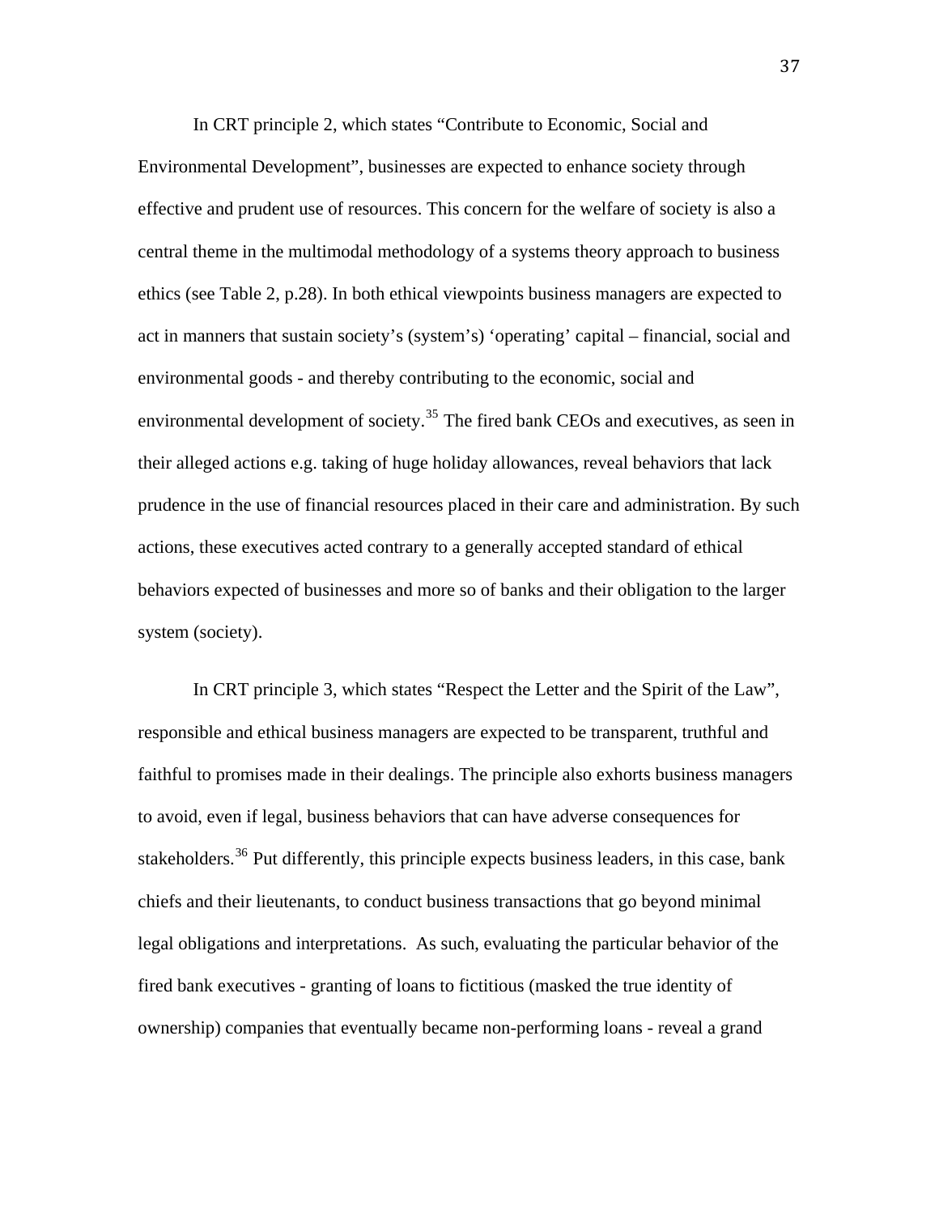In CRT principle 2, which states "Contribute to Economic, Social and Environmental Development", businesses are expected to enhance society through effective and prudent use of resources. This concern for the welfare of society is also a central theme in the multimodal methodology of a systems theory approach to business ethics (see Table 2, p.28). In both ethical viewpoints business managers are expected to act in manners that sustain society's (system's) 'operating' capital – financial, social and environmental goods - and thereby contributing to the economic, social and environmental development of society.[35] The fired bank CEOs and executives, as seen in their alleged actions e.g. taking of huge holiday allowances, reveal behaviors that lack prudence in the use of financial resources placed in their care and administration. By such actions, these executives acted contrary to a generally accepted standard of ethical behaviors expected of businesses and more so of banks and their obligation to the larger system (society).

In CRT principle 3, which states "Respect the Letter and the Spirit of the Law", responsible and ethical business managers are expected to be transparent, truthful and faithful to promises made in their dealings. The principle also exhorts business managers to avoid, even if legal, business behaviors that can have adverse consequences for stakeholders.[36] Put differently, this principle expects business leaders, in this case, bank chiefs and their lieutenants, to conduct business transactions that go beyond minimal legal obligations and interpretations. As such, evaluating the particular behavior of the fired bank executives - granting of loans to fictitious (masked the true identity of ownership) companies that eventually became non-performing loans - reveal a grand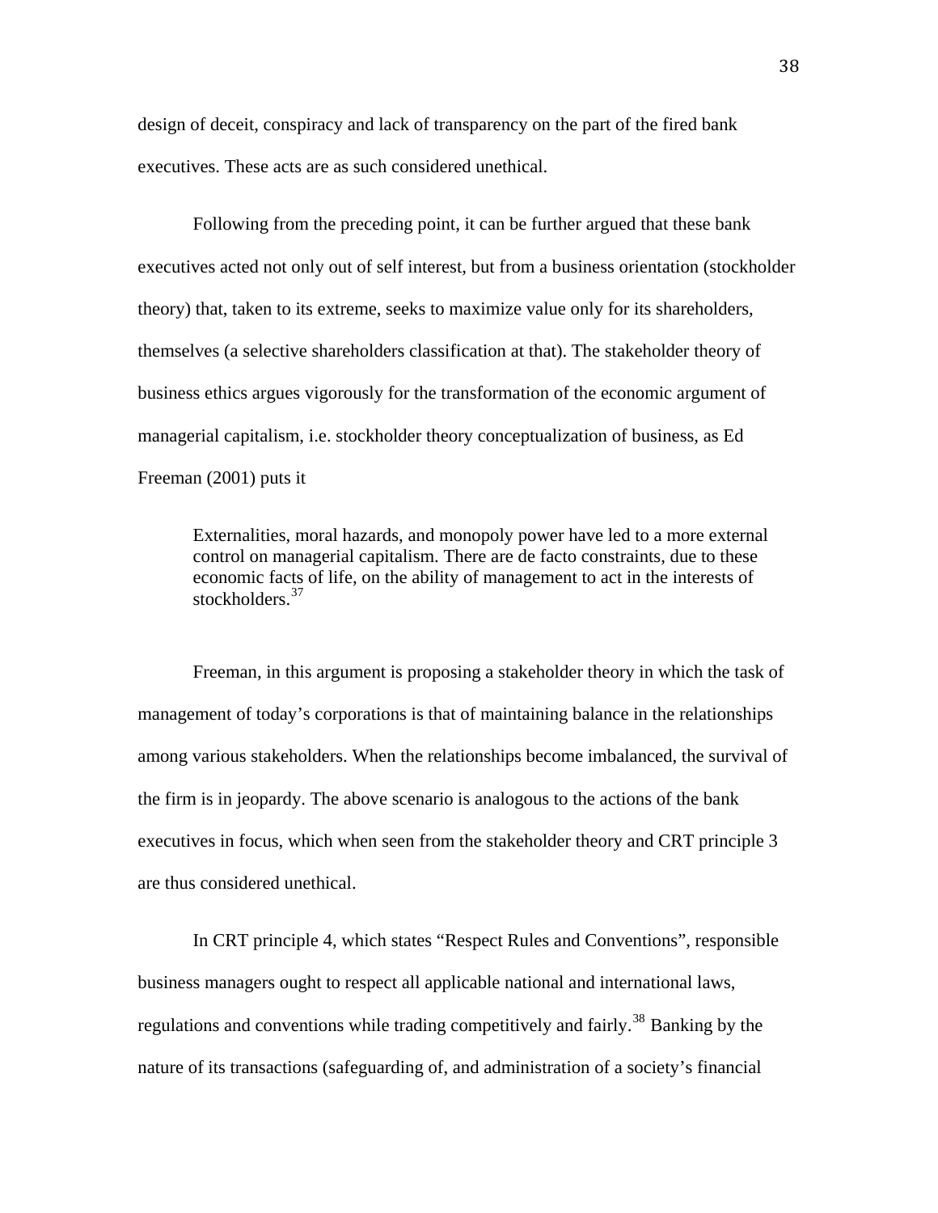design of deceit, conspiracy and lack of transparency on the part of the fired bank executives. These acts are as such considered unethical.

Following from the preceding point, it can be further argued that these bank executives acted not only out of self interest, but from a business orientation (stockholder theory) that, taken to its extreme, seeks to maximize value only for its shareholders, themselves (a selective shareholders classification at that). The stakeholder theory of business ethics argues vigorously for the transformation of the economic argument of managerial capitalism, i.e. stockholder theory conceptualization of business, as Ed Freeman (2001) puts it

> Externalities, moral hazards, and monopoly power have led to a more external control on managerial capitalism. There are de facto constraints, due to these economic facts of life, on the ability of management to act in the interests of stockholders.[37]

Freeman, in this argument is proposing a stakeholder theory in which the task of management of today's corporations is that of maintaining balance in the relationships among various stakeholders. When the relationships become imbalanced, the survival of the firm is in jeopardy. The above scenario is analogous to the actions of the bank executives in focus, which when seen from the stakeholder theory and CRT principle 3 are thus considered unethical.

In CRT principle 4, which states "Respect Rules and Conventions", responsible business managers ought to respect all applicable national and international laws, regulations and conventions while trading competitively and fairly.[38] Banking by the nature of its transactions (safeguarding of, and administration of a society's financial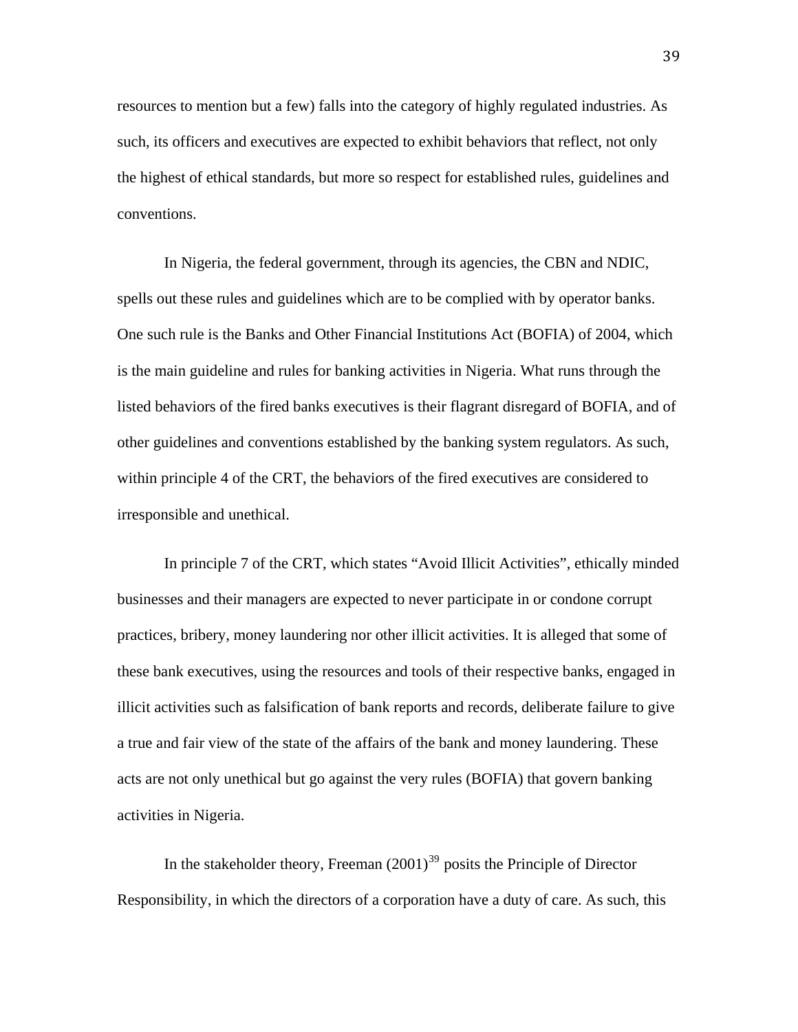resources to mention but a few) falls into the category of highly regulated industries. As such, its officers and executives are expected to exhibit behaviors that reflect, not only the highest of ethical standards, but more so respect for established rules, guidelines and conventions.

In Nigeria, the federal government, through its agencies, the CBN and NDIC, spells out these rules and guidelines which are to be complied with by operator banks. One such rule is the Banks and Other Financial Institutions Act (BOFIA) of 2004, which is the main guideline and rules for banking activities in Nigeria. What runs through the listed behaviors of the fired banks executives is their flagrant disregard of BOFIA, and of other guidelines and conventions established by the banking system regulators. As such, within principle 4 of the CRT, the behaviors of the fired executives are considered to irresponsible and unethical.

In principle 7 of the CRT, which states "Avoid Illicit Activities", ethically minded businesses and their managers are expected to never participate in or condone corrupt practices, bribery, money laundering nor other illicit activities. It is alleged that some of these bank executives, using the resources and tools of their respective banks, engaged in illicit activities such as falsification of bank reports and records, deliberate failure to give a true and fair view of the state of the affairs of the bank and money laundering. These acts are not only unethical but go against the very rules (BOFIA) that govern banking activities in Nigeria.

In the stakeholder theory, Freeman (2001)[39] posits the Principle of Director Responsibility, in which the directors of a corporation have a duty of care. As such, this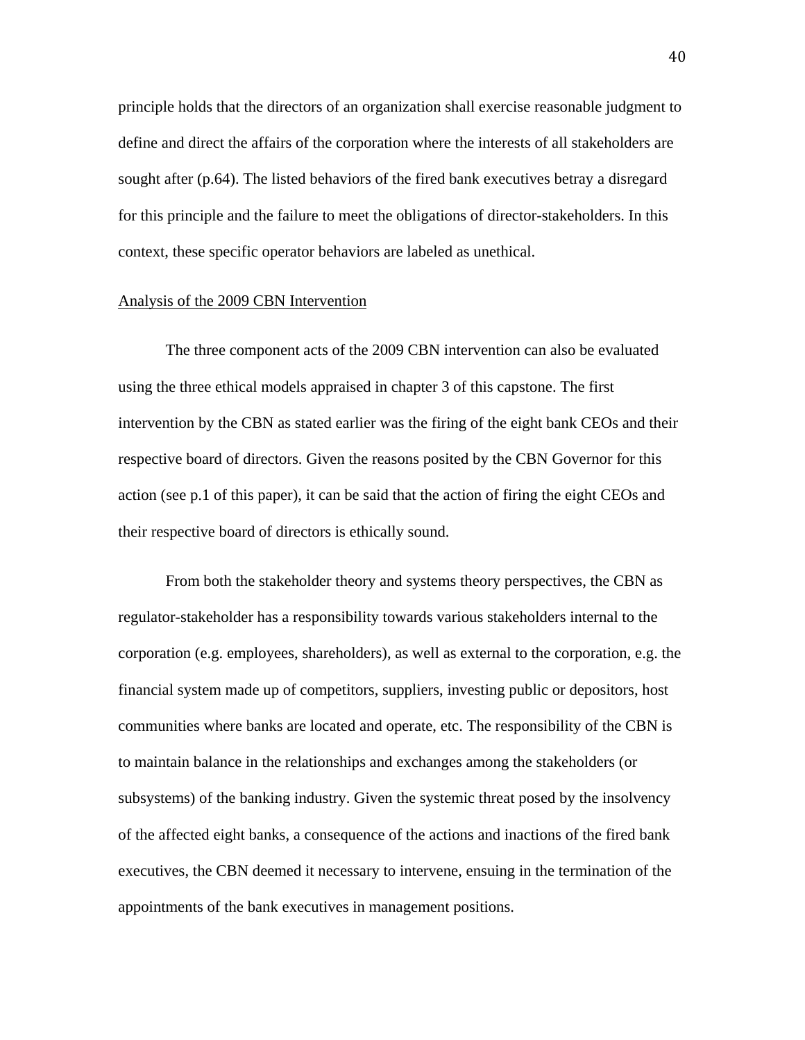principle holds that the directors of an organization shall exercise reasonable judgment to define and direct the affairs of the corporation where the interests of all stakeholders are sought after (p.64). The listed behaviors of the fired bank executives betray a disregard for this principle and the failure to meet the obligations of director-stakeholders. In this context, these specific operator behaviors are labeled as unethical.

<u>Analysis of the 2009 CBN Intervention</u>

The three component acts of the 2009 CBN intervention can also be evaluated using the three ethical models appraised in chapter 3 of this capstone. The first intervention by the CBN as stated earlier was the firing of the eight bank CEOs and their respective board of directors. Given the reasons posited by the CBN Governor for this action (see p.1 of this paper), it can be said that the action of firing the eight CEOs and their respective board of directors is ethically sound.

From both the stakeholder theory and systems theory perspectives, the CBN as regulator-stakeholder has a responsibility towards various stakeholders internal to the corporation (e.g. employees, shareholders), as well as external to the corporation, e.g. the financial system made up of competitors, suppliers, investing public or depositors, host communities where banks are located and operate, etc. The responsibility of the CBN is to maintain balance in the relationships and exchanges among the stakeholders (or subsystems) of the banking industry. Given the systemic threat posed by the insolvency of the affected eight banks, a consequence of the actions and inactions of the fired bank executives, the CBN deemed it necessary to intervene, ensuing in the termination of the appointments of the bank executives in management positions.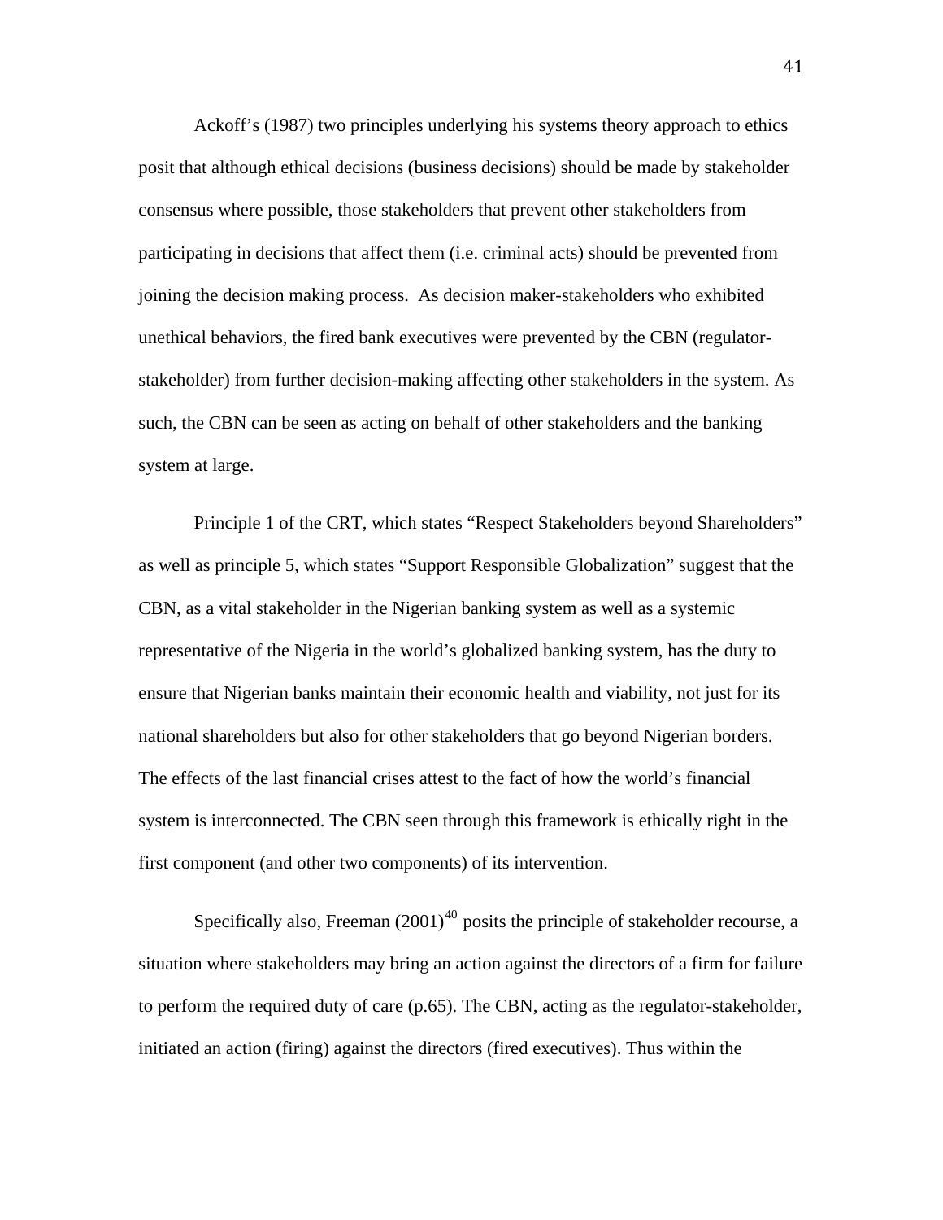Ackoff's (1987) two principles underlying his systems theory approach to ethics posit that although ethical decisions (business decisions) should be made by stakeholder consensus where possible, those stakeholders that prevent other stakeholders from participating in decisions that affect them (i.e. criminal acts) should be prevented from joining the decision making process. As decision maker-stakeholders who exhibited unethical behaviors, the fired bank executives were prevented by the CBN (regulator-stakeholder) from further decision-making affecting other stakeholders in the system. As such, the CBN can be seen as acting on behalf of other stakeholders and the banking system at large.

Principle 1 of the CRT, which states "Respect Stakeholders beyond Shareholders" as well as principle 5, which states "Support Responsible Globalization" suggest that the CBN, as a vital stakeholder in the Nigerian banking system as well as a systemic representative of the Nigeria in the world's globalized banking system, has the duty to ensure that Nigerian banks maintain their economic health and viability, not just for its national shareholders but also for other stakeholders that go beyond Nigerian borders. The effects of the last financial crises attest to the fact of how the world's financial system is interconnected. The CBN seen through this framework is ethically right in the first component (and other two components) of its intervention.

Specifically also, Freeman (2001)[40] posits the principle of stakeholder recourse, a situation where stakeholders may bring an action against the directors of a firm for failure to perform the required duty of care (p.65). The CBN, acting as the regulator-stakeholder, initiated an action (firing) against the directors (fired executives). Thus within the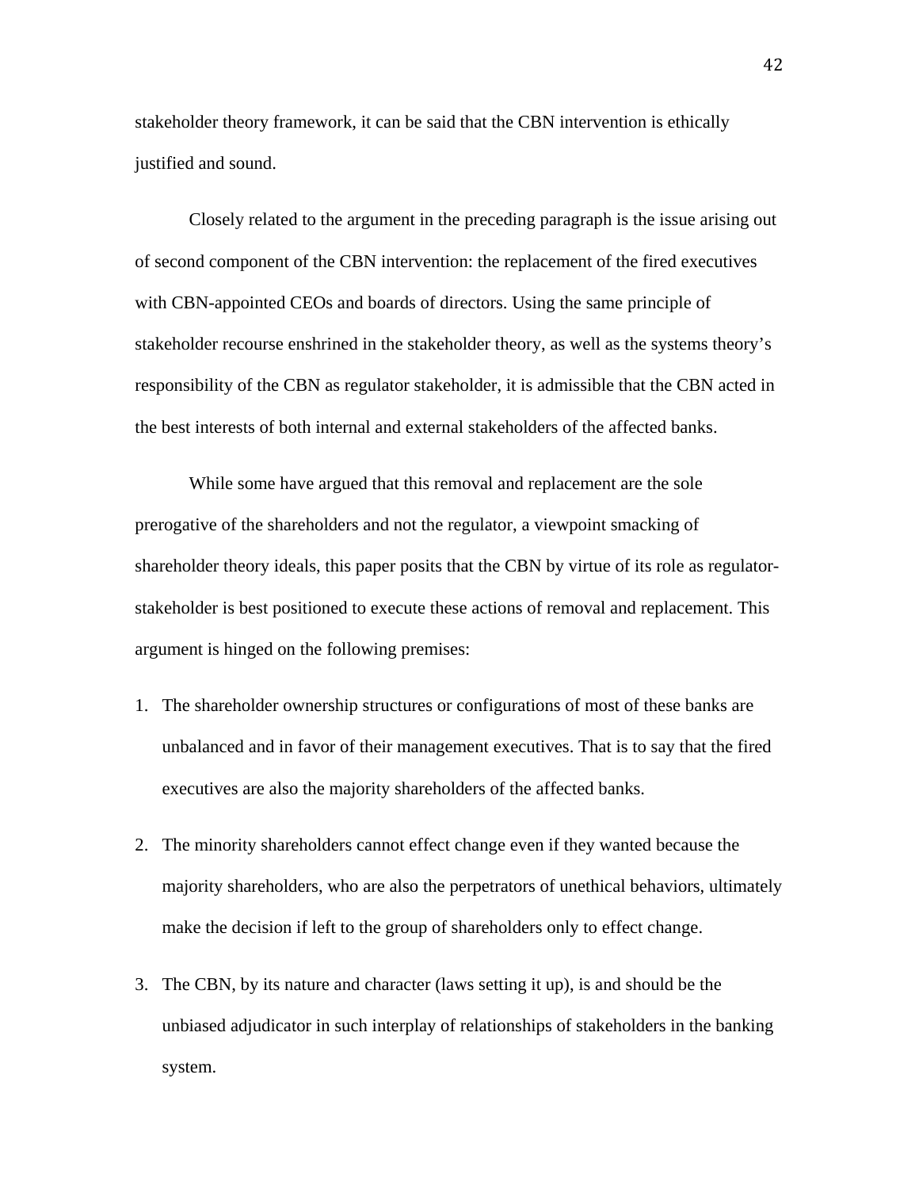stakeholder theory framework, it can be said that the CBN intervention is ethically justified and sound.

Closely related to the argument in the preceding paragraph is the issue arising out of second component of the CBN intervention: the replacement of the fired executives with CBN-appointed CEOs and boards of directors. Using the same principle of stakeholder recourse enshrined in the stakeholder theory, as well as the systems theory's responsibility of the CBN as regulator stakeholder, it is admissible that the CBN acted in the best interests of both internal and external stakeholders of the affected banks.

While some have argued that this removal and replacement are the sole prerogative of the shareholders and not the regulator, a viewpoint smacking of shareholder theory ideals, this paper posits that the CBN by virtue of its role as regulator-stakeholder is best positioned to execute these actions of removal and replacement. This argument is hinged on the following premises:

1. The shareholder ownership structures or configurations of most of these banks are unbalanced and in favor of their management executives. That is to say that the fired executives are also the majority shareholders of the affected banks.
2. The minority shareholders cannot effect change even if they wanted because the majority shareholders, who are also the perpetrators of unethical behaviors, ultimately make the decision if left to the group of shareholders only to effect change.
3. The CBN, by its nature and character (laws setting it up), is and should be the unbiased adjudicator in such interplay of relationships of stakeholders in the banking system.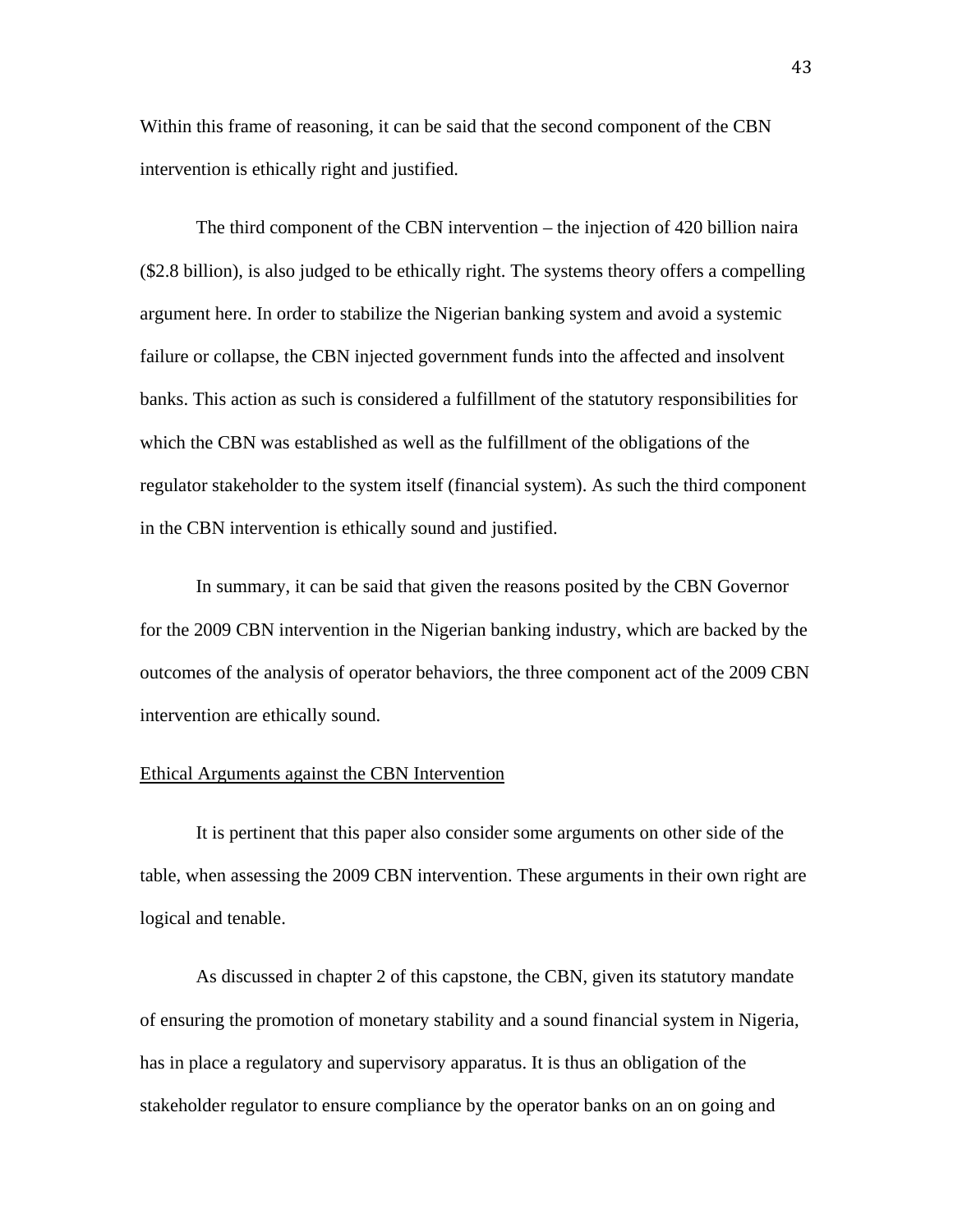Within this frame of reasoning, it can be said that the second component of the CBN intervention is ethically right and justified.

The third component of the CBN intervention – the injection of 420 billion naira ($2.8 billion), is also judged to be ethically right. The systems theory offers a compelling argument here. In order to stabilize the Nigerian banking system and avoid a systemic failure or collapse, the CBN injected government funds into the affected and insolvent banks. This action as such is considered a fulfillment of the statutory responsibilities for which the CBN was established as well as the fulfillment of the obligations of the regulator stakeholder to the system itself (financial system). As such the third component in the CBN intervention is ethically sound and justified.

In summary, it can be said that given the reasons posited by the CBN Governor for the 2009 CBN intervention in the Nigerian banking industry, which are backed by the outcomes of the analysis of operator behaviors, the three component act of the 2009 CBN intervention are ethically sound.

## Ethical Arguments against the CBN Intervention

It is pertinent that this paper also consider some arguments on other side of the table, when assessing the 2009 CBN intervention. These arguments in their own right are logical and tenable.

As discussed in chapter 2 of this capstone, the CBN, given its statutory mandate of ensuring the promotion of monetary stability and a sound financial system in Nigeria, has in place a regulatory and supervisory apparatus. It is thus an obligation of the stakeholder regulator to ensure compliance by the operator banks on an on going and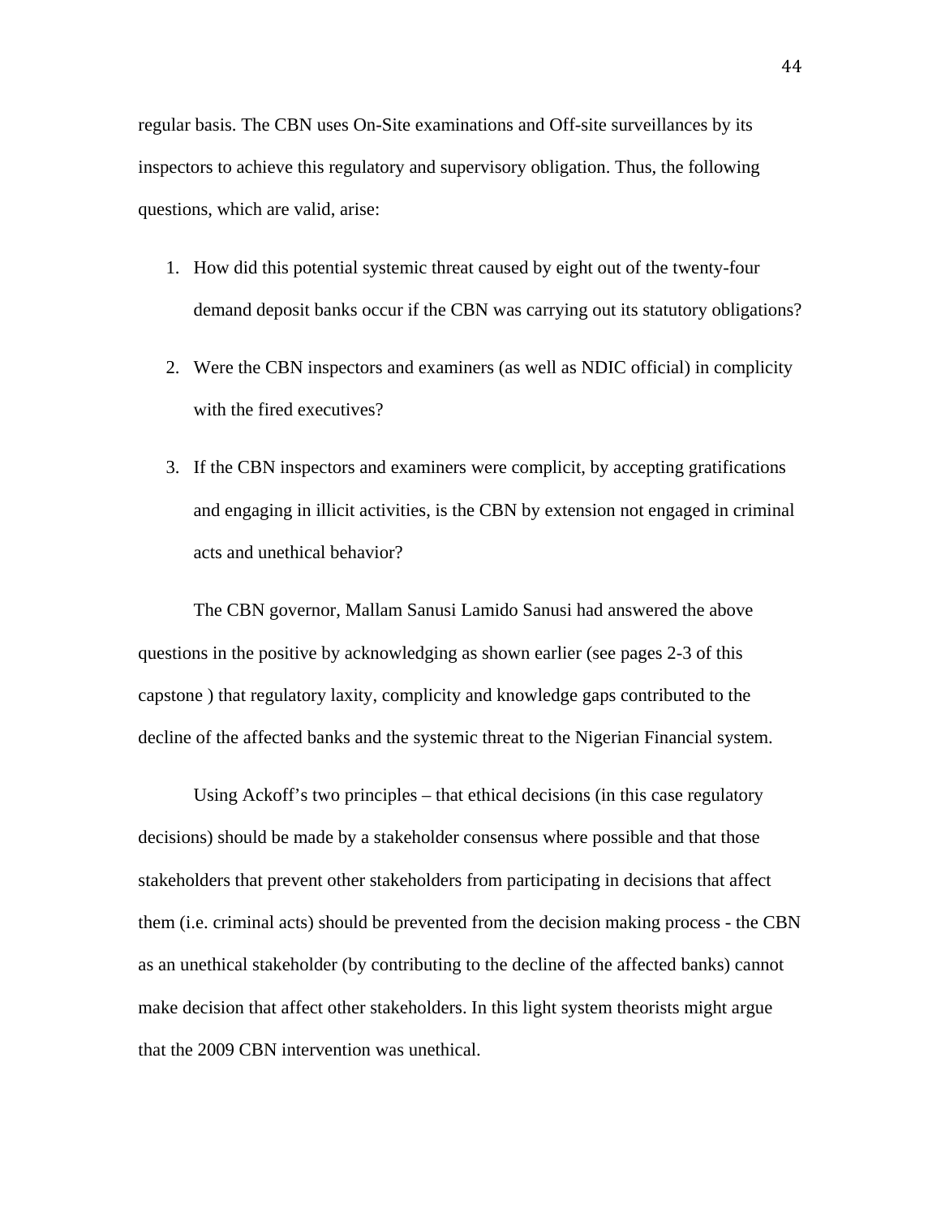regular basis. The CBN uses On-Site examinations and Off-site surveillances by its inspectors to achieve this regulatory and supervisory obligation. Thus, the following questions, which are valid, arise:

1. How did this potential systemic threat caused by eight out of the twenty-four demand deposit banks occur if the CBN was carrying out its statutory obligations?
2. Were the CBN inspectors and examiners (as well as NDIC official) in complicity with the fired executives?
3. If the CBN inspectors and examiners were complicit, by accepting gratifications and engaging in illicit activities, is the CBN by extension not engaged in criminal acts and unethical behavior?

The CBN governor, Mallam Sanusi Lamido Sanusi had answered the above questions in the positive by acknowledging as shown earlier (see pages 2-3 of this capstone ) that regulatory laxity, complicity and knowledge gaps contributed to the decline of the affected banks and the systemic threat to the Nigerian Financial system.

Using Ackoff's two principles – that ethical decisions (in this case regulatory decisions) should be made by a stakeholder consensus where possible and that those stakeholders that prevent other stakeholders from participating in decisions that affect them (i.e. criminal acts) should be prevented from the decision making process - the CBN as an unethical stakeholder (by contributing to the decline of the affected banks) cannot make decision that affect other stakeholders. In this light system theorists might argue that the 2009 CBN intervention was unethical.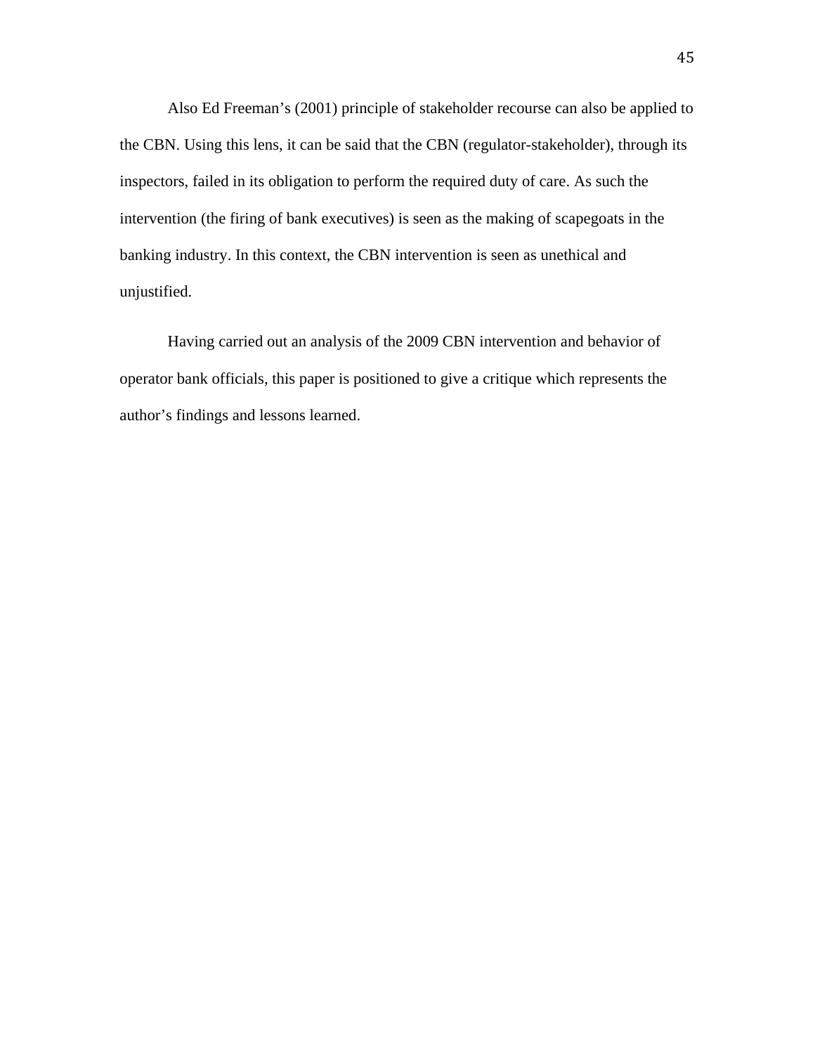Also Ed Freeman's (2001) principle of stakeholder recourse can also be applied to the CBN. Using this lens, it can be said that the CBN (regulator-stakeholder), through its inspectors, failed in its obligation to perform the required duty of care. As such the intervention (the firing of bank executives) is seen as the making of scapegoats in the banking industry. In this context, the CBN intervention is seen as unethical and unjustified.

Having carried out an analysis of the 2009 CBN intervention and behavior of operator bank officials, this paper is positioned to give a critique which represents the author's findings and lessons learned.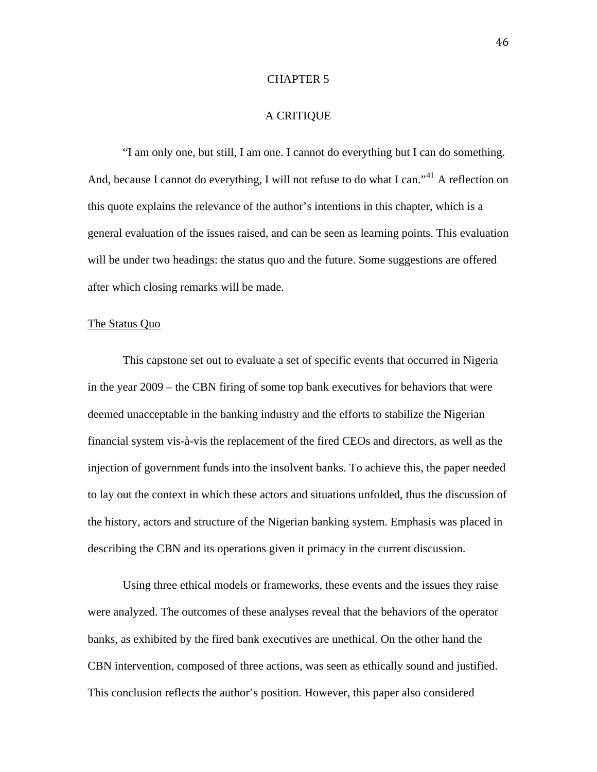# CHAPTER 5

# A CRITIQUE

"I am only one, but still, I am one. I cannot do everything but I can do something. And, because I cannot do everything, I will not refuse to do what I can."[41] A reflection on this quote explains the relevance of the author's intentions in this chapter, which is a general evaluation of the issues raised, and can be seen as learning points. This evaluation will be under two headings: the status quo and the future. Some suggestions are offered after which closing remarks will be made.

## The Status Quo

This capstone set out to evaluate a set of specific events that occurred in Nigeria in the year 2009 – the CBN firing of some top bank executives for behaviors that were deemed unacceptable in the banking industry and the efforts to stabilize the Nigerian financial system vis-à-vis the replacement of the fired CEOs and directors, as well as the injection of government funds into the insolvent banks. To achieve this, the paper needed to lay out the context in which these actors and situations unfolded, thus the discussion of the history, actors and structure of the Nigerian banking system. Emphasis was placed in describing the CBN and its operations given it primacy in the current discussion.

Using three ethical models or frameworks, these events and the issues they raise were analyzed. The outcomes of these analyses reveal that the behaviors of the operator banks, as exhibited by the fired bank executives are unethical. On the other hand the CBN intervention, composed of three actions, was seen as ethically sound and justified. This conclusion reflects the author's position. However, this paper also considered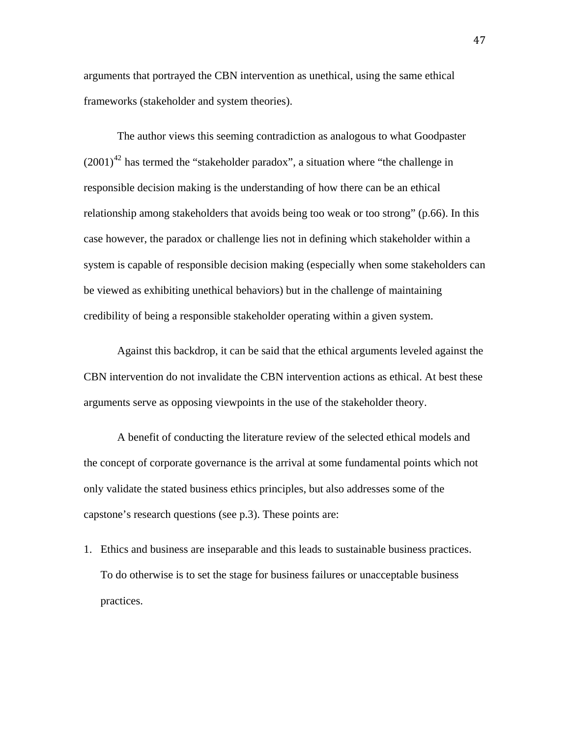arguments that portrayed the CBN intervention as unethical, using the same ethical frameworks (stakeholder and system theories).

The author views this seeming contradiction as analogous to what Goodpaster (2001)[42] has termed the "stakeholder paradox", a situation where "the challenge in responsible decision making is the understanding of how there can be an ethical relationship among stakeholders that avoids being too weak or too strong" (p.66). In this case however, the paradox or challenge lies not in defining which stakeholder within a system is capable of responsible decision making (especially when some stakeholders can be viewed as exhibiting unethical behaviors) but in the challenge of maintaining credibility of being a responsible stakeholder operating within a given system.

Against this backdrop, it can be said that the ethical arguments leveled against the CBN intervention do not invalidate the CBN intervention actions as ethical. At best these arguments serve as opposing viewpoints in the use of the stakeholder theory.

A benefit of conducting the literature review of the selected ethical models and the concept of corporate governance is the arrival at some fundamental points which not only validate the stated business ethics principles, but also addresses some of the capstone's research questions (see p.3). These points are:

1. Ethics and business are inseparable and this leads to sustainable business practices. To do otherwise is to set the stage for business failures or unacceptable business practices.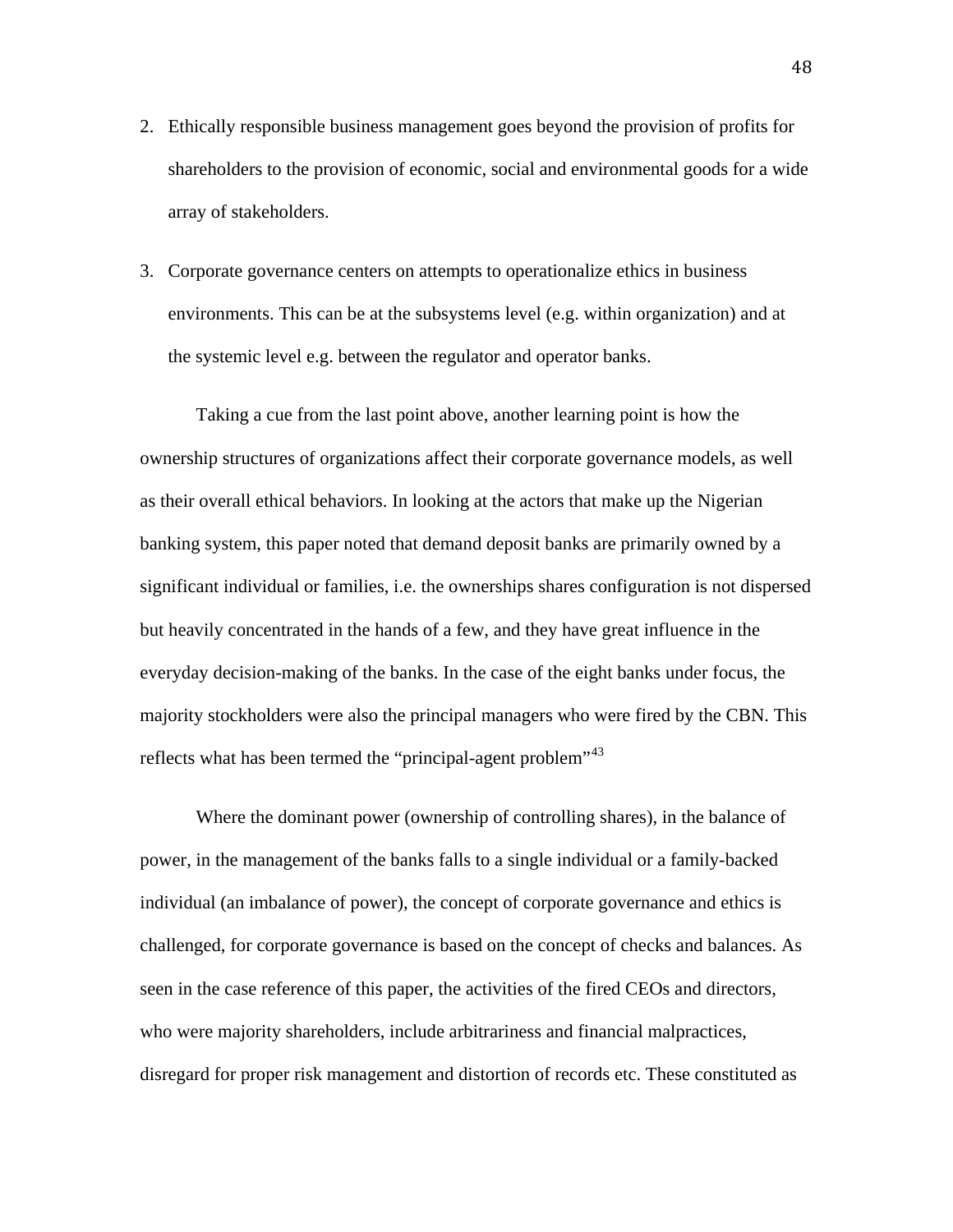2. Ethically responsible business management goes beyond the provision of profits for shareholders to the provision of economic, social and environmental goods for a wide array of stakeholders.

3. Corporate governance centers on attempts to operationalize ethics in business environments. This can be at the subsystems level (e.g. within organization) and at the systemic level e.g. between the regulator and operator banks.

Taking a cue from the last point above, another learning point is how the ownership structures of organizations affect their corporate governance models, as well as their overall ethical behaviors. In looking at the actors that make up the Nigerian banking system, this paper noted that demand deposit banks are primarily owned by a significant individual or families, i.e. the ownerships shares configuration is not dispersed but heavily concentrated in the hands of a few, and they have great influence in the everyday decision-making of the banks. In the case of the eight banks under focus, the majority stockholders were also the principal managers who were fired by the CBN. This reflects what has been termed the "principal-agent problem"[43]

Where the dominant power (ownership of controlling shares), in the balance of power, in the management of the banks falls to a single individual or a family-backed individual (an imbalance of power), the concept of corporate governance and ethics is challenged, for corporate governance is based on the concept of checks and balances. As seen in the case reference of this paper, the activities of the fired CEOs and directors, who were majority shareholders, include arbitrariness and financial malpractices, disregard for proper risk management and distortion of records etc. These constituted as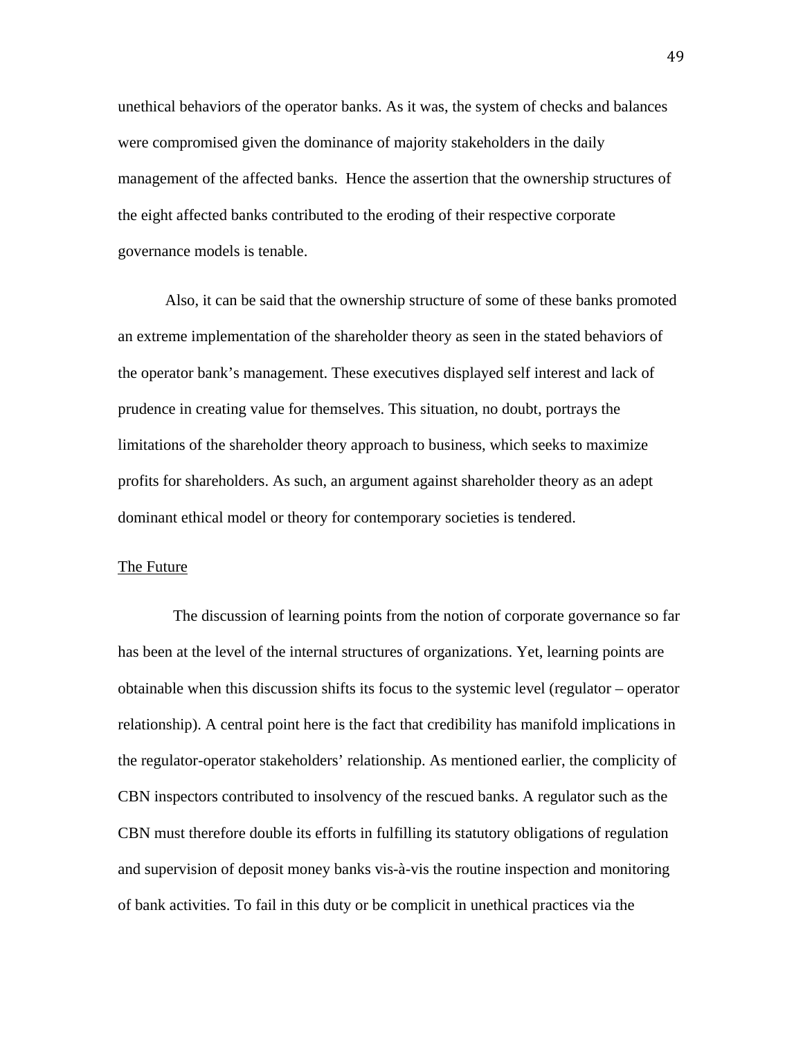unethical behaviors of the operator banks. As it was, the system of checks and balances were compromised given the dominance of majority stakeholders in the daily management of the affected banks. Hence the assertion that the ownership structures of the eight affected banks contributed to the eroding of their respective corporate governance models is tenable.

Also, it can be said that the ownership structure of some of these banks promoted an extreme implementation of the shareholder theory as seen in the stated behaviors of the operator bank's management. These executives displayed self interest and lack of prudence in creating value for themselves. This situation, no doubt, portrays the limitations of the shareholder theory approach to business, which seeks to maximize profits for shareholders. As such, an argument against shareholder theory as an adept dominant ethical model or theory for contemporary societies is tendered.

<u>The Future</u>

The discussion of learning points from the notion of corporate governance so far has been at the level of the internal structures of organizations. Yet, learning points are obtainable when this discussion shifts its focus to the systemic level (regulator – operator relationship). A central point here is the fact that credibility has manifold implications in the regulator-operator stakeholders' relationship. As mentioned earlier, the complicity of CBN inspectors contributed to insolvency of the rescued banks. A regulator such as the CBN must therefore double its efforts in fulfilling its statutory obligations of regulation and supervision of deposit money banks vis-à-vis the routine inspection and monitoring of bank activities. To fail in this duty or be complicit in unethical practices via the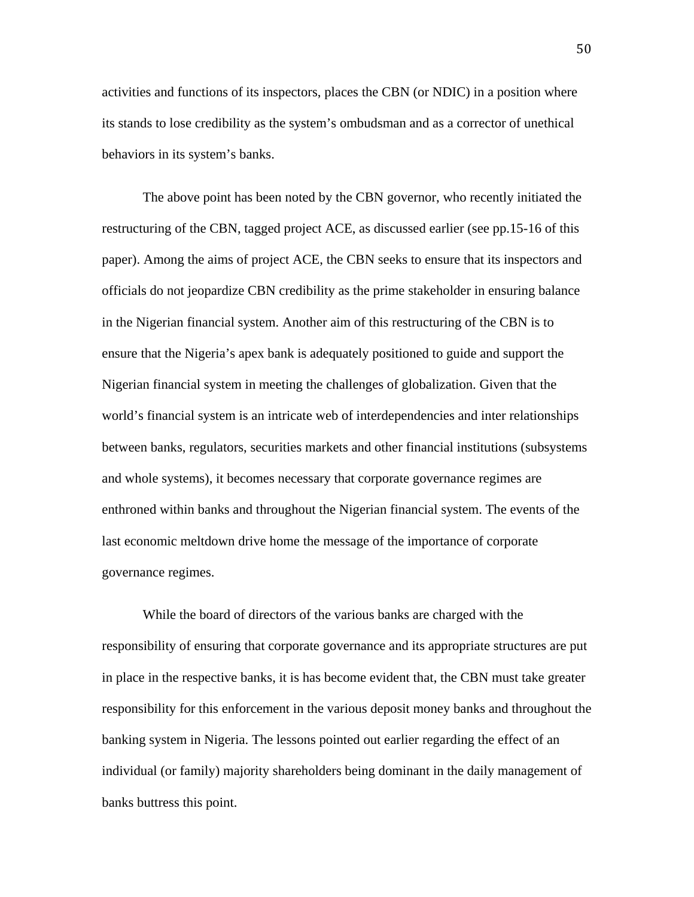activities and functions of its inspectors, places the CBN (or NDIC) in a position where its stands to lose credibility as the system's ombudsman and as a corrector of unethical behaviors in its system's banks.

The above point has been noted by the CBN governor, who recently initiated the restructuring of the CBN, tagged project ACE, as discussed earlier (see pp.15-16 of this paper). Among the aims of project ACE, the CBN seeks to ensure that its inspectors and officials do not jeopardize CBN credibility as the prime stakeholder in ensuring balance in the Nigerian financial system. Another aim of this restructuring of the CBN is to ensure that the Nigeria's apex bank is adequately positioned to guide and support the Nigerian financial system in meeting the challenges of globalization. Given that the world's financial system is an intricate web of interdependencies and inter relationships between banks, regulators, securities markets and other financial institutions (subsystems and whole systems), it becomes necessary that corporate governance regimes are enthroned within banks and throughout the Nigerian financial system. The events of the last economic meltdown drive home the message of the importance of corporate governance regimes.

While the board of directors of the various banks are charged with the responsibility of ensuring that corporate governance and its appropriate structures are put in place in the respective banks, it is has become evident that, the CBN must take greater responsibility for this enforcement in the various deposit money banks and throughout the banking system in Nigeria. The lessons pointed out earlier regarding the effect of an individual (or family) majority shareholders being dominant in the daily management of banks buttress this point.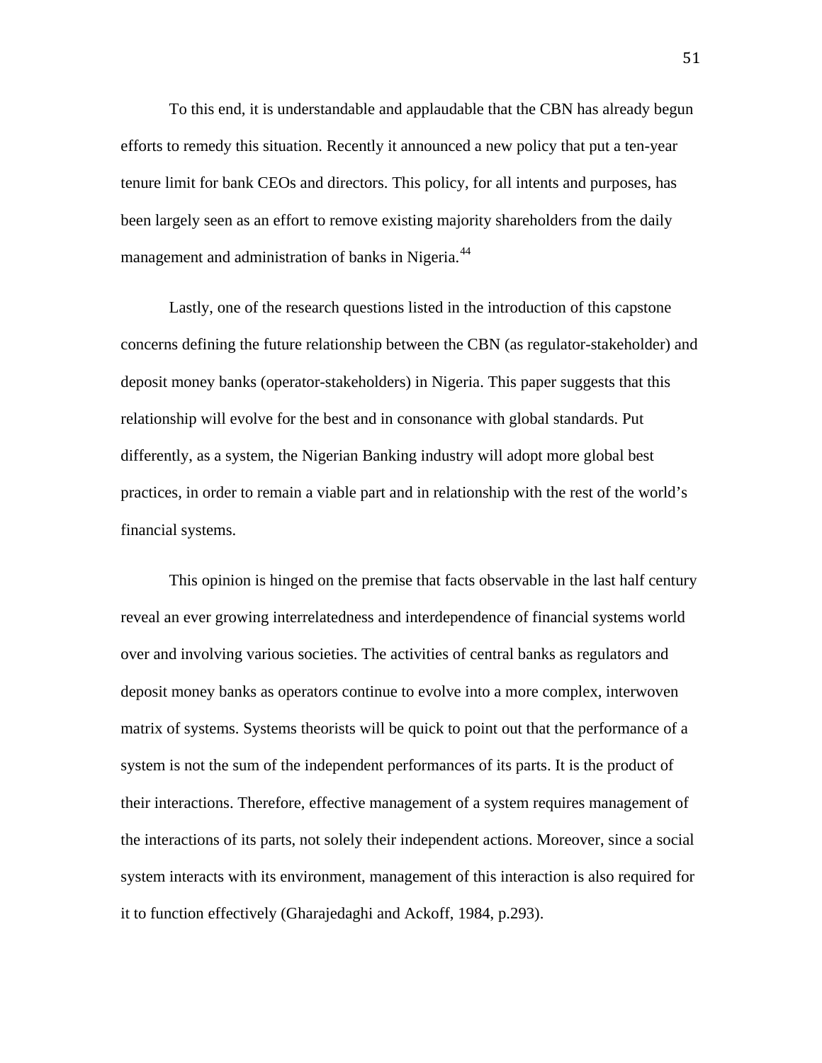To this end, it is understandable and applaudable that the CBN has already begun efforts to remedy this situation. Recently it announced a new policy that put a ten-year tenure limit for bank CEOs and directors. This policy, for all intents and purposes, has been largely seen as an effort to remove existing majority shareholders from the daily management and administration of banks in Nigeria.[44]

Lastly, one of the research questions listed in the introduction of this capstone concerns defining the future relationship between the CBN (as regulator-stakeholder) and deposit money banks (operator-stakeholders) in Nigeria. This paper suggests that this relationship will evolve for the best and in consonance with global standards. Put differently, as a system, the Nigerian Banking industry will adopt more global best practices, in order to remain a viable part and in relationship with the rest of the world's financial systems.

This opinion is hinged on the premise that facts observable in the last half century reveal an ever growing interrelatedness and interdependence of financial systems world over and involving various societies. The activities of central banks as regulators and deposit money banks as operators continue to evolve into a more complex, interwoven matrix of systems. Systems theorists will be quick to point out that the performance of a system is not the sum of the independent performances of its parts. It is the product of their interactions. Therefore, effective management of a system requires management of the interactions of its parts, not solely their independent actions. Moreover, since a social system interacts with its environment, management of this interaction is also required for it to function effectively (Gharajedaghi and Ackoff, 1984, p.293).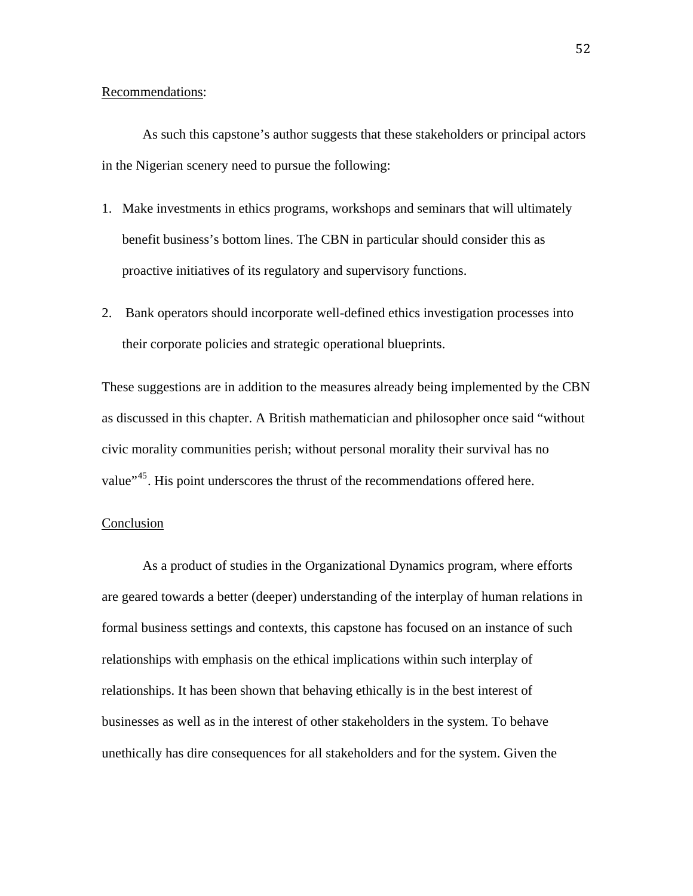Recommendations:

As such this capstone's author suggests that these stakeholders or principal actors in the Nigerian scenery need to pursue the following:

1. Make investments in ethics programs, workshops and seminars that will ultimately benefit business's bottom lines. The CBN in particular should consider this as proactive initiatives of its regulatory and supervisory functions.

2. Bank operators should incorporate well-defined ethics investigation processes into their corporate policies and strategic operational blueprints.

These suggestions are in addition to the measures already being implemented by the CBN as discussed in this chapter. A British mathematician and philosopher once said "without civic morality communities perish; without personal morality their survival has no value"[45]. His point underscores the thrust of the recommendations offered here.

Conclusion

As a product of studies in the Organizational Dynamics program, where efforts are geared towards a better (deeper) understanding of the interplay of human relations in formal business settings and contexts, this capstone has focused on an instance of such relationships with emphasis on the ethical implications within such interplay of relationships. It has been shown that behaving ethically is in the best interest of businesses as well as in the interest of other stakeholders in the system. To behave unethically has dire consequences for all stakeholders and for the system. Given the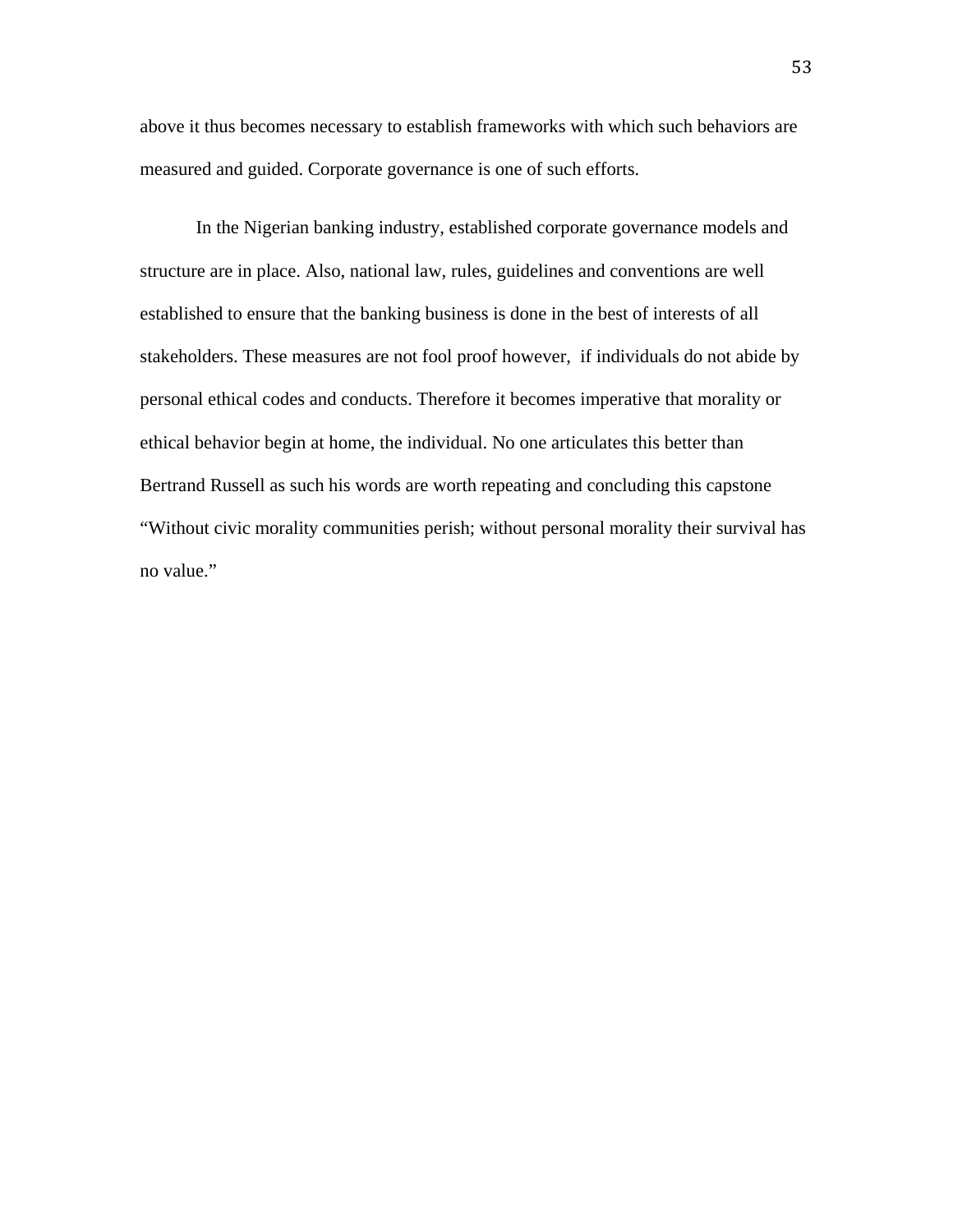above it thus becomes necessary to establish frameworks with which such behaviors are measured and guided. Corporate governance is one of such efforts.

In the Nigerian banking industry, established corporate governance models and structure are in place. Also, national law, rules, guidelines and conventions are well established to ensure that the banking business is done in the best of interests of all stakeholders. These measures are not fool proof however, if individuals do not abide by personal ethical codes and conducts. Therefore it becomes imperative that morality or ethical behavior begin at home, the individual. No one articulates this better than Bertrand Russell as such his words are worth repeating and concluding this capstone "Without civic morality communities perish; without personal morality their survival has no value."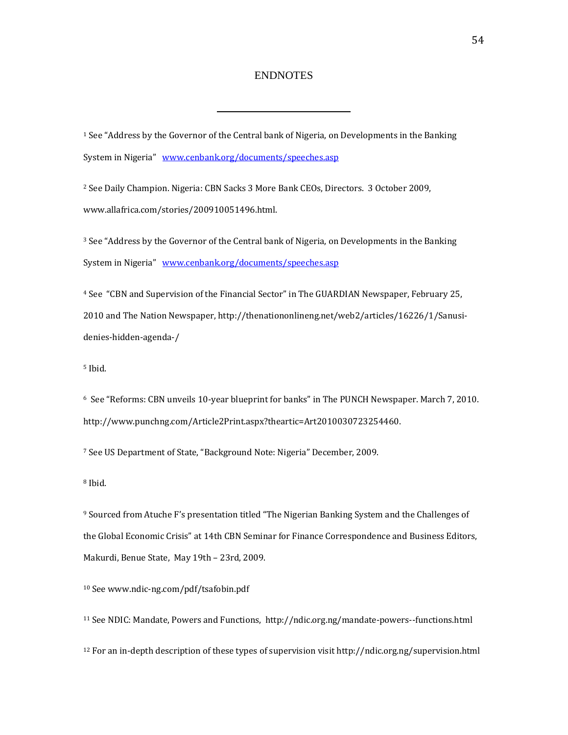# ENDNOTES

---

[1] See “Address by the Governor of the Central bank of Nigeria, on Developments in the Banking System in Nigeria” www.cenbank.org/documents/speeches.asp

[2] See Daily Champion. Nigeria: CBN Sacks 3 More Bank CEOs, Directors. 3 October 2009, www.allafrica.com/stories/200910051496.html.

[3] See “Address by the Governor of the Central bank of Nigeria, on Developments in the Banking System in Nigeria” www.cenbank.org/documents/speeches.asp

[4] See “CBN and Supervision of the Financial Sector” in The GUARDIAN Newspaper, February 25, 2010 and The Nation Newspaper, http://thenationonlineng.net/web2/articles/16226/1/Sanusi-denies-hidden-agenda-/

[5] Ibid.

[6] See “Reforms: CBN unveils 10-year blueprint for banks” in The PUNCH Newspaper. March 7, 2010. http://www.punchng.com/Article2Print.aspx?theartic=Art2010030723254460.

[7] See US Department of State, “Background Note: Nigeria” December, 2009.

[8] Ibid.

[9] Sourced from Atuche F’s presentation titled “The Nigerian Banking System and the Challenges of the Global Economic Crisis” at 14th CBN Seminar for Finance Correspondence and Business Editors, Makurdi, Benue State, May 19th – 23rd, 2009.

[10] See www.ndic-ng.com/pdf/tsafobin.pdf

[11] See NDIC: Mandate, Powers and Functions, http://ndic.org.ng/mandate-powers--functions.html

[12] For an in-depth description of these types of supervision visit http://ndic.org.ng/supervision.html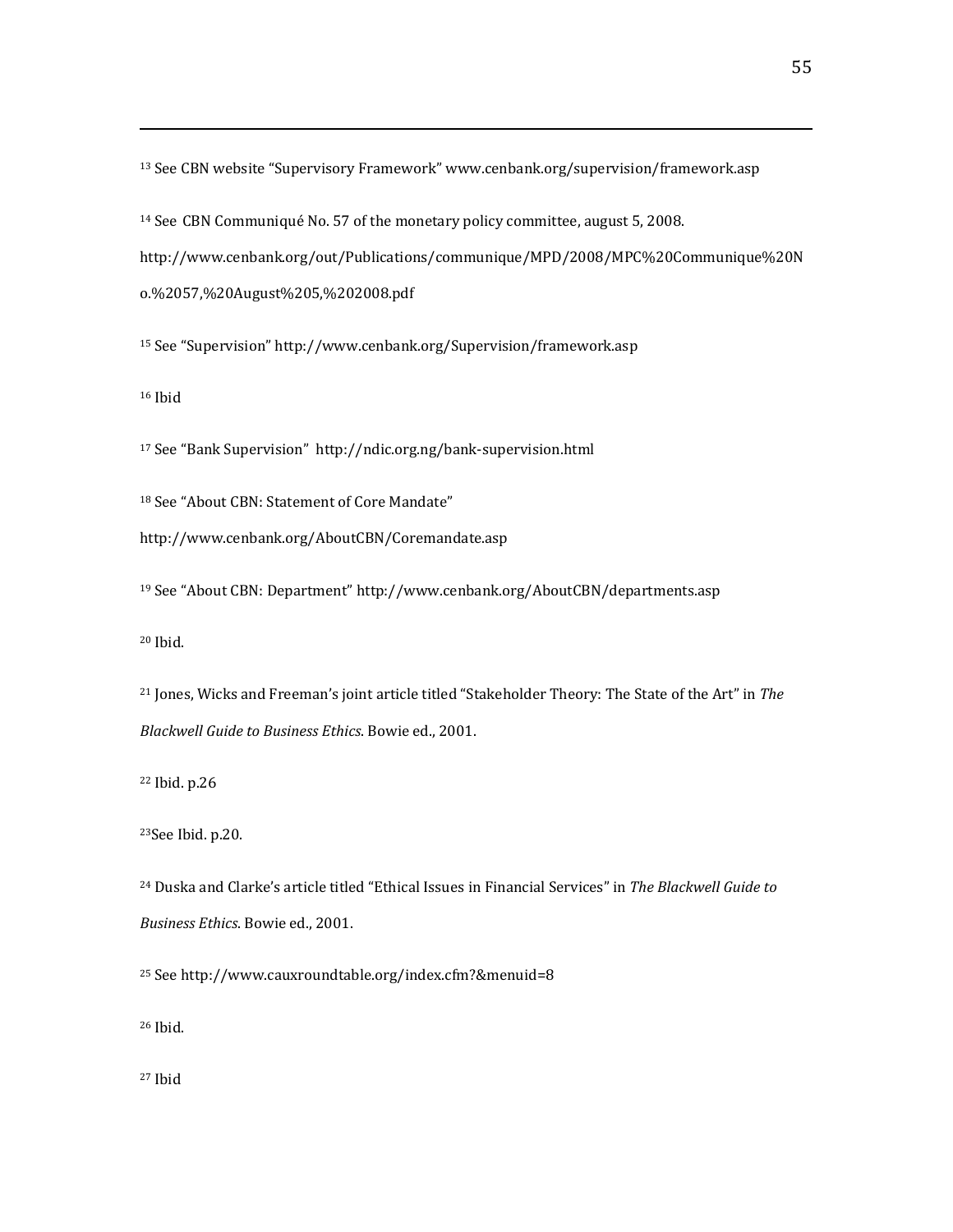[13] See CBN website "Supervisory Framework" www.cenbank.org/supervision/framework.asp

[14] See CBN Communiqué No. 57 of the monetary policy committee, august 5, 2008. http://www.cenbank.org/out/Publications/communique/MPD/2008/MPC%20Communique%20No.%2057,%20August%205,%202008.pdf

[15] See "Supervision" http://www.cenbank.org/Supervision/framework.asp

[16] Ibid

[17] See "Bank Supervision" http://ndic.org.ng/bank-supervision.html

[18] See "About CBN: Statement of Core Mandate" http://www.cenbank.org/AboutCBN/Coremandate.asp

[19] See "About CBN: Department" http://www.cenbank.org/AboutCBN/departments.asp

[20] Ibid.

[21] Jones, Wicks and Freeman's joint article titled "Stakeholder Theory: The State of the Art" in *The Blackwell Guide to Business Ethics*. Bowie ed., 2001.

[22] Ibid. p.26

[23] See Ibid. p.20.

[24] Duska and Clarke's article titled "Ethical Issues in Financial Services" in *The Blackwell Guide to Business Ethics*. Bowie ed., 2001.

[25] See http://www.cauxroundtable.org/index.cfm?&menuid=8

[26] Ibid.

[27] Ibid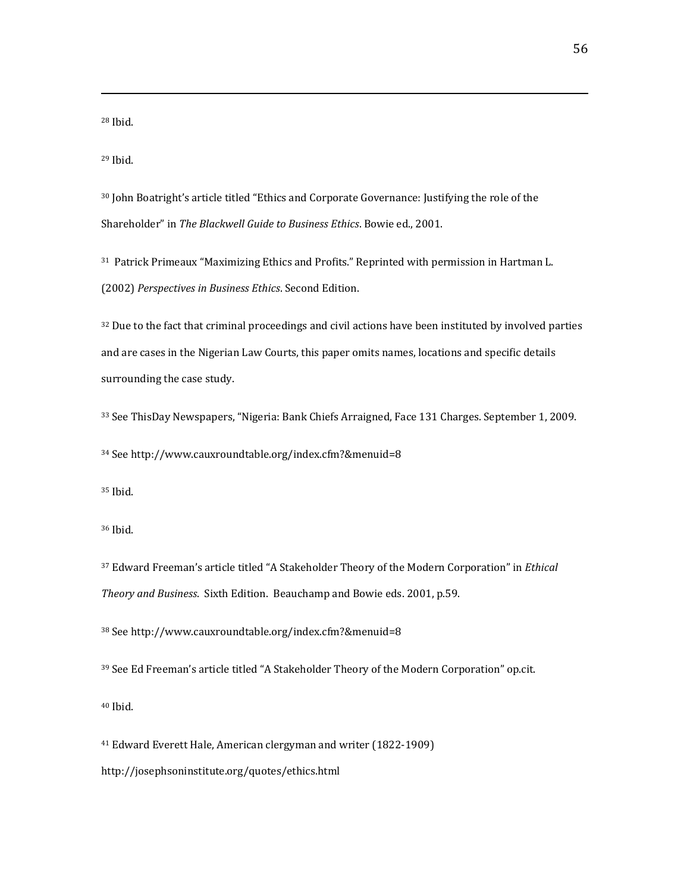[28] Ibid.

[29] Ibid.

[30] John Boatright's article titled "Ethics and Corporate Governance: Justifying the role of the Shareholder" in *The Blackwell Guide to Business Ethics*. Bowie ed., 2001.

[31] Patrick Primeaux "Maximizing Ethics and Profits." Reprinted with permission in Hartman L. (2002) *Perspectives in Business Ethics*. Second Edition.

[32] Due to the fact that criminal proceedings and civil actions have been instituted by involved parties and are cases in the Nigerian Law Courts, this paper omits names, locations and specific details surrounding the case study.

[33] See ThisDay Newspapers, "Nigeria: Bank Chiefs Arraigned, Face 131 Charges. September 1, 2009.

[34] See http://www.cauxroundtable.org/index.cfm?&menuid=8

[35] Ibid.

[36] Ibid.

[37] Edward Freeman's article titled "A Stakeholder Theory of the Modern Corporation" in *Ethical Theory and Business*. Sixth Edition. Beauchamp and Bowie eds. 2001, p.59.

[38] See http://www.cauxroundtable.org/index.cfm?&menuid=8

[39] See Ed Freeman's article titled "A Stakeholder Theory of the Modern Corporation" op.cit.

[40] Ibid.

[41] Edward Everett Hale, American clergyman and writer (1822-1909) http://josephsoninstitute.org/quotes/ethics.html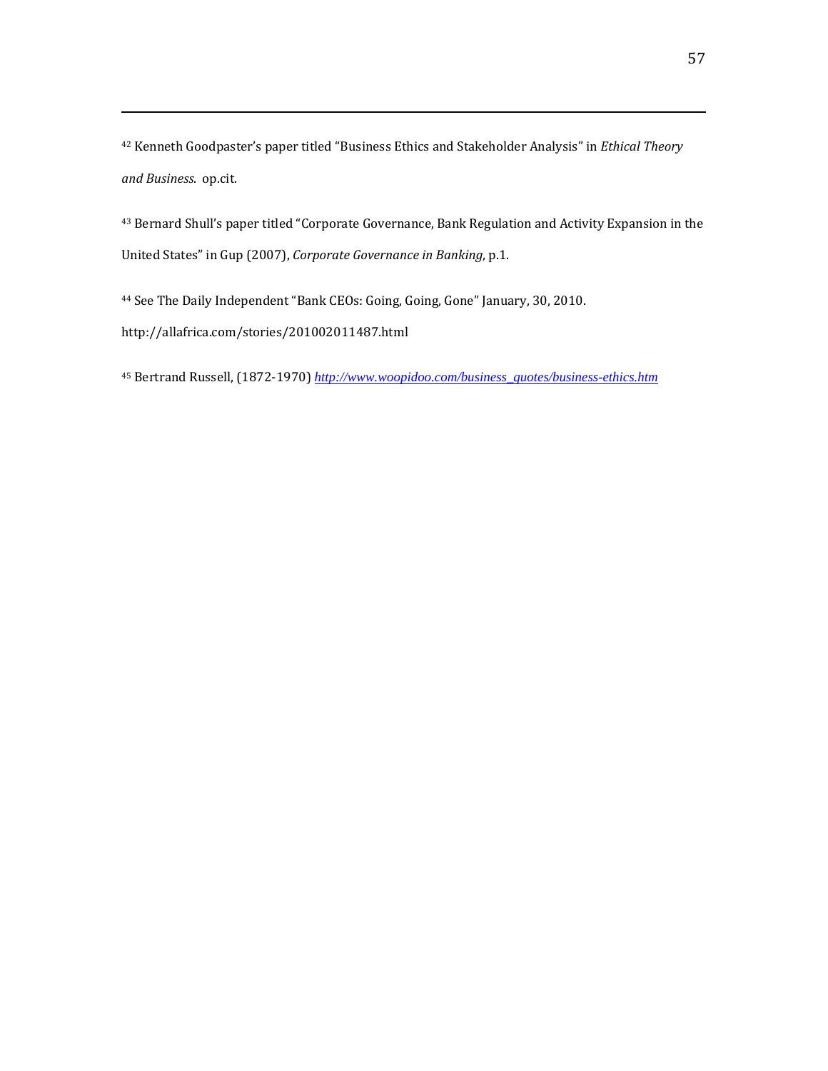[42] Kenneth Goodpaster's paper titled "Business Ethics and Stakeholder Analysis" in *Ethical Theory and Business*. op.cit.

[43] Bernard Shull's paper titled "Corporate Governance, Bank Regulation and Activity Expansion in the United States" in Gup (2007), *Corporate Governance in Banking*, p.1.

[44] See The Daily Independent "Bank CEOs: Going, Going, Gone" January, 30, 2010. http://allafrica.com/stories/201002011487.html

[45] Bertrand Russell, (1872-1970) *http://www.woopidoo.com/business_quotes/business-ethics.htm*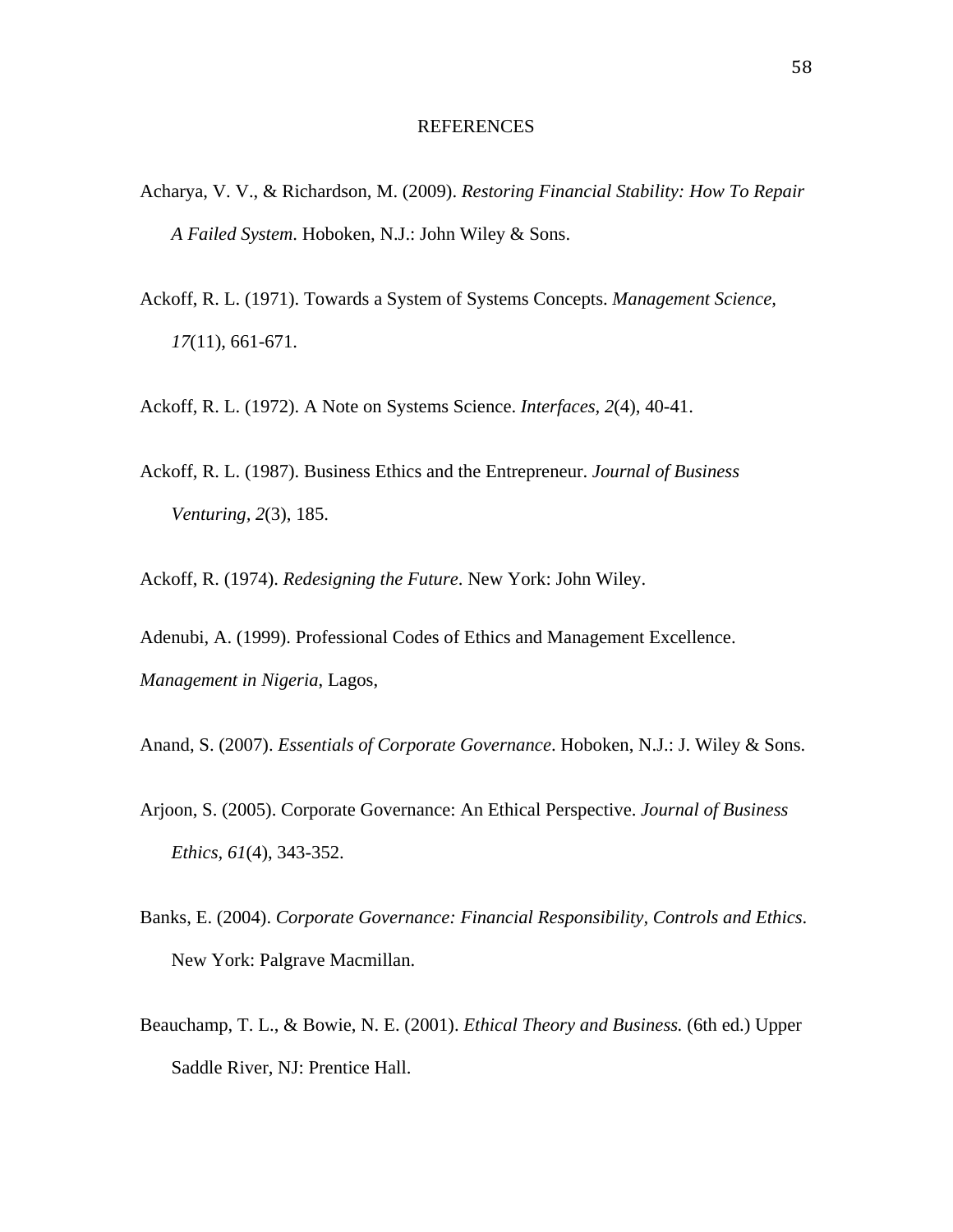# REFERENCES

Acharya, V. V., & Richardson, M. (2009). *Restoring Financial Stability: How To Repair A Failed System*. Hoboken, N.J.: John Wiley & Sons.

Ackoff, R. L. (1971). Towards a System of Systems Concepts. *Management Science, 17*(11), 661-671.

Ackoff, R. L. (1972). A Note on Systems Science. *Interfaces, 2*(4), 40-41.

Ackoff, R. L. (1987). Business Ethics and the Entrepreneur. *Journal of Business Venturing, 2*(3), 185.

Ackoff, R. (1974). *Redesigning the Future*. New York: John Wiley.

Adenubi, A. (1999). Professional Codes of Ethics and Management Excellence. *Management in Nigeria,* Lagos,

Anand, S. (2007). *Essentials of Corporate Governance*. Hoboken, N.J.: J. Wiley & Sons.

Arjoon, S. (2005). Corporate Governance: An Ethical Perspective. *Journal of Business Ethics, 61*(4), 343-352.

Banks, E. (2004). *Corporate Governance: Financial Responsibility, Controls and Ethics*. New York: Palgrave Macmillan.

Beauchamp, T. L., & Bowie, N. E. (2001). *Ethical Theory and Business.* (6th ed.) Upper Saddle River, NJ: Prentice Hall.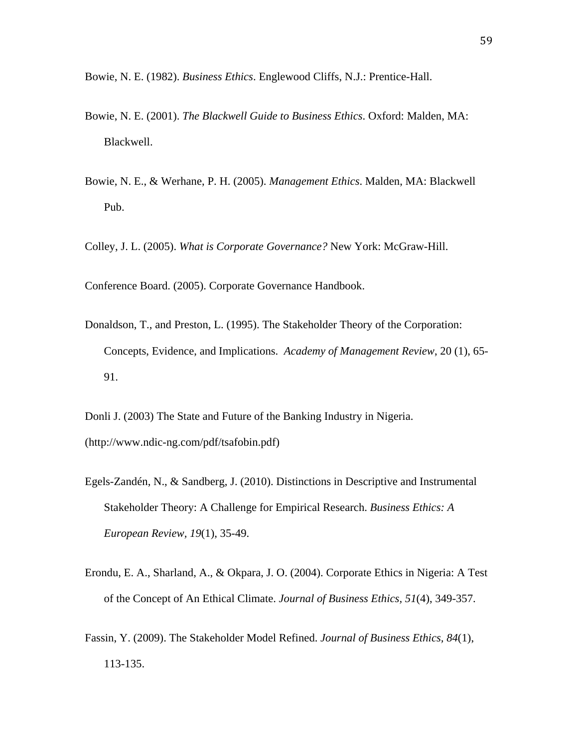Bowie, N. E. (1982). *Business Ethics*. Englewood Cliffs, N.J.: Prentice-Hall.

Bowie, N. E. (2001). *The Blackwell Guide to Business Ethics*. Oxford: Malden, MA: Blackwell.

Bowie, N. E., & Werhane, P. H. (2005). *Management Ethics*. Malden, MA: Blackwell Pub.

Colley, J. L. (2005). *What is Corporate Governance?* New York: McGraw-Hill.

Conference Board. (2005). Corporate Governance Handbook.

Donaldson, T., and Preston, L. (1995). The Stakeholder Theory of the Corporation: Concepts, Evidence, and Implications. *Academy of Management Review*, 20 (1), 65-91.

Donli J. (2003) The State and Future of the Banking Industry in Nigeria. (http://www.ndic-ng.com/pdf/tsafobin.pdf)

Egels-Zandén, N., & Sandberg, J. (2010). Distinctions in Descriptive and Instrumental Stakeholder Theory: A Challenge for Empirical Research. *Business Ethics: A European Review, 19*(1), 35-49.

Erondu, E. A., Sharland, A., & Okpara, J. O. (2004). Corporate Ethics in Nigeria: A Test of the Concept of An Ethical Climate. *Journal of Business Ethics, 51*(4), 349-357.

Fassin, Y. (2009). The Stakeholder Model Refined. *Journal of Business Ethics, 84*(1), 113-135.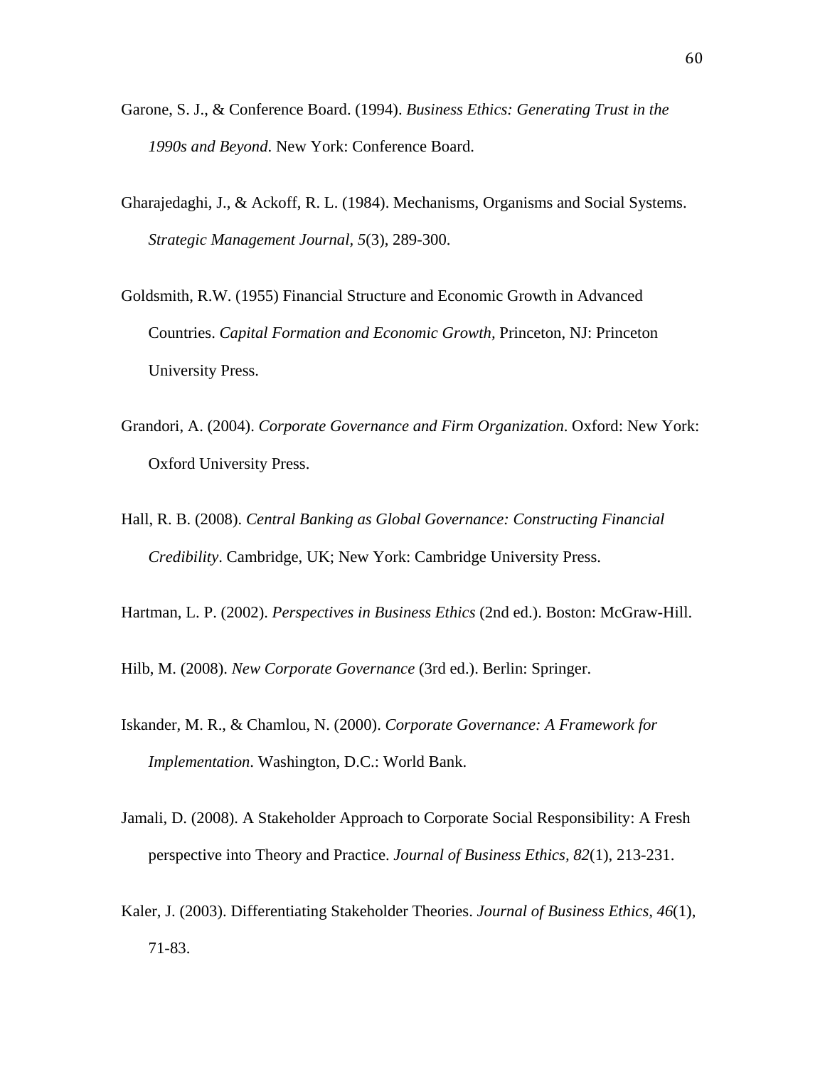Garone, S. J., & Conference Board. (1994). *Business Ethics: Generating Trust in the 1990s and Beyond*. New York: Conference Board.

Gharajedaghi, J., & Ackoff, R. L. (1984). Mechanisms, Organisms and Social Systems. *Strategic Management Journal, 5*(3), 289-300.

Goldsmith, R.W. (1955) Financial Structure and Economic Growth in Advanced Countries. *Capital Formation and Economic Growth*, Princeton, NJ: Princeton University Press.

Grandori, A. (2004). *Corporate Governance and Firm Organization*. Oxford: New York: Oxford University Press.

Hall, R. B. (2008). *Central Banking as Global Governance: Constructing Financial Credibility*. Cambridge, UK; New York: Cambridge University Press.

Hartman, L. P. (2002). *Perspectives in Business Ethics* (2nd ed.). Boston: McGraw-Hill.

Hilb, M. (2008). *New Corporate Governance* (3rd ed.). Berlin: Springer.

Iskander, M. R., & Chamlou, N. (2000). *Corporate Governance: A Framework for Implementation*. Washington, D.C.: World Bank.

Jamali, D. (2008). A Stakeholder Approach to Corporate Social Responsibility: A Fresh perspective into Theory and Practice. *Journal of Business Ethics, 82*(1), 213-231.

Kaler, J. (2003). Differentiating Stakeholder Theories. *Journal of Business Ethics, 46*(1), 71-83.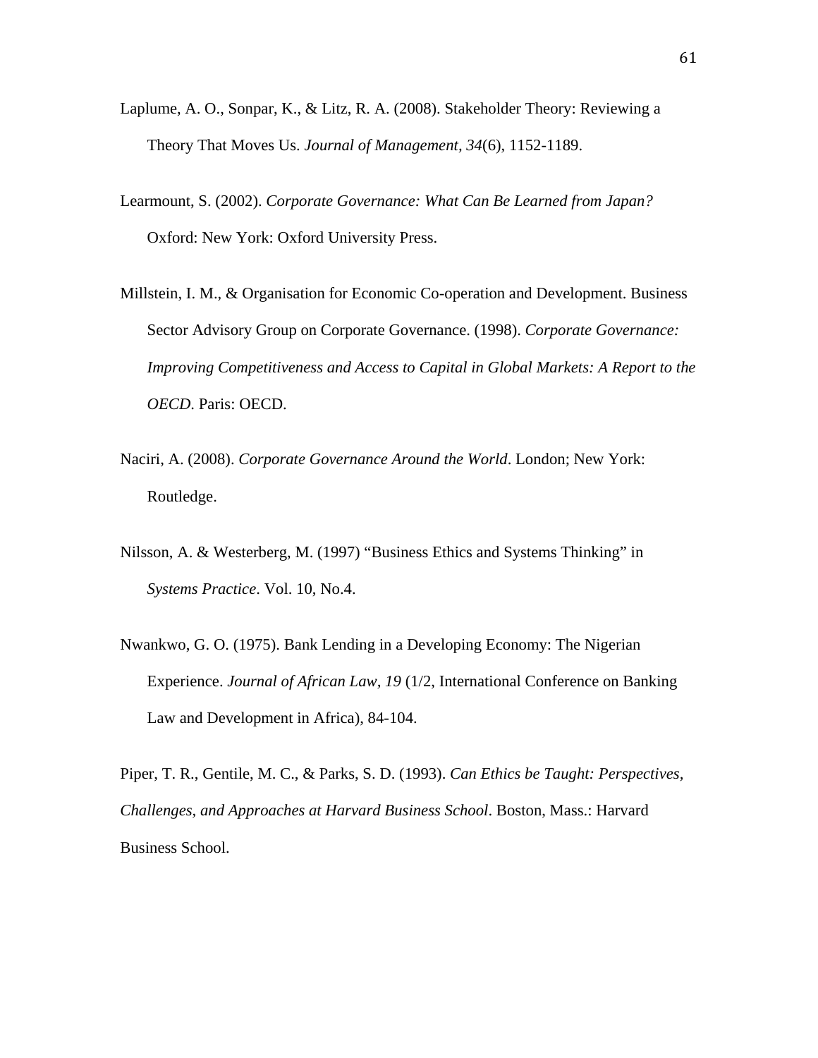Laplume, A. O., Sonpar, K., & Litz, R. A. (2008). Stakeholder Theory: Reviewing a Theory That Moves Us. *Journal of Management, 34*(6), 1152-1189.

Learmount, S. (2002). *Corporate Governance: What Can Be Learned from Japan?* Oxford: New York: Oxford University Press.

Millstein, I. M., & Organisation for Economic Co-operation and Development. Business Sector Advisory Group on Corporate Governance. (1998). *Corporate Governance: Improving Competitiveness and Access to Capital in Global Markets: A Report to the OECD*. Paris: OECD.

Naciri, A. (2008). *Corporate Governance Around the World*. London; New York: Routledge.

Nilsson, A. & Westerberg, M. (1997) "Business Ethics and Systems Thinking" in *Systems Practice*. Vol. 10, No.4.

Nwankwo, G. O. (1975). Bank Lending in a Developing Economy: The Nigerian Experience. *Journal of African Law, 19* (1/2, International Conference on Banking Law and Development in Africa), 84-104.

Piper, T. R., Gentile, M. C., & Parks, S. D. (1993). *Can Ethics be Taught: Perspectives, Challenges, and Approaches at Harvard Business School*. Boston, Mass.: Harvard Business School.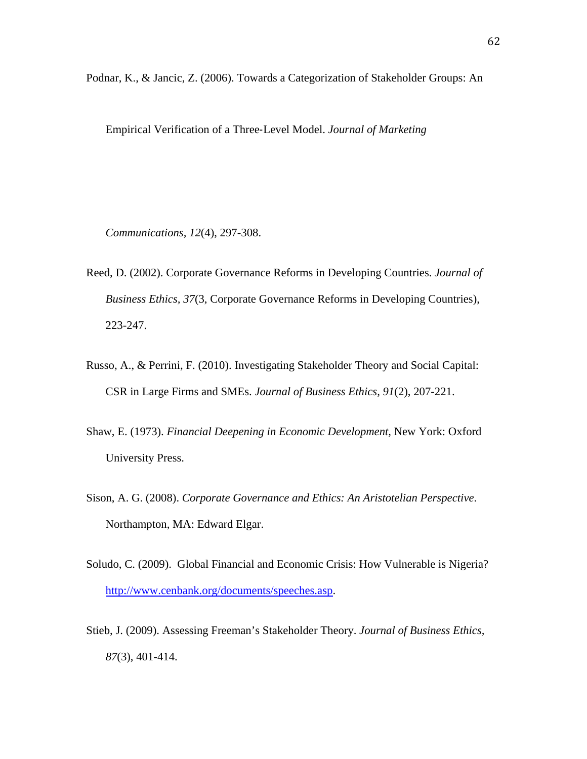Podnar, K., & Jancic, Z. (2006). Towards a Categorization of Stakeholder Groups: An Empirical Verification of a Three-Level Model. *Journal of Marketing Communications, 12*(4), 297-308.

Reed, D. (2002). Corporate Governance Reforms in Developing Countries. *Journal of Business Ethics, 37*(3, Corporate Governance Reforms in Developing Countries), 223-247.

Russo, A., & Perrini, F. (2010). Investigating Stakeholder Theory and Social Capital: CSR in Large Firms and SMEs. *Journal of Business Ethics*, *91*(2), 207-221.

Shaw, E. (1973). *Financial Deepening in Economic Development,* New York: Oxford University Press.

Sison, A. G. (2008). *Corporate Governance and Ethics: An Aristotelian Perspective*. Northampton, MA: Edward Elgar.

Soludo, C. (2009). Global Financial and Economic Crisis: How Vulnerable is Nigeria? http://www.cenbank.org/documents/speeches.asp.

Stieb, J. (2009). Assessing Freeman's Stakeholder Theory. *Journal of Business Ethics, 87*(3), 401-414.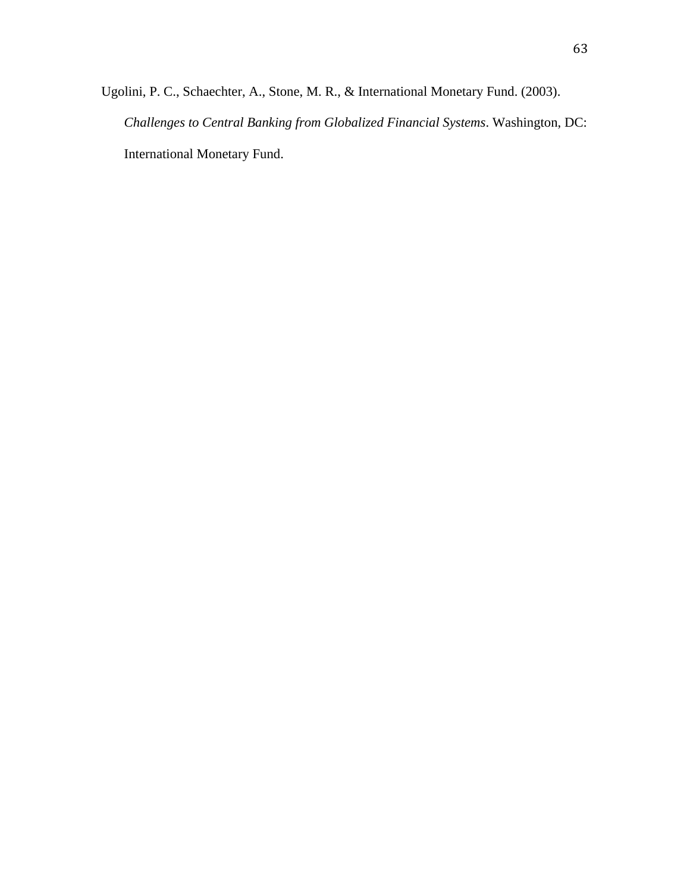Ugolini, P. C., Schaechter, A., Stone, M. R., & International Monetary Fund. (2003). *Challenges to Central Banking from Globalized Financial Systems*. Washington, DC: International Monetary Fund.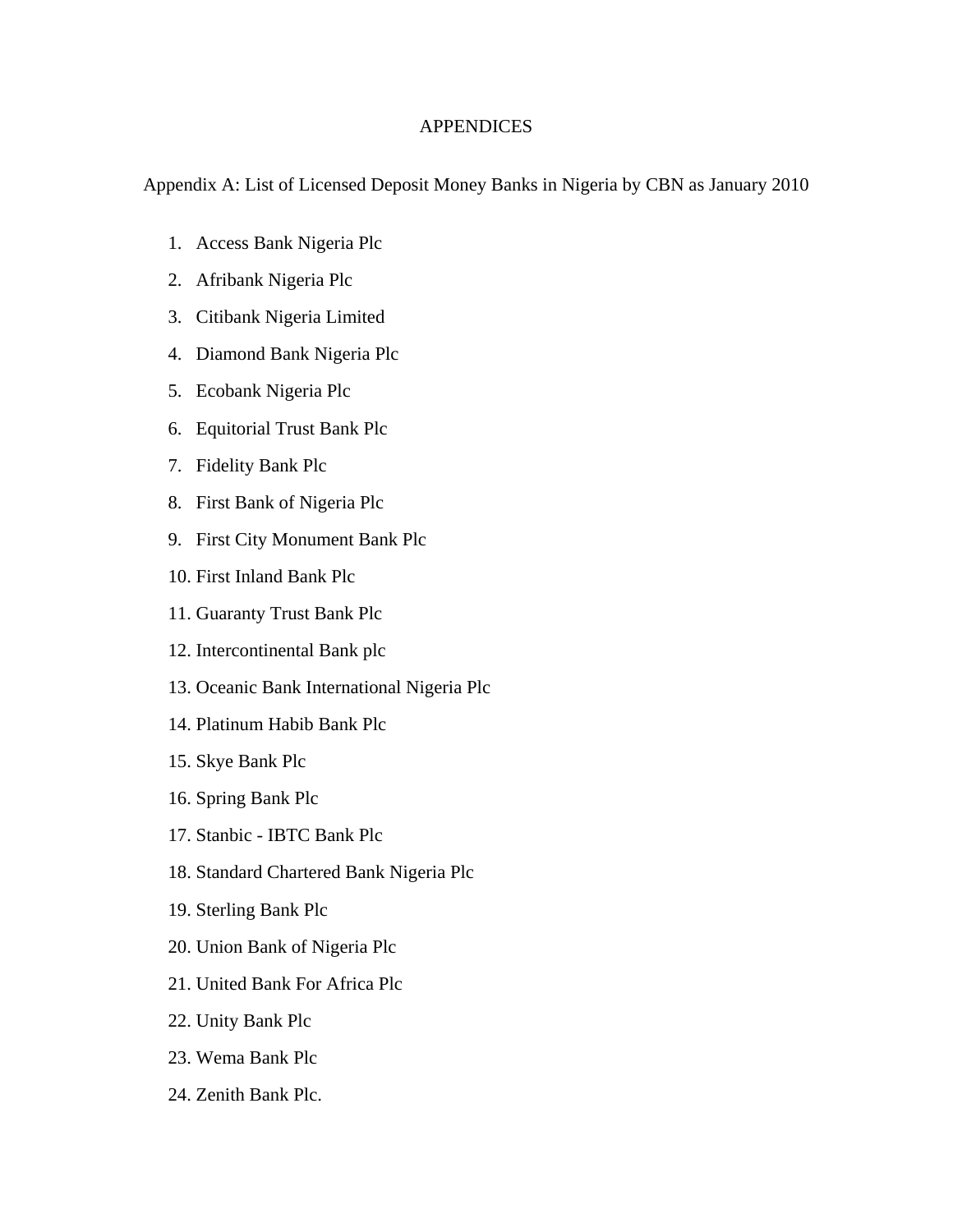# APPENDICES

## Appendix A: List of Licensed Deposit Money Banks in Nigeria by CBN as January 2010

1. Access Bank Nigeria Plc
2. Afribank Nigeria Plc
3. Citibank Nigeria Limited
4. Diamond Bank Nigeria Plc
5. Ecobank Nigeria Plc
6. Equitorial Trust Bank Plc
7. Fidelity Bank Plc
8. First Bank of Nigeria Plc
9. First City Monument Bank Plc
10. First Inland Bank Plc
11. Guaranty Trust Bank Plc
12. Intercontinental Bank plc
13. Oceanic Bank International Nigeria Plc
14. Platinum Habib Bank Plc
15. Skye Bank Plc
16. Spring Bank Plc
17. Stanbic - IBTC Bank Plc
18. Standard Chartered Bank Nigeria Plc
19. Sterling Bank Plc
20. Union Bank of Nigeria Plc
21. United Bank For Africa Plc
22. Unity Bank Plc
23. Wema Bank Plc
24. Zenith Bank Plc.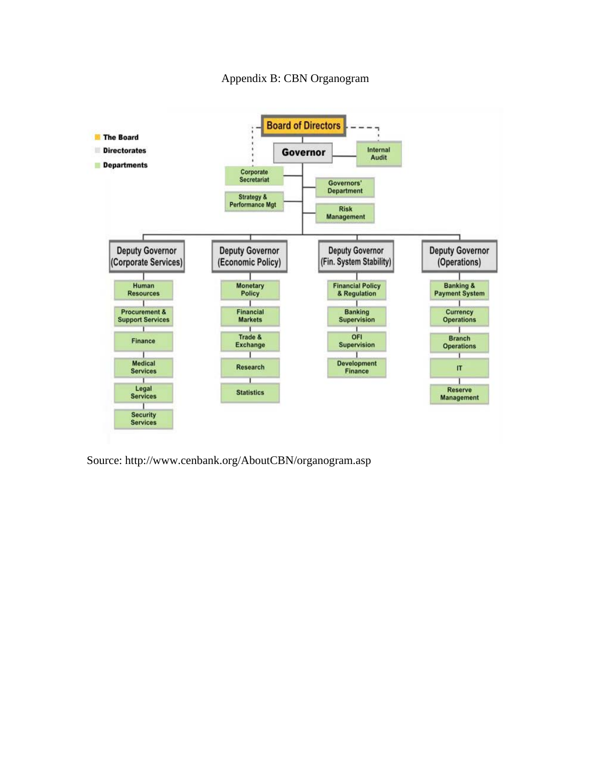Appendix B: CBN Organogram

- The Board
- Directorates
- Departments

**Board of Directors**

**Governor**

- Internal Audit
- Corporate Secretariat
- Strategy & Performance Mgt
- Governors' Department
- Risk Management

| Deputy Governor (Corporate Services) | Deputy Governor (Economic Policy) | Deputy Governor (Fin. System Stability) | Deputy Governor (Operations) |
| --- | --- | --- | --- |
| Human Resources | Monetary Policy | Financial Policy & Regulation | Banking & Payment System |
| Procurement & Support Services | Financial Markets | Banking Supervision | Currency Operations |
| Finance | Trade & Exchange | OFI Supervision | Branch Operations |
| Medical Services | Research | Development Finance | IT |
| Legal Services | Statistics | | Reserve Management |
| Security Services | | | |

Source: http://www.cenbank.org/AboutCBN/organogram.asp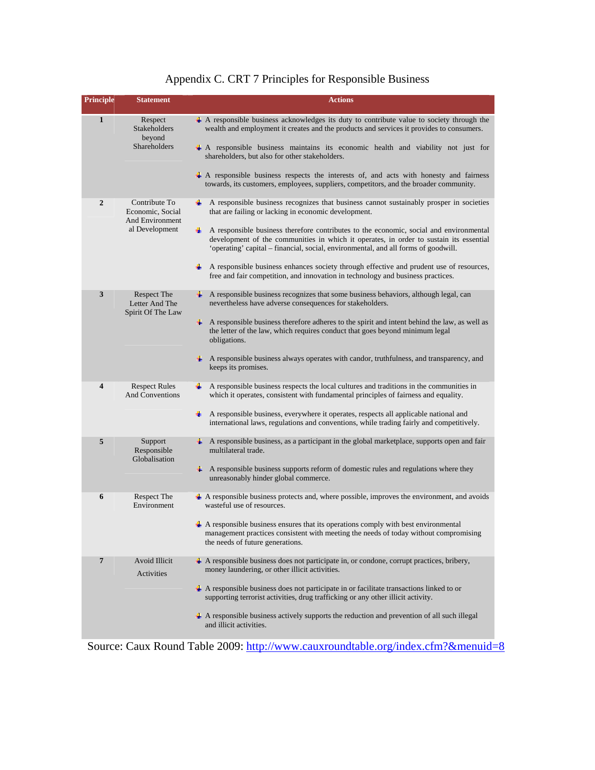# Appendix C. CRT 7 Principles for Responsible Business

| Principle | Statement | Actions |
|---|---|---|
| 1 | Respect Stakeholders beyond Shareholders | A responsible business acknowledges its duty to contribute value to society through the wealth and employment it creates and the products and services it provides to consumers.<br><br>A responsible business maintains its economic health and viability not just for shareholders, but also for other stakeholders.<br><br>A responsible business respects the interests of, and acts with honesty and fairness towards, its customers, employees, suppliers, competitors, and the broader community. |
| 2 | Contribute To Economic, Social And Environment al Development | A responsible business recognizes that business cannot sustainably prosper in societies that are failing or lacking in economic development.<br><br>A responsible business therefore contributes to the economic, social and environmental development of the communities in which it operates, in order to sustain its essential 'operating' capital – financial, social, environmental, and all forms of goodwill.<br><br>A responsible business enhances society through effective and prudent use of resources, free and fair competition, and innovation in technology and business practices. |
| 3 | Respect The Letter And The Spirit Of The Law | A responsible business recognizes that some business behaviors, although legal, can nevertheless have adverse consequences for stakeholders.<br><br>A responsible business therefore adheres to the spirit and intent behind the law, as well as the letter of the law, which requires conduct that goes beyond minimum legal obligations.<br><br>A responsible business always operates with candor, truthfulness, and transparency, and keeps its promises. |
| 4 | Respect Rules And Conventions | A responsible business respects the local cultures and traditions in the communities in which it operates, consistent with fundamental principles of fairness and equality.<br><br>A responsible business, everywhere it operates, respects all applicable national and international laws, regulations and conventions, while trading fairly and competitively. |
| 5 | Support Responsible Globalisation | A responsible business, as a participant in the global marketplace, supports open and fair multilateral trade.<br><br>A responsible business supports reform of domestic rules and regulations where they unreasonably hinder global commerce. |
| 6 | Respect The Environment | A responsible business protects and, where possible, improves the environment, and avoids wasteful use of resources.<br><br>A responsible business ensures that its operations comply with best environmental management practices consistent with meeting the needs of today without compromising the needs of future generations. |
| 7 | Avoid Illicit Activities | A responsible business does not participate in, or condone, corrupt practices, bribery, money laundering, or other illicit activities.<br><br>A responsible business does not participate in or facilitate transactions linked to or supporting terrorist activities, drug trafficking or any other illicit activity.<br><br>A responsible business actively supports the reduction and prevention of all such illegal and illicit activities. |

Source: Caux Round Table 2009: http://www.cauxroundtable.org/index.cfm?&menuid=8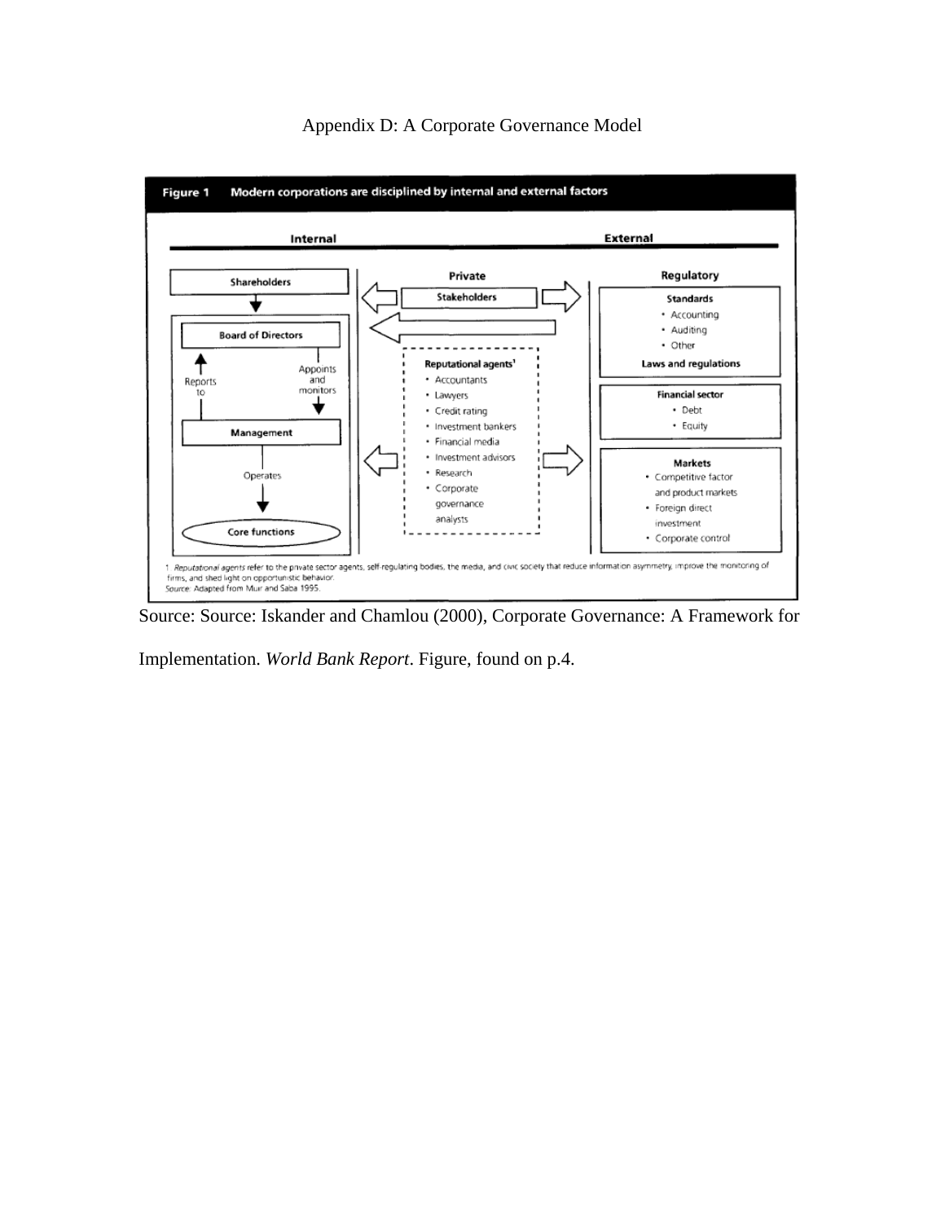Appendix D: A Corporate Governance Model

**Figure 1 Modern corporations are disciplined by internal and external factors**

Internal

External

Shareholders

Board of Directors

Reports to

Appoints and monitors

Management

Operates

Core functions

Private

Stakeholders

Reputational agents[1]

- Accountants
- Lawyers
- Credit rating
- Investment bankers
- Financial media
- Investment advisors
- Research
- Corporate governance analysts

Regulatory

Standards

- Accounting
- Auditing
- Other

Laws and regulations

Financial sector

- Debt
- Equity

Markets

- Competitive factor and product markets
- Foreign direct investment
- Corporate control

1. *Reputational agents* refer to the private sector agents, self-regulating bodies, the media, and civic society that reduce information asymmetry, improve the monitoring of firms, and shed light on opportunistic behavior.
*Source:* Adapted from Muir and Saba 1995.

Source: Source: Iskander and Chamlou (2000), Corporate Governance: A Framework for Implementation. *World Bank Report*. Figure, found on p.4.